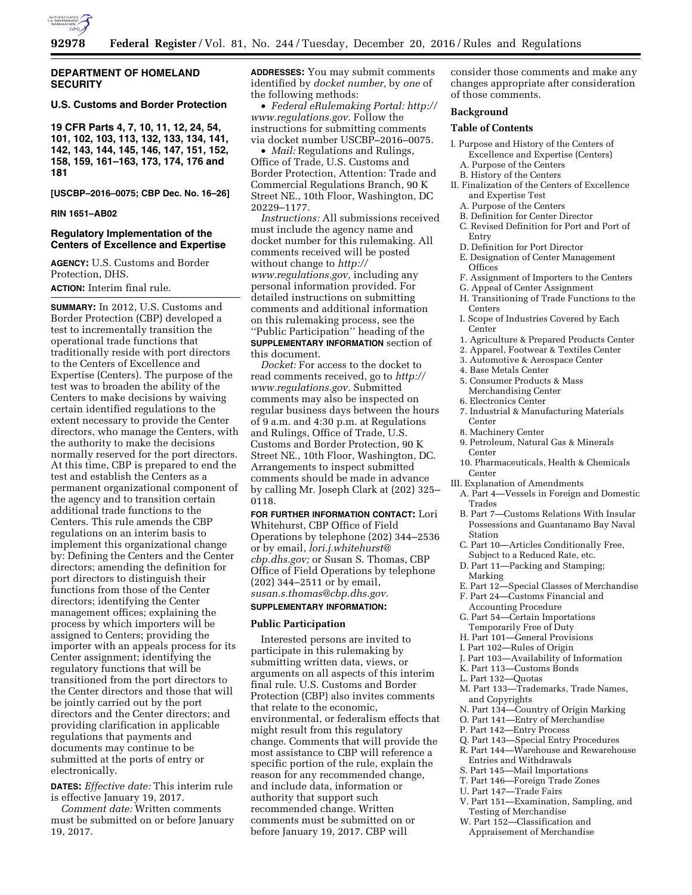**DEPARTMENT OF HOMELAND SECURITY**

**U.S. Customs and Border Protection**

**19 CFR Parts 4, 7, 10, 11, 12, 24, 54, 101, 102, 103, 113, 132, 133, 134, 141, 142, 143, 144, 145, 146, 147, 151, 152, 158, 159, 161–163, 173, 174, 176 and 181**

**[USCBP–2016–0075; CBP Dec. No. 16–26]**

**RIN 1651–AB02**

## Regulatory Implementation of the Centers of Excellence and Expertise

**AGENCY:** U.S. Customs and Border Protection, DHS.

**ACTION:** Interim final rule.

**SUMMARY:** In 2012, U.S. Customs and Border Protection (CBP) developed a test to incrementally transition the operational trade functions that traditionally reside with port directors to the Centers of Excellence and Expertise (Centers). The purpose of the test was to broaden the ability of the Centers to make decisions by waiving certain identified regulations to the extent necessary to provide the Center directors, who manage the Centers, with the authority to make the decisions normally reserved for the port directors. At this time, CBP is prepared to end the test and establish the Centers as a permanent organizational component of the agency and to transition certain additional trade functions to the Centers. This rule amends the CBP regulations on an interim basis to implement this organizational change by: Defining the Centers and the Center directors; amending the definition for port directors to distinguish their functions from those of the Center directors; identifying the Center management offices; explaining the process by which importers will be assigned to Centers; providing the importer with an appeals process for its Center assignment; identifying the regulatory functions that will be transitioned from the port directors to the Center directors and those that will be jointly carried out by the port directors and the Center directors; and providing clarification in applicable regulations that payments and documents may continue to be submitted at the ports of entry or electronically.

**DATES:** *Effective date:* This interim rule is effective January 19, 2017.

*Comment date:* Written comments must be submitted on or before January 19, 2017.

**ADDRESSES:** You may submit comments identified by *docket number,* by *one* of the following methods:

- *Federal eRulemaking Portal: http://www.regulations.gov.* Follow the instructions for submitting comments via docket number USCBP–2016–0075.
- *Mail:* Regulations and Rulings, Office of Trade, U.S. Customs and Border Protection, Attention: Trade and Commercial Regulations Branch, 90 K Street NE., 10th Floor, Washington, DC 20229–1177.

*Instructions:* All submissions received must include the agency name and docket number for this rulemaking. All comments received will be posted without change to *http://www.regulations.gov,* including any personal information provided. For detailed instructions on submitting comments and additional information on this rulemaking process, see the ''Public Participation'' heading of the **SUPPLEMENTARY INFORMATION** section of this document.

*Docket:* For access to the docket to read comments received, go to *http://www.regulations.gov.* Submitted comments may also be inspected on regular business days between the hours of 9 a.m. and 4:30 p.m. at Regulations and Rulings, Office of Trade, U.S. Customs and Border Protection, 90 K Street NE., 10th Floor, Washington, DC. Arrangements to inspect submitted comments should be made in advance by calling Mr. Joseph Clark at (202) 325–0118.

**FOR FURTHER INFORMATION CONTACT:** Lori Whitehurst, CBP Office of Field Operations by telephone (202) 344–2536 or by email, *lori.j.whitehurst@cbp.dhs.gov;* or Susan S. Thomas, CBP Office of Field Operations by telephone (202) 344–2511 or by email, *susan.s.thomas@cbp.dhs.gov.*

**SUPPLEMENTARY INFORMATION:**

## Public Participation

Interested persons are invited to participate in this rulemaking by submitting written data, views, or arguments on all aspects of this interim final rule. U.S. Customs and Border Protection (CBP) also invites comments that relate to the economic, environmental, or federalism effects that might result from this regulatory change. Comments that will provide the most assistance to CBP will reference a specific portion of the rule, explain the reason for any recommended change, and include data, information or authority that support such recommended change. Written comments must be submitted on or before January 19, 2017. CBP will consider those comments and make any changes appropriate after consideration of those comments.

## Background

### Table of Contents

- I. Purpose and History of the Centers of Excellence and Expertise (Centers)
  - A. Purpose of the Centers
  - B. History of the Centers
- II. Finalization of the Centers of Excellence and Expertise Test
  - A. Purpose of the Centers
  - B. Definition for Center Director
  - C. Revised Definition for Port and Port of Entry
  - D. Definition for Port Director
  - E. Designation of Center Management Offices
  - F. Assignment of Importers to the Centers
  - G. Appeal of Center Assignment
  - H. Transitioning of Trade Functions to the Centers
  - I. Scope of Industries Covered by Each Center
    1. Agriculture & Prepared Products Center
    2. Apparel, Footwear & Textiles Center
    3. Automotive & Aerospace Center
    4. Base Metals Center
    5. Consumer Products & Mass Merchandising Center
    6. Electronics Center
    7. Industrial & Manufacturing Materials Center
    8. Machinery Center
    9. Petroleum, Natural Gas & Minerals Center
    10. Pharmaceuticals, Health & Chemicals Center
- III. Explanation of Amendments
  - A. Part 4—Vessels in Foreign and Domestic Trades
  - B. Part 7—Customs Relations With Insular Possessions and Guantanamo Bay Naval Station
  - C. Part 10—Articles Conditionally Free, Subject to a Reduced Rate, etc.
  - D. Part 11—Packing and Stamping; Marking
  - E. Part 12—Special Classes of Merchandise
  - F. Part 24—Customs Financial and Accounting Procedure
  - G. Part 54—Certain Importations Temporarily Free of Duty
  - H. Part 101—General Provisions
  - I. Part 102—Rules of Origin
  - J. Part 103—Availability of Information
  - K. Part 113—Customs Bonds
  - L. Part 132—Quotas
  - M. Part 133—Trademarks, Trade Names, and Copyrights
  - N. Part 134—Country of Origin Marking
  - O. Part 141—Entry of Merchandise
  - P. Part 142—Entry Process
  - Q. Part 143—Special Entry Procedures
  - R. Part 144—Warehouse and Rewarehouse Entries and Withdrawals
  - S. Part 145—Mail Importations
  - T. Part 146—Foreign Trade Zones
  - U. Part 147—Trade Fairs
  - V. Part 151—Examination, Sampling, and Testing of Merchandise
  - W. Part 152—Classification and Appraisement of Merchandise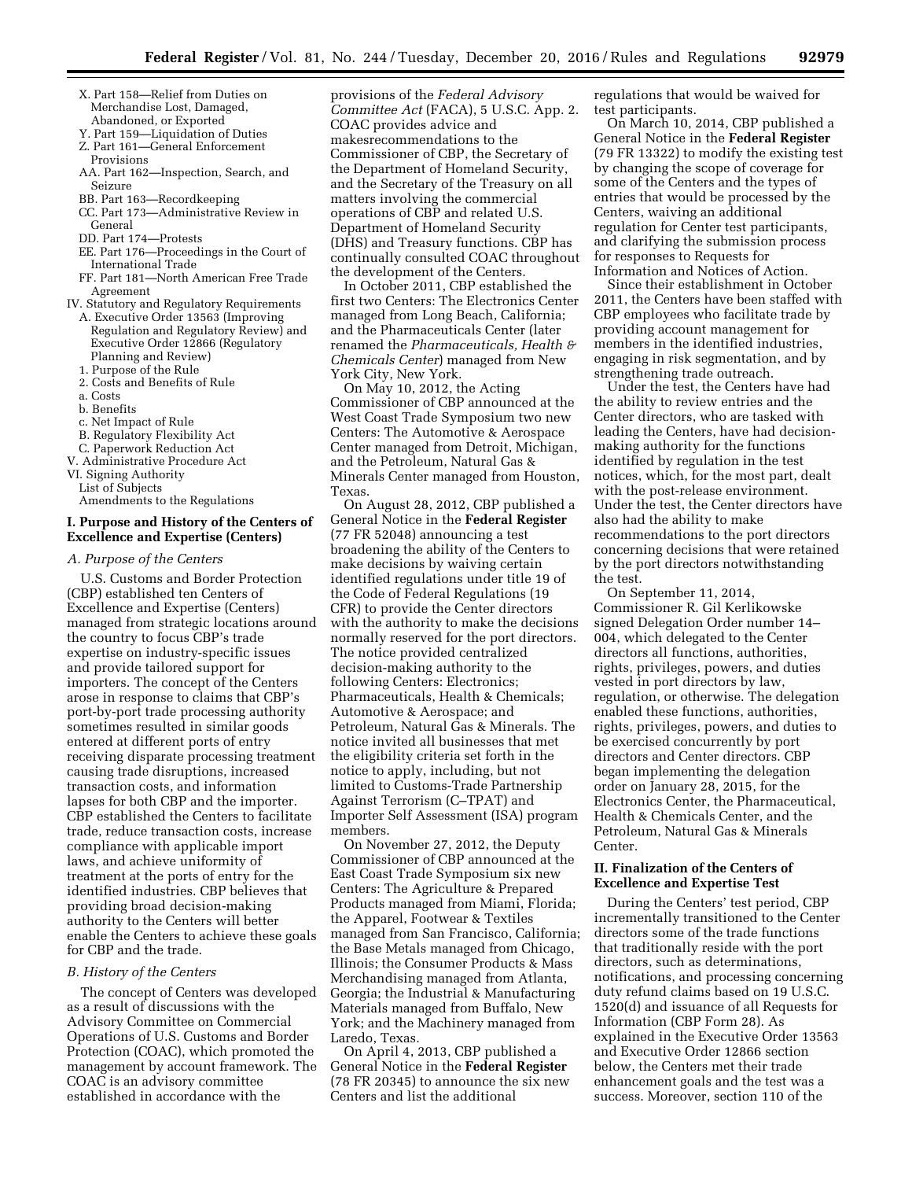- X. Part 158—Relief from Duties on Merchandise Lost, Damaged, Abandoned, or Exported
- Y. Part 159—Liquidation of Duties
- Z. Part 161—General Enforcement Provisions
- AA. Part 162—Inspection, Search, and Seizure
- BB. Part 163—Recordkeeping
- CC. Part 173—Administrative Review in General
- DD. Part 174—Protests
- EE. Part 176—Proceedings in the Court of International Trade
- FF. Part 181—North American Free Trade Agreement

IV. Statutory and Regulatory Requirements
- A. Executive Order 13563 (Improving Regulation and Regulatory Review) and Executive Order 12866 (Regulatory Planning and Review)
- 1. Purpose of the Rule
- 2. Costs and Benefits of Rule
- a. Costs
- b. Benefits
- c. Net Impact of Rule
- B. Regulatory Flexibility Act
- C. Paperwork Reduction Act

V. Administrative Procedure Act

VI. Signing Authority

List of Subjects

Amendments to the Regulations

## I. Purpose and History of the Centers of Excellence and Expertise (Centers)

### A. Purpose of the Centers

U.S. Customs and Border Protection (CBP) established ten Centers of Excellence and Expertise (Centers) managed from strategic locations around the country to focus CBP's trade expertise on industry-specific issues and provide tailored support for importers. The concept of the Centers arose in response to claims that CBP's port-by-port trade processing authority sometimes resulted in similar goods entered at different ports of entry receiving disparate processing treatment causing trade disruptions, increased transaction costs, and information lapses for both CBP and the importer. CBP established the Centers to facilitate trade, reduce transaction costs, increase compliance with applicable import laws, and achieve uniformity of treatment at the ports of entry for the identified industries. CBP believes that providing broad decision-making authority to the Centers will better enable the Centers to achieve these goals for CBP and the trade.

### B. History of the Centers

The concept of Centers was developed as a result of discussions with the Advisory Committee on Commercial Operations of U.S. Customs and Border Protection (COAC), which promoted the management by account framework. The COAC is an advisory committee established in accordance with the provisions of the *Federal Advisory Committee Act* (FACA), 5 U.S.C. App. 2. COAC provides advice and makesrecommendations to the Commissioner of CBP, the Secretary of the Department of Homeland Security, and the Secretary of the Treasury on all matters involving the commercial operations of CBP and related U.S. Department of Homeland Security (DHS) and Treasury functions. CBP has continually consulted COAC throughout the development of the Centers.

In October 2011, CBP established the first two Centers: The Electronics Center managed from Long Beach, California; and the Pharmaceuticals Center (later renamed the *Pharmaceuticals, Health & Chemicals Center*) managed from New York City, New York.

On May 10, 2012, the Acting Commissioner of CBP announced at the West Coast Trade Symposium two new Centers: The Automotive & Aerospace Center managed from Detroit, Michigan, and the Petroleum, Natural Gas & Minerals Center managed from Houston, Texas.

On August 28, 2012, CBP published a General Notice in the **Federal Register** (77 FR 52048) announcing a test broadening the ability of the Centers to make decisions by waiving certain identified regulations under title 19 of the Code of Federal Regulations (19 CFR) to provide the Center directors with the authority to make the decisions normally reserved for the port directors. The notice provided centralized decision-making authority to the following Centers: Electronics; Pharmaceuticals, Health & Chemicals; Automotive & Aerospace; and Petroleum, Natural Gas & Minerals. The notice invited all businesses that met the eligibility criteria set forth in the notice to apply, including, but not limited to Customs-Trade Partnership Against Terrorism (C–TPAT) and Importer Self Assessment (ISA) program members.

On November 27, 2012, the Deputy Commissioner of CBP announced at the East Coast Trade Symposium six new Centers: The Agriculture & Prepared Products managed from Miami, Florida; the Apparel, Footwear & Textiles managed from San Francisco, California; the Base Metals managed from Chicago, Illinois; the Consumer Products & Mass Merchandising managed from Atlanta, Georgia; the Industrial & Manufacturing Materials managed from Buffalo, New York; and the Machinery managed from Laredo, Texas.

On April 4, 2013, CBP published a General Notice in the **Federal Register** (78 FR 20345) to announce the six new Centers and list the additional regulations that would be waived for test participants.

On March 10, 2014, CBP published a General Notice in the **Federal Register** (79 FR 13322) to modify the existing test by changing the scope of coverage for some of the Centers and the types of entries that would be processed by the Centers, waiving an additional regulation for Center test participants, and clarifying the submission process for responses to Requests for Information and Notices of Action.

Since their establishment in October 2011, the Centers have been staffed with CBP employees who facilitate trade by providing account management for members in the identified industries, engaging in risk segmentation, and by strengthening trade outreach.

Under the test, the Centers have had the ability to review entries and the Center directors, who are tasked with leading the Centers, have had decision-making authority for the functions identified by regulation in the test notices, which, for the most part, dealt with the post-release environment. Under the test, the Center directors have also had the ability to make recommendations to the port directors concerning decisions that were retained by the port directors notwithstanding the test.

On September 11, 2014, Commissioner R. Gil Kerlikowske signed Delegation Order number 14–004, which delegated to the Center directors all functions, authorities, rights, privileges, powers, and duties vested in port directors by law, regulation, or otherwise. The delegation enabled these functions, authorities, rights, privileges, powers, and duties to be exercised concurrently by port directors and Center directors. CBP began implementing the delegation order on January 28, 2015, for the Electronics Center, the Pharmaceutical, Health & Chemicals Center, and the Petroleum, Natural Gas & Minerals Center.

## II. Finalization of the Centers of Excellence and Expertise Test

During the Centers' test period, CBP incrementally transitioned to the Center directors some of the trade functions that traditionally reside with the port directors, such as determinations, notifications, and processing concerning duty refund claims based on 19 U.S.C. 1520(d) and issuance of all Requests for Information (CBP Form 28). As explained in the Executive Order 13563 and Executive Order 12866 section below, the Centers met their trade enhancement goals and the test was a success. Moreover, section 110 of the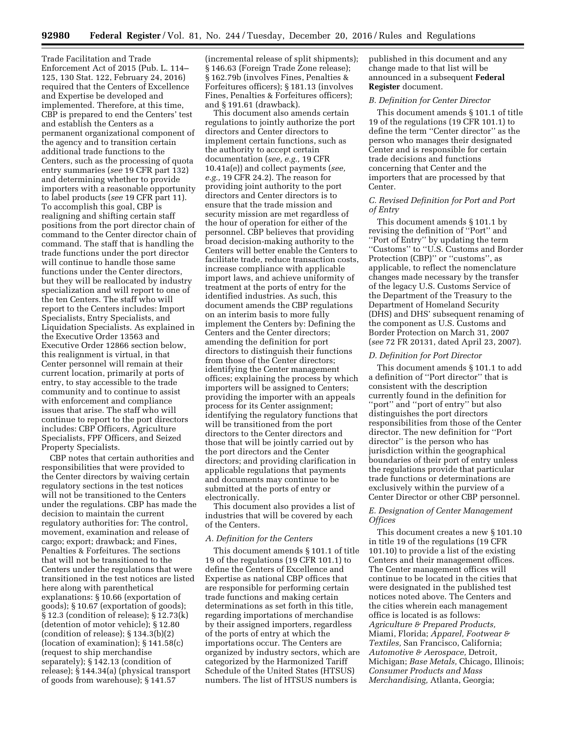Trade Facilitation and Trade Enforcement Act of 2015 (Pub. L. 114–125, 130 Stat. 122, February 24, 2016) required that the Centers of Excellence and Expertise be developed and implemented. Therefore, at this time, CBP is prepared to end the Centers' test and establish the Centers as a permanent organizational component of the agency and to transition certain additional trade functions to the Centers, such as the processing of quota entry summaries (*see* 19 CFR part 132) and determining whether to provide importers with a reasonable opportunity to label products (*see* 19 CFR part 11). To accomplish this goal, CBP is realigning and shifting certain staff positions from the port director chain of command to the Center director chain of command. The staff that is handling the trade functions under the port director will continue to handle those same functions under the Center directors, but they will be reallocated by industry specialization and will report to one of the ten Centers. The staff who will report to the Centers includes: Import Specialists, Entry Specialists, and Liquidation Specialists. As explained in the Executive Order 13563 and Executive Order 12866 section below, this realignment is virtual, in that Center personnel will remain at their current location, primarily at ports of entry, to stay accessible to the trade community and to continue to assist with enforcement and compliance issues that arise. The staff who will continue to report to the port directors includes: CBP Officers, Agriculture Specialists, FPF Officers, and Seized Property Specialists.

CBP notes that certain authorities and responsibilities that were provided to the Center directors by waiving certain regulatory sections in the test notices will not be transitioned to the Centers under the regulations. CBP has made the decision to maintain the current regulatory authorities for: The control, movement, examination and release of cargo; export; drawback; and Fines, Penalties & Forfeitures. The sections that will not be transitioned to the Centers under the regulations that were transitioned in the test notices are listed here along with parenthetical explanations: § 10.66 (exportation of goods); § 10.67 (exportation of goods); § 12.3 (condition of release); § 12.73(k) (detention of motor vehicle); § 12.80 (condition of release); § 134.3(b)(2) (location of examination); § 141.58(c) (request to ship merchandise separately); § 142.13 (condition of release); § 144.34(a) (physical transport of goods from warehouse); § 141.57 (incremental release of split shipments); § 146.63 (Foreign Trade Zone release); § 162.79b (involves Fines, Penalties & Forfeitures officers); § 181.13 (involves Fines, Penalties & Forfeitures officers); and § 191.61 (drawback).

This document also amends certain regulations to jointly authorize the port directors and Center directors to implement certain functions, such as the authority to accept certain documentation (*see, e.g.,* 19 CFR 10.41a(e)) and collect payments (*see, e.g.,* 19 CFR 24.2). The reason for providing joint authority to the port directors and Center directors is to ensure that the trade mission and security mission are met regardless of the hour of operation for either of the personnel. CBP believes that providing broad decision-making authority to the Centers will better enable the Centers to facilitate trade, reduce transaction costs, increase compliance with applicable import laws, and achieve uniformity of treatment at the ports of entry for the identified industries. As such, this document amends the CBP regulations on an interim basis to more fully implement the Centers by: Defining the Centers and the Center directors; amending the definition for port directors to distinguish their functions from those of the Center directors; identifying the Center management offices; explaining the process by which importers will be assigned to Centers; providing the importer with an appeals process for its Center assignment; identifying the regulatory functions that will be transitioned from the port directors to the Center directors and those that will be jointly carried out by the port directors and the Center directors; and providing clarification in applicable regulations that payments and documents may continue to be submitted at the ports of entry or electronically.

This document also provides a list of industries that will be covered by each of the Centers.

### A. Definition for the Centers

This document amends § 101.1 of title 19 of the regulations (19 CFR 101.1) to define the Centers of Excellence and Expertise as national CBP offices that are responsible for performing certain trade functions and making certain determinations as set forth in this title, regarding importations of merchandise by their assigned importers, regardless of the ports of entry at which the importations occur. The Centers are organized by industry sectors, which are categorized by the Harmonized Tariff Schedule of the United States (HTSUS) numbers. The list of HTSUS numbers is published in this document and any change made to that list will be announced in a subsequent **Federal Register** document.

### B. Definition for Center Director

This document amends § 101.1 of title 19 of the regulations (19 CFR 101.1) to define the term "Center director" as the person who manages their designated Center and is responsible for certain trade decisions and functions concerning that Center and the importers that are processed by that Center.

### C. Revised Definition for Port and Port of Entry

This document amends § 101.1 by revising the definition of "Port" and "Port of Entry" by updating the term "Customs" to "U.S. Customs and Border Protection (CBP)" or "customs", as applicable, to reflect the nomenclature changes made necessary by the transfer of the legacy U.S. Customs Service of the Department of the Treasury to the Department of Homeland Security (DHS) and DHS' subsequent renaming of the component as U.S. Customs and Border Protection on March 31, 2007 (*see* 72 FR 20131, dated April 23, 2007).

### D. Definition for Port Director

This document amends § 101.1 to add a definition of "Port director" that is consistent with the description currently found in the definition for "port" and "port of entry" but also distinguishes the port directors responsibilities from those of the Center director. The new definition for "Port director" is the person who has jurisdiction within the geographical boundaries of their port of entry unless the regulations provide that particular trade functions or determinations are exclusively within the purview of a Center Director or other CBP personnel.

### E. Designation of Center Management Offices

This document creates a new § 101.10 in title 19 of the regulations (19 CFR 101.10) to provide a list of the existing Centers and their management offices. The Center management offices will continue to be located in the cities that were designated in the published test notices noted above. The Centers and the cities wherein each management office is located is as follows: *Agriculture & Prepared Products,* Miami, Florida; *Apparel, Footwear & Textiles,* San Francisco, California; *Automotive & Aerospace,* Detroit, Michigan; *Base Metals,* Chicago, Illinois; *Consumer Products and Mass Merchandising,* Atlanta, Georgia;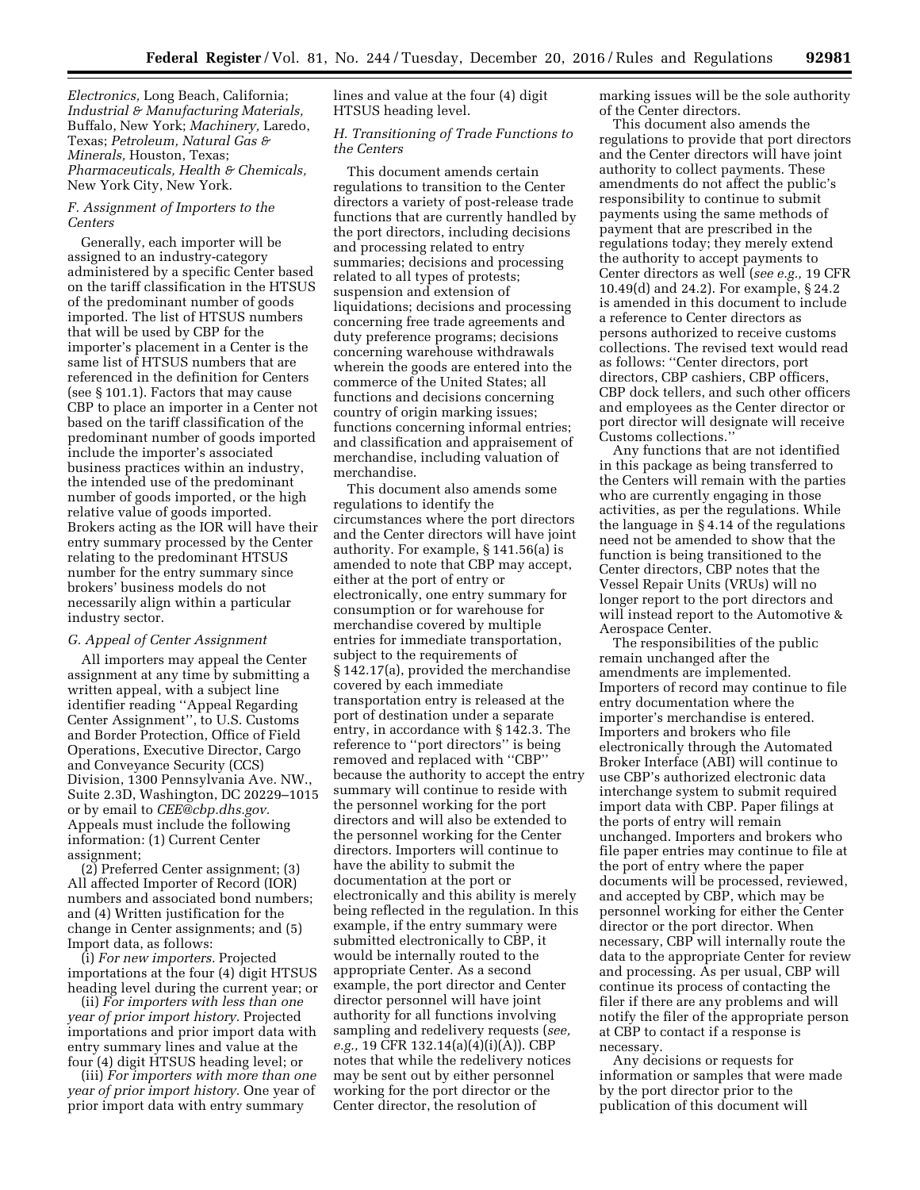*Electronics,* Long Beach, California; *Industrial & Manufacturing Materials,* Buffalo, New York; *Machinery,* Laredo, Texas; *Petroleum, Natural Gas & Minerals,* Houston, Texas; *Pharmaceuticals, Health & Chemicals,* New York City, New York.

### *F. Assignment of Importers to the Centers*

Generally, each importer will be assigned to an industry-category administered by a specific Center based on the tariff classification in the HTSUS of the predominant number of goods imported. The list of HTSUS numbers that will be used by CBP for the importer's placement in a Center is the same list of HTSUS numbers that are referenced in the definition for Centers (see § 101.1). Factors that may cause CBP to place an importer in a Center not based on the tariff classification of the predominant number of goods imported include the importer's associated business practices within an industry, the intended use of the predominant number of goods imported, or the high relative value of goods imported. Brokers acting as the IOR will have their entry summary processed by the Center relating to the predominant HTSUS number for the entry summary since brokers' business models do not necessarily align within a particular industry sector.

### *G. Appeal of Center Assignment*

All importers may appeal the Center assignment at any time by submitting a written appeal, with a subject line identifier reading ''Appeal Regarding Center Assignment'', to U.S. Customs and Border Protection, Office of Field Operations, Executive Director, Cargo and Conveyance Security (CCS) Division, 1300 Pennsylvania Ave. NW., Suite 2.3D, Washington, DC 20229–1015 or by email to *CEE@cbp.dhs.gov.* Appeals must include the following information: (1) Current Center assignment;

(2) Preferred Center assignment; (3) All affected Importer of Record (IOR) numbers and associated bond numbers; and (4) Written justification for the change in Center assignments; and (5) Import data, as follows:

(i) *For new importers.* Projected importations at the four (4) digit HTSUS heading level during the current year; or

(ii) *For importers with less than one year of prior import history.* Projected importations and prior import data with entry summary lines and value at the four (4) digit HTSUS heading level; or

(iii) *For importers with more than one year of prior import history.* One year of prior import data with entry summary lines and value at the four (4) digit HTSUS heading level.

### *H. Transitioning of Trade Functions to the Centers*

This document amends certain regulations to transition to the Center directors a variety of post-release trade functions that are currently handled by the port directors, including decisions and processing related to entry summaries; decisions and processing related to all types of protests; suspension and extension of liquidations; decisions and processing concerning free trade agreements and duty preference programs; decisions concerning warehouse withdrawals wherein the goods are entered into the commerce of the United States; all functions and decisions concerning country of origin marking issues; functions concerning informal entries; and classification and appraisement of merchandise, including valuation of merchandise.

This document also amends some regulations to identify the circumstances where the port directors and the Center directors will have joint authority. For example, § 141.56(a) is amended to note that CBP may accept, either at the port of entry or electronically, one entry summary for consumption or for warehouse for merchandise covered by multiple entries for immediate transportation, subject to the requirements of § 142.17(a), provided the merchandise covered by each immediate transportation entry is released at the port of destination under a separate entry, in accordance with § 142.3. The reference to ''port directors'' is being removed and replaced with ''CBP'' because the authority to accept the entry summary will continue to reside with the personnel working for the port directors and will also be extended to the personnel working for the Center directors. Importers will continue to have the ability to submit the documentation at the port or electronically and this ability is merely being reflected in the regulation. In this example, if the entry summary were submitted electronically to CBP, it would be internally routed to the appropriate Center. As a second example, the port director and Center director personnel will have joint authority for all functions involving sampling and redelivery requests (*see, e.g.,* 19 CFR 132.14(a)(4)(i)(A)). CBP notes that while the redelivery notices may be sent out by either personnel working for the port director or the Center director, the resolution of marking issues will be the sole authority of the Center directors.

This document also amends the regulations to provide that port directors and the Center directors will have joint authority to collect payments. These amendments do not affect the public's responsibility to continue to submit payments using the same methods of payment that are prescribed in the regulations today; they merely extend the authority to accept payments to Center directors as well (*see e.g.,* 19 CFR 10.49(d) and 24.2). For example, § 24.2 is amended in this document to include a reference to Center directors as persons authorized to receive customs collections. The revised text would read as follows: ''Center directors, port directors, CBP cashiers, CBP officers, CBP dock tellers, and such other officers and employees as the Center director or port director will designate will receive Customs collections.''

Any functions that are not identified in this package as being transferred to the Centers will remain with the parties who are currently engaging in those activities, as per the regulations. While the language in § 4.14 of the regulations need not be amended to show that the function is being transitioned to the Center directors, CBP notes that the Vessel Repair Units (VRUs) will no longer report to the port directors and will instead report to the Automotive & Aerospace Center.

The responsibilities of the public remain unchanged after the amendments are implemented. Importers of record may continue to file entry documentation where the importer's merchandise is entered. Importers and brokers who file electronically through the Automated Broker Interface (ABI) will continue to use CBP's authorized electronic data interchange system to submit required import data with CBP. Paper filings at the ports of entry will remain unchanged. Importers and brokers who file paper entries may continue to file at the port of entry where the paper documents will be processed, reviewed, and accepted by CBP, which may be personnel working for either the Center director or the port director. When necessary, CBP will internally route the data to the appropriate Center for review and processing. As per usual, CBP will continue its process of contacting the filer if there are any problems and will notify the filer of the appropriate person at CBP to contact if a response is necessary.

Any decisions or requests for information or samples that were made by the port director prior to the publication of this document will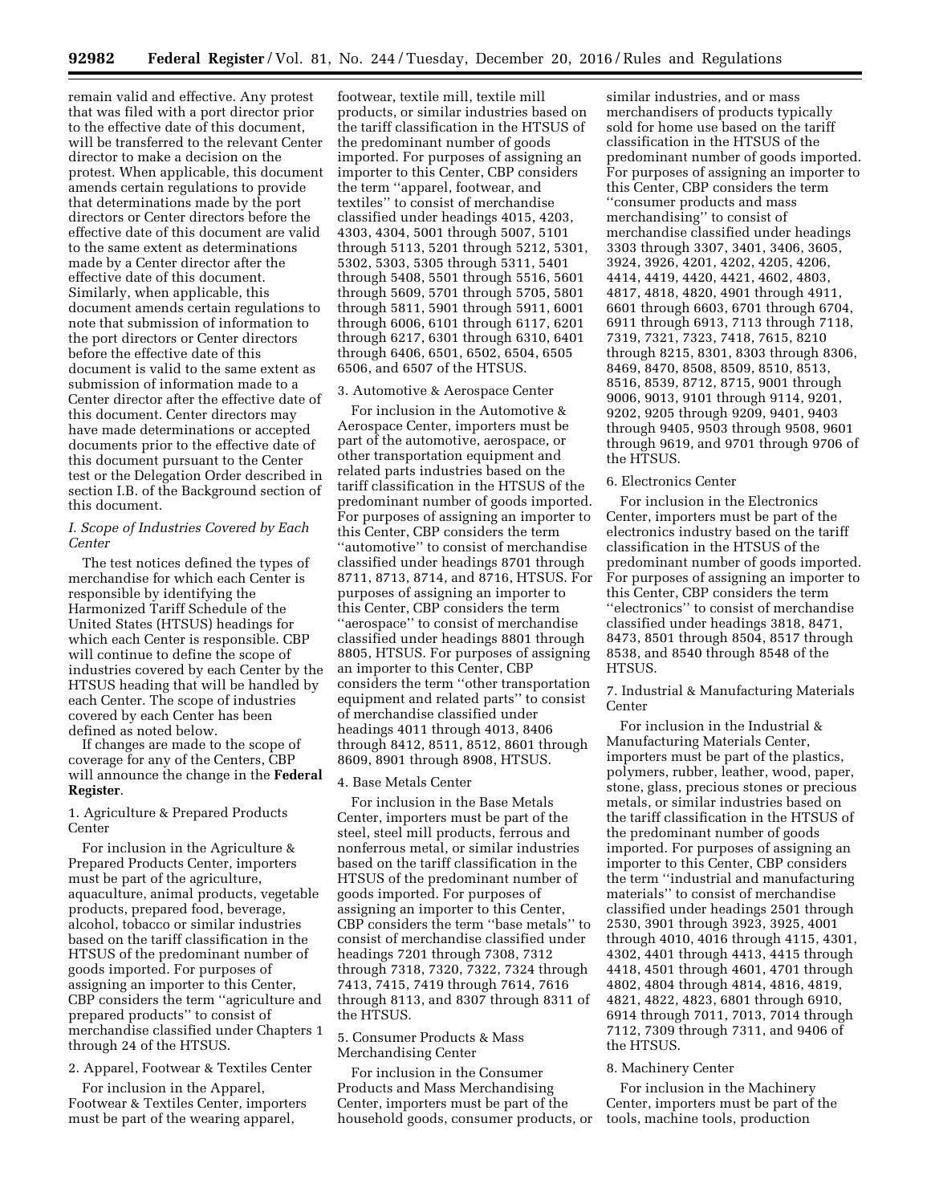remain valid and effective. Any protest that was filed with a port director prior to the effective date of this document, will be transferred to the relevant Center director to make a decision on the protest. When applicable, this document amends certain regulations to provide that determinations made by the port directors or Center directors before the effective date of this document are valid to the same extent as determinations made by a Center director after the effective date of this document. Similarly, when applicable, this document amends certain regulations to note that submission of information to the port directors or Center directors before the effective date of this document is valid to the same extent as submission of information made to a Center director after the effective date of this document. Center directors may have made determinations or accepted documents prior to the effective date of this document pursuant to the Center test or the Delegation Order described in section I.B. of the Background section of this document.

### *I. Scope of Industries Covered by Each Center*

The test notices defined the types of merchandise for which each Center is responsible by identifying the Harmonized Tariff Schedule of the United States (HTSUS) headings for which each Center is responsible. CBP will continue to define the scope of industries covered by each Center by the HTSUS heading that will be handled by each Center. The scope of industries covered by each Center has been defined as noted below.

If changes are made to the scope of coverage for any of the Centers, CBP will announce the change in the **Federal Register**.

#### 1. Agriculture & Prepared Products Center

For inclusion in the Agriculture & Prepared Products Center, importers must be part of the agriculture, aquaculture, animal products, vegetable products, prepared food, beverage, alcohol, tobacco or similar industries based on the tariff classification in the HTSUS of the predominant number of goods imported. For purposes of assigning an importer to this Center, CBP considers the term ''agriculture and prepared products'' to consist of merchandise classified under Chapters 1 through 24 of the HTSUS.

#### 2. Apparel, Footwear & Textiles Center

For inclusion in the Apparel, Footwear & Textiles Center, importers must be part of the wearing apparel, footwear, textile mill, textile mill products, or similar industries based on the tariff classification in the HTSUS of the predominant number of goods imported. For purposes of assigning an importer to this Center, CBP considers the term ''apparel, footwear, and textiles'' to consist of merchandise classified under headings 4015, 4203, 4303, 4304, 5001 through 5007, 5101 through 5113, 5201 through 5212, 5301, 5302, 5303, 5305 through 5311, 5401 through 5408, 5501 through 5516, 5601 through 5609, 5701 through 5705, 5801 through 5811, 5901 through 5911, 6001 through 6006, 6101 through 6117, 6201 through 6217, 6301 through 6310, 6401 through 6406, 6501, 6502, 6504, 6505 6506, and 6507 of the HTSUS.

#### 3. Automotive & Aerospace Center

For inclusion in the Automotive & Aerospace Center, importers must be part of the automotive, aerospace, or other transportation equipment and related parts industries based on the tariff classification in the HTSUS of the predominant number of goods imported. For purposes of assigning an importer to this Center, CBP considers the term ''automotive'' to consist of merchandise classified under headings 8701 through 8711, 8713, 8714, and 8716, HTSUS. For purposes of assigning an importer to this Center, CBP considers the term ''aerospace'' to consist of merchandise classified under headings 8801 through 8805, HTSUS. For purposes of assigning an importer to this Center, CBP considers the term ''other transportation equipment and related parts'' to consist of merchandise classified under headings 4011 through 4013, 8406 through 8412, 8511, 8512, 8601 through 8609, 8901 through 8908, HTSUS.

#### 4. Base Metals Center

For inclusion in the Base Metals Center, importers must be part of the steel, steel mill products, ferrous and nonferrous metal, or similar industries based on the tariff classification in the HTSUS of the predominant number of goods imported. For purposes of assigning an importer to this Center, CBP considers the term ''base metals'' to consist of merchandise classified under headings 7201 through 7308, 7312 through 7318, 7320, 7322, 7324 through 7413, 7415, 7419 through 7614, 7616 through 8113, and 8307 through 8311 of the HTSUS.

#### 5. Consumer Products & Mass Merchandising Center

For inclusion in the Consumer Products and Mass Merchandising Center, importers must be part of the household goods, consumer products, or similar industries, and or mass merchandisers of products typically sold for home use based on the tariff classification in the HTSUS of the predominant number of goods imported. For purposes of assigning an importer to this Center, CBP considers the term ''consumer products and mass merchandising'' to consist of merchandise classified under headings 3303 through 3307, 3401, 3406, 3605, 3924, 3926, 4201, 4202, 4205, 4206, 4414, 4419, 4420, 4421, 4602, 4803, 4817, 4818, 4820, 4901 through 4911, 6601 through 6603, 6701 through 6704, 6911 through 6913, 7113 through 7118, 7319, 7321, 7323, 7418, 7615, 8210 through 8215, 8301, 8303 through 8306, 8469, 8470, 8508, 8509, 8510, 8513, 8516, 8539, 8712, 8715, 9001 through 9006, 9013, 9101 through 9114, 9201, 9202, 9205 through 9209, 9401, 9403 through 9405, 9503 through 9508, 9601 through 9619, and 9701 through 9706 of the HTSUS.

#### 6. Electronics Center

For inclusion in the Electronics Center, importers must be part of the electronics industry based on the tariff classification in the HTSUS of the predominant number of goods imported. For purposes of assigning an importer to this Center, CBP considers the term ''electronics'' to consist of merchandise classified under headings 3818, 8471, 8473, 8501 through 8504, 8517 through 8538, and 8540 through 8548 of the HTSUS.

#### 7. Industrial & Manufacturing Materials Center

For inclusion in the Industrial & Manufacturing Materials Center, importers must be part of the plastics, polymers, rubber, leather, wood, paper, stone, glass, precious stones or precious metals, or similar industries based on the tariff classification in the HTSUS of the predominant number of goods imported. For purposes of assigning an importer to this Center, CBP considers the term ''industrial and manufacturing materials'' to consist of merchandise classified under headings 2501 through 2530, 3901 through 3923, 3925, 4001 through 4010, 4016 through 4115, 4301, 4302, 4401 through 4413, 4415 through 4418, 4501 through 4601, 4701 through 4802, 4804 through 4814, 4816, 4819, 4821, 4822, 4823, 6801 through 6910, 6914 through 7011, 7013, 7014 through 7112, 7309 through 7311, and 9406 of the HTSUS.

#### 8. Machinery Center

For inclusion in the Machinery Center, importers must be part of the tools, machine tools, production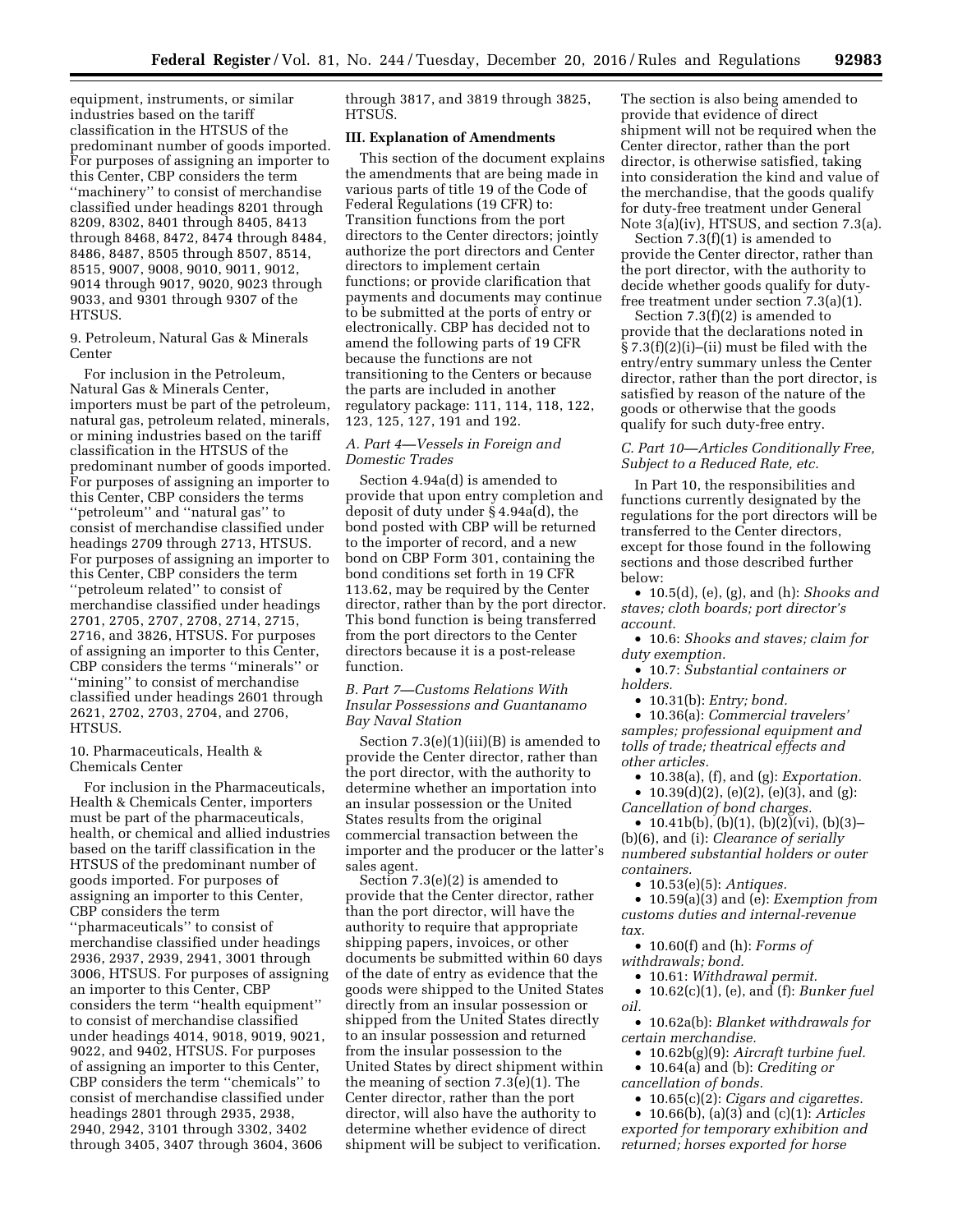equipment, instruments, or similar industries based on the tariff classification in the HTSUS of the predominant number of goods imported. For purposes of assigning an importer to this Center, CBP considers the term ''machinery'' to consist of merchandise classified under headings 8201 through 8209, 8302, 8401 through 8405, 8413 through 8468, 8472, 8474 through 8484, 8486, 8487, 8505 through 8507, 8514, 8515, 9007, 9008, 9010, 9011, 9012, 9014 through 9017, 9020, 9023 through 9033, and 9301 through 9307 of the HTSUS.

9. Petroleum, Natural Gas & Minerals Center

For inclusion in the Petroleum, Natural Gas & Minerals Center, importers must be part of the petroleum, natural gas, petroleum related, minerals, or mining industries based on the tariff classification in the HTSUS of the predominant number of goods imported. For purposes of assigning an importer to this Center, CBP considers the terms ''petroleum'' and ''natural gas'' to consist of merchandise classified under headings 2709 through 2713, HTSUS. For purposes of assigning an importer to this Center, CBP considers the term ''petroleum related'' to consist of merchandise classified under headings 2701, 2705, 2707, 2708, 2714, 2715, 2716, and 3826, HTSUS. For purposes of assigning an importer to this Center, CBP considers the terms ''minerals'' or ''mining'' to consist of merchandise classified under headings 2601 through 2621, 2702, 2703, 2704, and 2706, HTSUS.

10. Pharmaceuticals, Health & Chemicals Center

For inclusion in the Pharmaceuticals, Health & Chemicals Center, importers must be part of the pharmaceuticals, health, or chemical and allied industries based on the tariff classification in the HTSUS of the predominant number of goods imported. For purposes of assigning an importer to this Center, CBP considers the term ''pharmaceuticals'' to consist of merchandise classified under headings 2936, 2937, 2939, 2941, 3001 through 3006, HTSUS. For purposes of assigning an importer to this Center, CBP considers the term ''health equipment'' to consist of merchandise classified under headings 4014, 9018, 9019, 9021, 9022, and 9402, HTSUS. For purposes of assigning an importer to this Center, CBP considers the term ''chemicals'' to consist of merchandise classified under headings 2801 through 2935, 2938, 2940, 2942, 3101 through 3302, 3402 through 3405, 3407 through 3604, 3606 through 3817, and 3819 through 3825, HTSUS.

## III. Explanation of Amendments

This section of the document explains the amendments that are being made in various parts of title 19 of the Code of Federal Regulations (19 CFR) to: Transition functions from the port directors to the Center directors; jointly authorize the port directors and Center directors to implement certain functions; or provide clarification that payments and documents may continue to be submitted at the ports of entry or electronically. CBP has decided not to amend the following parts of 19 CFR because the functions are not transitioning to the Centers or because the parts are included in another regulatory package: 111, 114, 118, 122, 123, 125, 127, 191 and 192.

### *A. Part 4—Vessels in Foreign and Domestic Trades*

Section 4.94a(d) is amended to provide that upon entry completion and deposit of duty under § 4.94a(d), the bond posted with CBP will be returned to the importer of record, and a new bond on CBP Form 301, containing the bond conditions set forth in 19 CFR 113.62, may be required by the Center director, rather than by the port director. This bond function is being transferred from the port directors to the Center directors because it is a post-release function.

### *B. Part 7—Customs Relations With Insular Possessions and Guantanamo Bay Naval Station*

Section 7.3(e)(1)(iii)(B) is amended to provide the Center director, rather than the port director, with the authority to determine whether an importation into an insular possession or the United States results from the original commercial transaction between the importer and the producer or the latter's sales agent.

Section 7.3(e)(2) is amended to provide that the Center director, rather than the port director, will have the authority to require that appropriate shipping papers, invoices, or other documents be submitted within 60 days of the date of entry as evidence that the goods were shipped to the United States directly from an insular possession or shipped from the United States directly to an insular possession and returned from the insular possession to the United States by direct shipment within the meaning of section 7.3(e)(1). The Center director, rather than the port director, will also have the authority to determine whether evidence of direct shipment will be subject to verification. The section is also being amended to provide that evidence of direct shipment will not be required when the Center director, rather than the port director, is otherwise satisfied, taking into consideration the kind and value of the merchandise, that the goods qualify for duty-free treatment under General Note 3(a)(iv), HTSUS, and section 7.3(a).

Section 7.3(f)(1) is amended to provide the Center director, rather than the port director, with the authority to decide whether goods qualify for duty-free treatment under section 7.3(a)(1).

Section 7.3(f)(2) is amended to provide that the declarations noted in § 7.3(f)(2)(i)–(ii) must be filed with the entry/entry summary unless the Center director, rather than the port director, is satisfied by reason of the nature of the goods or otherwise that the goods qualify for such duty-free entry.

### *C. Part 10—Articles Conditionally Free, Subject to a Reduced Rate, etc.*

In Part 10, the responsibilities and functions currently designated by the regulations for the port directors will be transferred to the Center directors, except for those found in the following sections and those described further below:

- 10.5(d), (e), (g), and (h): *Shooks and staves; cloth boards; port director's account.*
- 10.6: *Shooks and staves; claim for duty exemption.*
- 10.7: *Substantial containers or holders.*
- 10.31(b): *Entry; bond.*
- 10.36(a): *Commercial travelers' samples; professional equipment and tolls of trade; theatrical effects and other articles.*
- 10.38(a), (f), and (g): *Exportation.*
- 10.39(d)(2), (e)(2), (e)(3), and (g): *Cancellation of bond charges.*
- 10.41b(b), (b)(1), (b)(2)(vi), (b)(3)–(b)(6), and (i): *Clearance of serially numbered substantial holders or outer containers.*
- 10.53(e)(5): *Antiques.*
- 10.59(a)(3) and (e): *Exemption from customs duties and internal-revenue tax.*
- 10.60(f) and (h): *Forms of withdrawals; bond.*
- 10.61: *Withdrawal permit.*
- 10.62(c)(1), (e), and (f): *Bunker fuel oil.*
- 10.62a(b): *Blanket withdrawals for certain merchandise.*
- 10.62b(g)(9): *Aircraft turbine fuel.*
- 10.64(a) and (b): *Crediting or cancellation of bonds.*
- 10.65(c)(2): *Cigars and cigarettes.*
- 10.66(b), (a)(3) and (c)(1): *Articles exported for temporary exhibition and returned; horses exported for horse*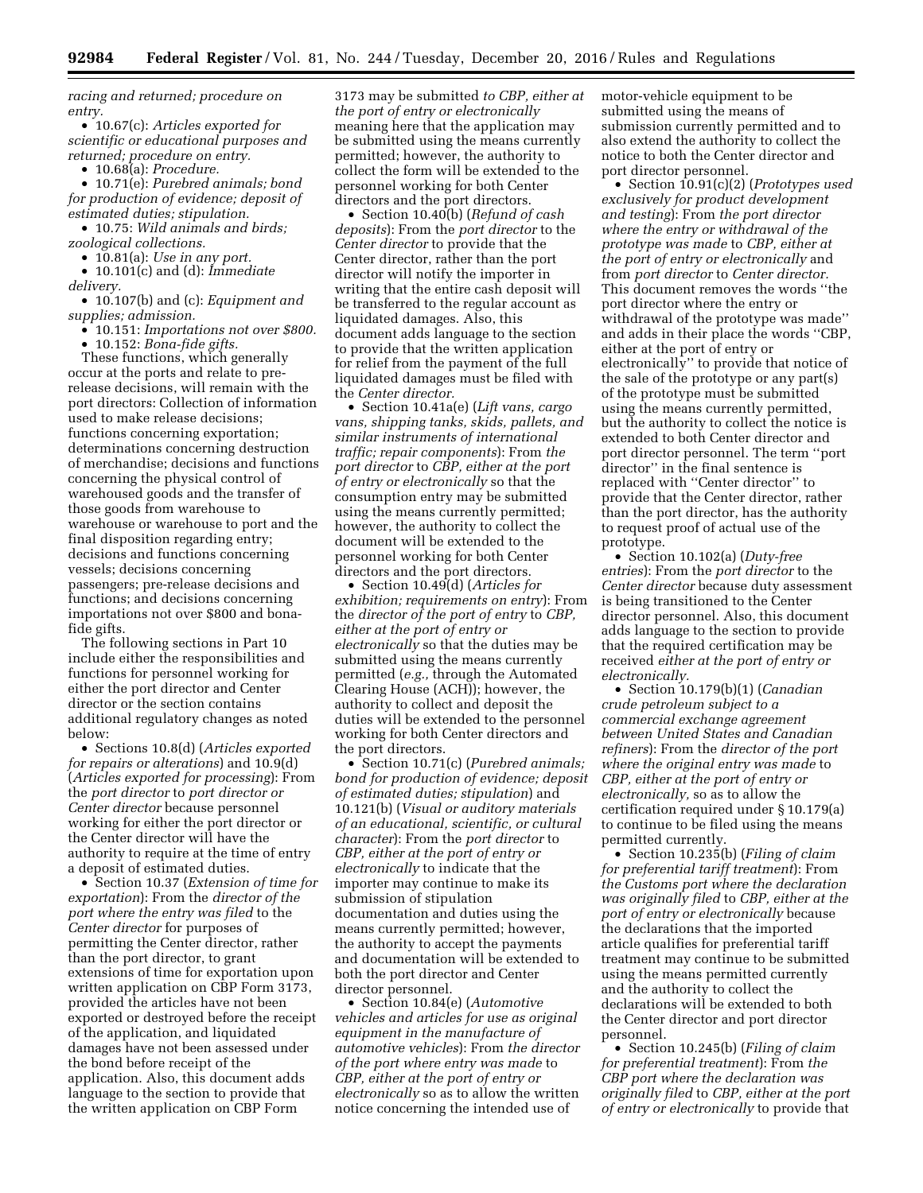*racing and returned; procedure on entry.*

- 10.67(c): *Articles exported for scientific or educational purposes and returned; procedure on entry.*
- 10.68(a): *Procedure.*
- 10.71(e): *Purebred animals; bond for production of evidence; deposit of estimated duties; stipulation.*
- 10.75: *Wild animals and birds; zoological collections.*
- 10.81(a): *Use in any port.*
- 10.101(c) and (d): *Immediate delivery.*
- 10.107(b) and (c): *Equipment and supplies; admission.*
- 10.151: *Importations not over $800.*
- 10.152: *Bona-fide gifts.*

These functions, which generally occur at the ports and relate to pre-release decisions, will remain with the port directors: Collection of information used to make release decisions; functions concerning exportation; determinations concerning destruction of merchandise; decisions and functions concerning the physical control of warehoused goods and the transfer of those goods from warehouse to warehouse or warehouse to port and the final disposition regarding entry; decisions and functions concerning vessels; decisions concerning passengers; pre-release decisions and functions; and decisions concerning importations not over $800 and bona-fide gifts.

The following sections in Part 10 include either the responsibilities and functions for personnel working for either the port director and Center director or the section contains additional regulatory changes as noted below:

- Sections 10.8(d) (*Articles exported for repairs or alterations*) and 10.9(d) (*Articles exported for processing*): From the *port director* to *port director or Center director* because personnel working for either the port director or the Center director will have the authority to require at the time of entry a deposit of estimated duties.
- Section 10.37 (*Extension of time for exportation*): From the *director of the port where the entry was filed* to the *Center director* for purposes of permitting the Center director, rather than the port director, to grant extensions of time for exportation upon written application on CBP Form 3173, provided the articles have not been exported or destroyed before the receipt of the application, and liquidated damages have not been assessed under the bond before receipt of the application. Also, this document adds language to the section to provide that the written application on CBP Form 3173 may be submitted *to CBP, either at the port of entry or electronically* meaning here that the application may be submitted using the means currently permitted; however, the authority to collect the form will be extended to the personnel working for both Center directors and the port directors.
- Section 10.40(b) (*Refund of cash deposits*): From the *port director* to the *Center director* to provide that the Center director, rather than the port director will notify the importer in writing that the entire cash deposit will be transferred to the regular account as liquidated damages. Also, this document adds language to the section to provide that the written application for relief from the payment of the full liquidated damages must be filed with the *Center director*.
- Section 10.41a(e) (*Lift vans, cargo vans, shipping tanks, skids, pallets, and similar instruments of international traffic; repair components*): From the *port director* to *CBP, either at the port of entry or electronically* so that the consumption entry may be submitted using the means currently permitted; however, the authority to collect the document will be extended to the personnel working for both Center directors and the port directors.
- Section 10.49(d) (*Articles for exhibition; requirements on entry*): From the *director of the port of entry* to *CBP, either at the port of entry or electronically* so that the duties may be submitted using the means currently permitted (*e.g.,* through the Automated Clearing House (ACH)); however, the authority to collect and deposit the duties will be extended to the personnel working for both Center directors and the port directors.
- Section 10.71(c) (*Purebred animals; bond for production of evidence; deposit of estimated duties; stipulation*) and 10.121(b) (*Visual or auditory materials of an educational, scientific, or cultural character*): From the *port director* to *CBP, either at the port of entry or electronically* to indicate that the importer may continue to make its submission of stipulation documentation and duties using the means currently permitted; however, the authority to accept the payments and documentation will be extended to both the port director and Center director personnel.
- Section 10.84(e) (*Automotive vehicles and articles for use as original equipment in the manufacture of automotive vehicles*): From *the director of the port where entry was made* to *CBP, either at the port of entry or electronically* so as to allow the written notice concerning the intended use of motor-vehicle equipment to be submitted using the means of submission currently permitted and to also extend the authority to collect the notice to both the Center director and port director personnel.
- Section 10.91(c)(2) (*Prototypes used exclusively for product development and testing*): From *the port director where the entry or withdrawal of the prototype was made* to *CBP, either at the port of entry or electronically* and from *port director* to *Center director.* This document removes the words "the port director where the entry or withdrawal of the prototype was made" and adds in their place the words "CBP, either at the port of entry or electronically" to provide that notice of the sale of the prototype or any part(s) of the prototype must be submitted using the means currently permitted, but the authority to collect the notice is extended to both Center director and port director personnel. The term "port director" in the final sentence is replaced with "Center director" to provide that the Center director, rather than the port director, has the authority to request proof of actual use of the prototype.
- Section 10.102(a) (*Duty-free entries*): From the *port director* to the *Center director* because duty assessment is being transitioned to the Center director personnel. Also, this document adds language to the section to provide that the required certification may be received *either at the port of entry or electronically.*
- Section 10.179(b)(1) (*Canadian crude petroleum subject to a commercial exchange agreement between United States and Canadian refiners*): From the *director of the port where the original entry was made* to *CBP, either at the port of entry or electronically,* so as to allow the certification required under § 10.179(a) to continue to be filed using the means permitted currently.
- Section 10.235(b) (*Filing of claim for preferential tariff treatment*): From *the Customs port where the declaration was originally filed* to *CBP, either at the port of entry or electronically* because the declarations that the imported article qualifies for preferential tariff treatment may continue to be submitted using the means permitted currently and the authority to collect the declarations will be extended to both the Center director and port director personnel.
- Section 10.245(b) (*Filing of claim for preferential treatment*): From *the CBP port where the declaration was originally filed* to *CBP, either at the port of entry or electronically* to provide that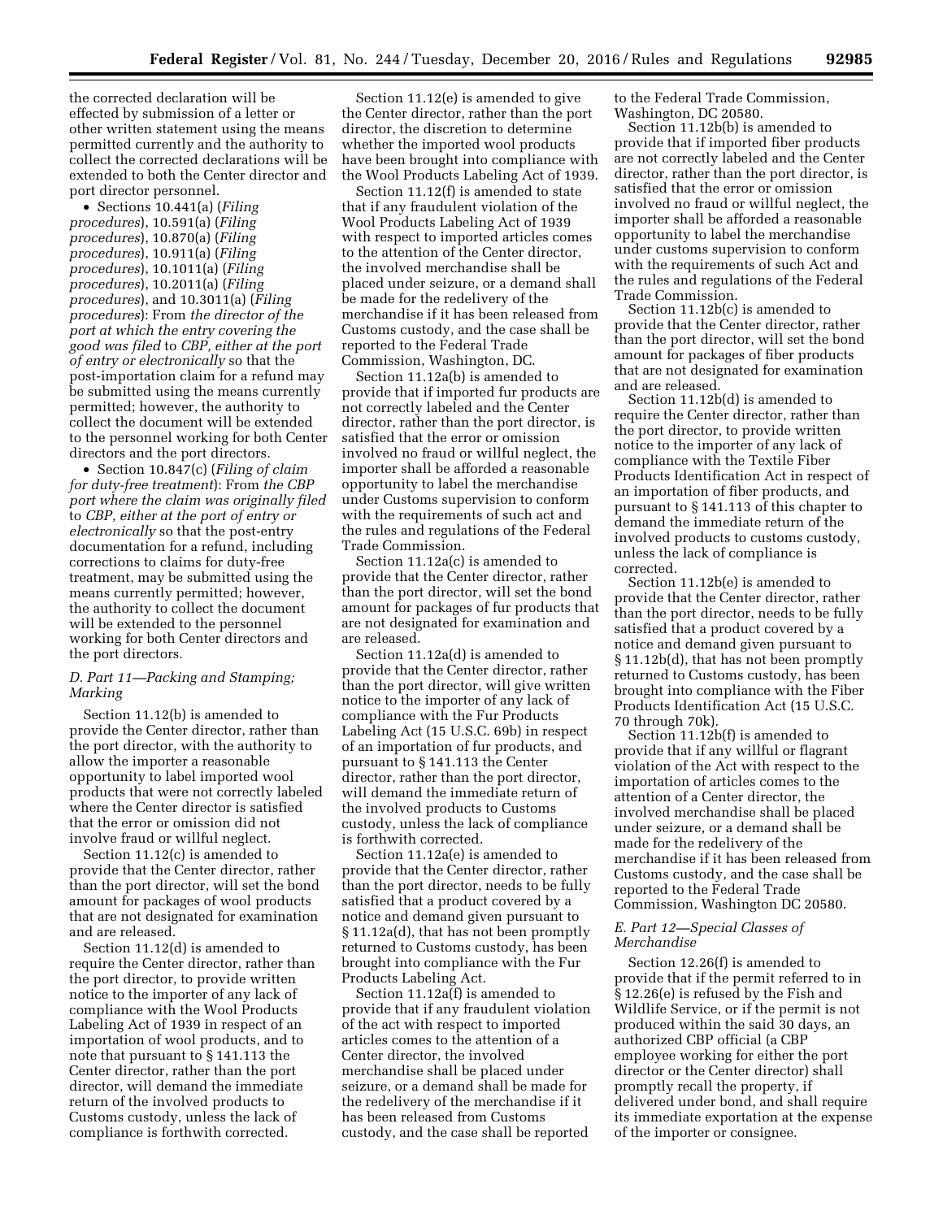the corrected declaration will be effected by submission of a letter or other written statement using the means permitted currently and the authority to collect the corrected declarations will be extended to both the Center director and port director personnel.

- Sections 10.441(a) (*Filing procedures*), 10.591(a) (*Filing procedures*), 10.870(a) (*Filing procedures*), 10.911(a) (*Filing procedures*), 10.1011(a) (*Filing procedures*), 10.2011(a) (*Filing procedures*), and 10.3011(a) (*Filing procedures*): From *the director of the port at which the entry covering the good was filed* to *CBP, either at the port of entry or electronically* so that the post-importation claim for a refund may be submitted using the means currently permitted; however, the authority to collect the document will be extended to the personnel working for both Center directors and the port directors.
- Section 10.847(c) (*Filing of claim for duty-free treatment*): From *the CBP port where the claim was originally filed* to *CBP, either at the port of entry or electronically* so that the post-entry documentation for a refund, including corrections to claims for duty-free treatment, may be submitted using the means currently permitted; however, the authority to collect the document will be extended to the personnel working for both Center directors and the port directors.

### *D. Part 11—Packing and Stamping; Marking*

Section 11.12(b) is amended to provide the Center director, rather than the port director, with the authority to allow the importer a reasonable opportunity to label imported wool products that were not correctly labeled where the Center director is satisfied that the error or omission did not involve fraud or willful neglect.

Section 11.12(c) is amended to provide that the Center director, rather than the port director, will set the bond amount for packages of wool products that are not designated for examination and are released.

Section 11.12(d) is amended to require the Center director, rather than the port director, to provide written notice to the importer of any lack of compliance with the Wool Products Labeling Act of 1939 in respect of an importation of wool products, and to note that pursuant to § 141.113 the Center director, rather than the port director, will demand the immediate return of the involved products to Customs custody, unless the lack of compliance is forthwith corrected.

Section 11.12(e) is amended to give the Center director, rather than the port director, the discretion to determine whether the imported wool products have been brought into compliance with the Wool Products Labeling Act of 1939.

Section 11.12(f) is amended to state that if any fraudulent violation of the Wool Products Labeling Act of 1939 with respect to imported articles comes to the attention of the Center director, the involved merchandise shall be placed under seizure, or a demand shall be made for the redelivery of the merchandise if it has been released from Customs custody, and the case shall be reported to the Federal Trade Commission, Washington, DC.

Section 11.12a(b) is amended to provide that if imported fur products are not correctly labeled and the Center director, rather than the port director, is satisfied that the error or omission involved no fraud or willful neglect, the importer shall be afforded a reasonable opportunity to label the merchandise under Customs supervision to conform with the requirements of such act and the rules and regulations of the Federal Trade Commission.

Section 11.12a(c) is amended to provide that the Center director, rather than the port director, will set the bond amount for packages of fur products that are not designated for examination and are released.

Section 11.12a(d) is amended to provide that the Center director, rather than the port director, will give written notice to the importer of any lack of compliance with the Fur Products Labeling Act (15 U.S.C. 69b) in respect of an importation of fur products, and pursuant to § 141.113 the Center director, rather than the port director, will demand the immediate return of the involved products to Customs custody, unless the lack of compliance is forthwith corrected.

Section 11.12a(e) is amended to provide that the Center director, rather than the port director, needs to be fully satisfied that a product covered by a notice and demand given pursuant to § 11.12a(d), that has not been promptly returned to Customs custody, has been brought into compliance with the Fur Products Labeling Act.

Section 11.12a(f) is amended to provide that if any fraudulent violation of the act with respect to imported articles comes to the attention of a Center director, the involved merchandise shall be placed under seizure, or a demand shall be made for the redelivery of the merchandise if it has been released from Customs custody, and the case shall be reported to the Federal Trade Commission, Washington, DC 20580.

Section 11.12b(b) is amended to provide that if imported fiber products are not correctly labeled and the Center director, rather than the port director, is satisfied that the error or omission involved no fraud or willful neglect, the importer shall be afforded a reasonable opportunity to label the merchandise under customs supervision to conform with the requirements of such Act and the rules and regulations of the Federal Trade Commission.

Section 11.12b(c) is amended to provide that the Center director, rather than the port director, will set the bond amount for packages of fiber products that are not designated for examination and are released.

Section 11.12b(d) is amended to require the Center director, rather than the port director, to provide written notice to the importer of any lack of compliance with the Textile Fiber Products Identification Act in respect of an importation of fiber products, and pursuant to § 141.113 of this chapter to demand the immediate return of the involved products to customs custody, unless the lack of compliance is corrected.

Section 11.12b(e) is amended to provide that the Center director, rather than the port director, needs to be fully satisfied that a product covered by a notice and demand given pursuant to § 11.12b(d), that has not been promptly returned to Customs custody, has been brought into compliance with the Fiber Products Identification Act (15 U.S.C. 70 through 70k).

Section 11.12b(f) is amended to provide that if any willful or flagrant violation of the Act with respect to the importation of articles comes to the attention of a Center director, the involved merchandise shall be placed under seizure, or a demand shall be made for the redelivery of the merchandise if it has been released from Customs custody, and the case shall be reported to the Federal Trade Commission, Washington DC 20580.

### *E. Part 12—Special Classes of Merchandise*

Section 12.26(f) is amended to provide that if the permit referred to in § 12.26(e) is refused by the Fish and Wildlife Service, or if the permit is not produced within the said 30 days, an authorized CBP official (a CBP employee working for either the port director or the Center director) shall promptly recall the property, if delivered under bond, and shall require its immediate exportation at the expense of the importer or consignee.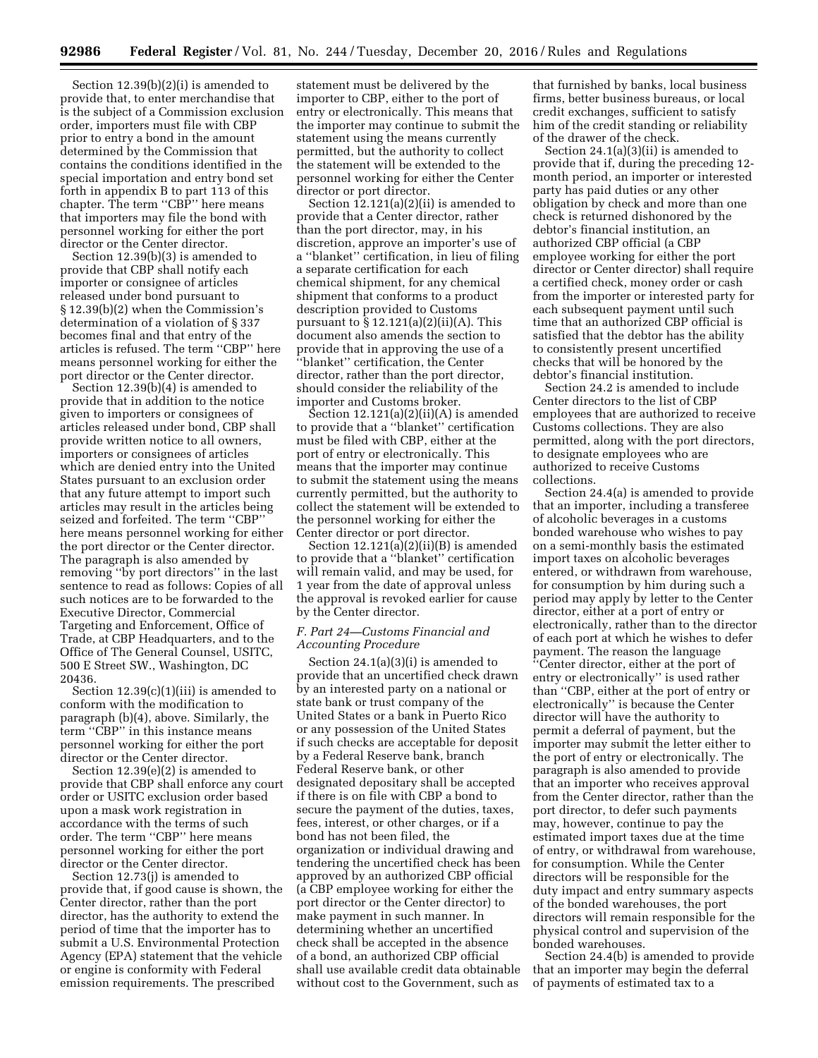Section 12.39(b)(2)(i) is amended to provide that, to enter merchandise that is the subject of a Commission exclusion order, importers must file with CBP prior to entry a bond in the amount determined by the Commission that contains the conditions identified in the special importation and entry bond set forth in appendix B to part 113 of this chapter. The term ''CBP'' here means that importers may file the bond with personnel working for either the port director or the Center director.

Section 12.39(b)(3) is amended to provide that CBP shall notify each importer or consignee of articles released under bond pursuant to § 12.39(b)(2) when the Commission's determination of a violation of § 337 becomes final and that entry of the articles is refused. The term ''CBP'' here means personnel working for either the port director or the Center director.

Section 12.39(b)(4) is amended to provide that in addition to the notice given to importers or consignees of articles released under bond, CBP shall provide written notice to all owners, importers or consignees of articles which are denied entry into the United States pursuant to an exclusion order that any future attempt to import such articles may result in the articles being seized and forfeited. The term ''CBP'' here means personnel working for either the port director or the Center director. The paragraph is also amended by removing ''by port directors'' in the last sentence to read as follows: Copies of all such notices are to be forwarded to the Executive Director, Commercial Targeting and Enforcement, Office of Trade, at CBP Headquarters, and to the Office of The General Counsel, USITC, 500 E Street SW., Washington, DC 20436.

Section 12.39(c)(1)(iii) is amended to conform with the modification to paragraph (b)(4), above. Similarly, the term ''CBP'' in this instance means personnel working for either the port director or the Center director.

Section 12.39(e)(2) is amended to provide that CBP shall enforce any court order or USITC exclusion order based upon a mask work registration in accordance with the terms of such order. The term ''CBP'' here means personnel working for either the port director or the Center director.

Section 12.73(j) is amended to provide that, if good cause is shown, the Center director, rather than the port director, has the authority to extend the period of time that the importer has to submit a U.S. Environmental Protection Agency (EPA) statement that the vehicle or engine is conformity with Federal emission requirements. The prescribed statement must be delivered by the importer to CBP, either to the port of entry or electronically. This means that the importer may continue to submit the statement using the means currently permitted, but the authority to collect the statement will be extended to the personnel working for either the Center director or port director.

Section 12.121(a)(2)(ii) is amended to provide that a Center director, rather than the port director, may, in his discretion, approve an importer's use of a ''blanket'' certification, in lieu of filing a separate certification for each chemical shipment, for any chemical shipment that conforms to a product description provided to Customs pursuant to § 12.121(a)(2)(ii)(A). This document also amends the section to provide that in approving the use of a ''blanket'' certification, the Center director, rather than the port director, should consider the reliability of the importer and Customs broker.

Section 12.121(a)(2)(ii)(A) is amended to provide that a ''blanket'' certification must be filed with CBP, either at the port of entry or electronically. This means that the importer may continue to submit the statement using the means currently permitted, but the authority to collect the statement will be extended to the personnel working for either the Center director or port director.

Section 12.121(a)(2)(ii)(B) is amended to provide that a ''blanket'' certification will remain valid, and may be used, for 1 year from the date of approval unless the approval is revoked earlier for cause by the Center director.

### *F. Part 24—Customs Financial and Accounting Procedure*

Section 24.1(a)(3)(i) is amended to provide that an uncertified check drawn by an interested party on a national or state bank or trust company of the United States or a bank in Puerto Rico or any possession of the United States if such checks are acceptable for deposit by a Federal Reserve bank, branch Federal Reserve bank, or other designated depositary shall be accepted if there is on file with CBP a bond to secure the payment of the duties, taxes, fees, interest, or other charges, or if a bond has not been filed, the organization or individual drawing and tendering the uncertified check has been approved by an authorized CBP official (a CBP employee working for either the port director or the Center director) to make payment in such manner. In determining whether an uncertified check shall be accepted in the absence of a bond, an authorized CBP official shall use available credit data obtainable without cost to the Government, such as that furnished by banks, local business firms, better business bureaus, or local credit exchanges, sufficient to satisfy him of the credit standing or reliability of the drawer of the check.

Section 24.1(a)(3)(ii) is amended to provide that if, during the preceding 12-month period, an importer or interested party has paid duties or any other obligation by check and more than one check is returned dishonored by the debtor's financial institution, an authorized CBP official (a CBP employee working for either the port director or Center director) shall require a certified check, money order or cash from the importer or interested party for each subsequent payment until such time that an authorized CBP official is satisfied that the debtor has the ability to consistently present uncertified checks that will be honored by the debtor's financial institution.

Section 24.2 is amended to include Center directors to the list of CBP employees that are authorized to receive Customs collections. They are also permitted, along with the port directors, to designate employees who are authorized to receive Customs collections.

Section 24.4(a) is amended to provide that an importer, including a transferee of alcoholic beverages in a customs bonded warehouse who wishes to pay on a semi-monthly basis the estimated import taxes on alcoholic beverages entered, or withdrawn from warehouse, for consumption by him during such a period may apply by letter to the Center director, either at a port of entry or electronically, rather than to the director of each port at which he wishes to defer payment. The reason the language ''Center director, either at the port of entry or electronically'' is used rather than ''CBP, either at the port of entry or electronically'' is because the Center director will have the authority to permit a deferral of payment, but the importer may submit the letter either to the port of entry or electronically. The paragraph is also amended to provide that an importer who receives approval from the Center director, rather than the port director, to defer such payments may, however, continue to pay the estimated import taxes due at the time of entry, or withdrawal from warehouse, for consumption. While the Center directors will be responsible for the duty impact and entry summary aspects of the bonded warehouses, the port directors will remain responsible for the physical control and supervision of the bonded warehouses.

Section 24.4(b) is amended to provide that an importer may begin the deferral of payments of estimated tax to a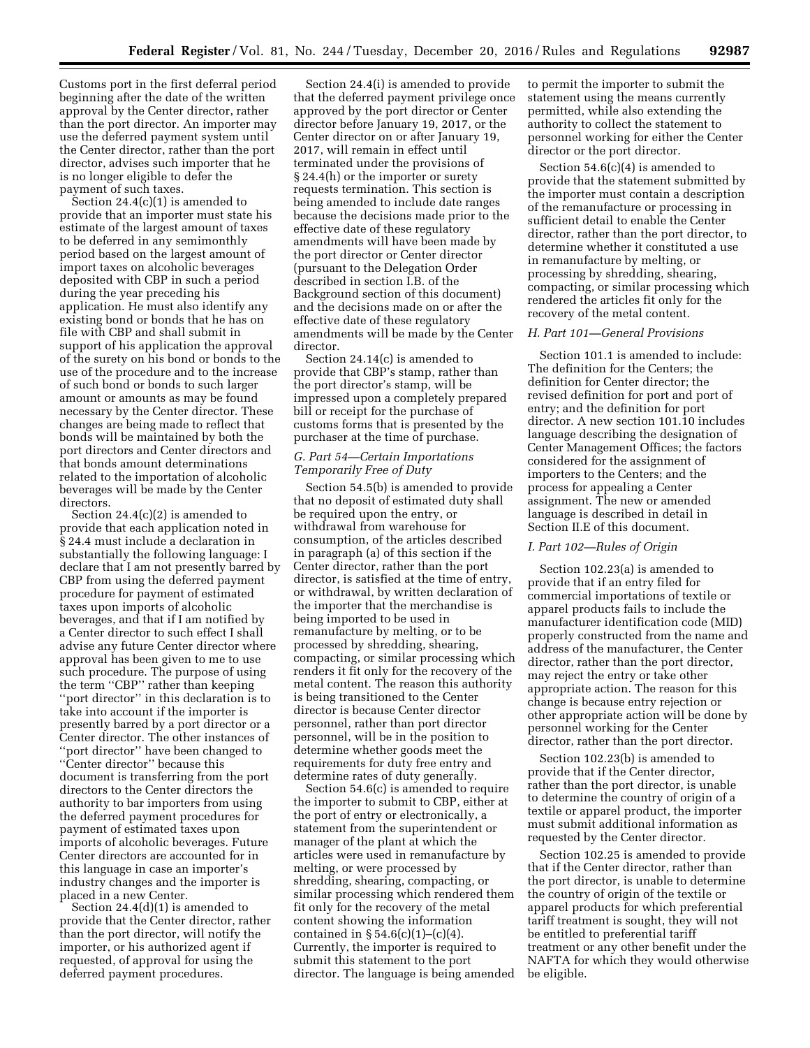Customs port in the first deferral period beginning after the date of the written approval by the Center director, rather than the port director. An importer may use the deferred payment system until the Center director, rather than the port director, advises such importer that he is no longer eligible to defer the payment of such taxes.

Section 24.4(c)(1) is amended to provide that an importer must state his estimate of the largest amount of taxes to be deferred in any semimonthly period based on the largest amount of import taxes on alcoholic beverages deposited with CBP in such a period during the year preceding his application. He must also identify any existing bond or bonds that he has on file with CBP and shall submit in support of his application the approval of the surety on his bond or bonds to the use of the procedure and to the increase of such bond or bonds to such larger amount or amounts as may be found necessary by the Center director. These changes are being made to reflect that bonds will be maintained by both the port directors and Center directors and that bonds amount determinations related to the importation of alcoholic beverages will be made by the Center directors.

Section 24.4(c)(2) is amended to provide that each application noted in § 24.4 must include a declaration in substantially the following language: I declare that I am not presently barred by CBP from using the deferred payment procedure for payment of estimated taxes upon imports of alcoholic beverages, and that if I am notified by a Center director to such effect I shall advise any future Center director where approval has been given to me to use such procedure. The purpose of using the term ''CBP'' rather than keeping ''port director'' in this declaration is to take into account if the importer is presently barred by a port director or a Center director. The other instances of ''port director'' have been changed to ''Center director'' because this document is transferring from the port directors to the Center directors the authority to bar importers from using the deferred payment procedures for payment of estimated taxes upon imports of alcoholic beverages. Future Center directors are accounted for in this language in case an importer's industry changes and the importer is placed in a new Center.

Section 24.4(d)(1) is amended to provide that the Center director, rather than the port director, will notify the importer, or his authorized agent if requested, of approval for using the deferred payment procedures.

Section 24.4(i) is amended to provide that the deferred payment privilege once approved by the port director or Center director before January 19, 2017, or the Center director on or after January 19, 2017, will remain in effect until terminated under the provisions of § 24.4(h) or the importer or surety requests termination. This section is being amended to include date ranges because the decisions made prior to the effective date of these regulatory amendments will have been made by the port director or Center director (pursuant to the Delegation Order described in section I.B. of the Background section of this document) and the decisions made on or after the effective date of these regulatory amendments will be made by the Center director.

Section 24.14(c) is amended to provide that CBP's stamp, rather than the port director's stamp, will be impressed upon a completely prepared bill or receipt for the purchase of customs forms that is presented by the purchaser at the time of purchase.

### *G. Part 54—Certain Importations Temporarily Free of Duty*

Section 54.5(b) is amended to provide that no deposit of estimated duty shall be required upon the entry, or withdrawal from warehouse for consumption, of the articles described in paragraph (a) of this section if the Center director, rather than the port director, is satisfied at the time of entry, or withdrawal, by written declaration of the importer that the merchandise is being imported to be used in remanufacture by melting, or to be processed by shredding, shearing, compacting, or similar processing which renders it fit only for the recovery of the metal content. The reason this authority is being transitioned to the Center director is because Center director personnel, rather than port director personnel, will be in the position to determine whether goods meet the requirements for duty free entry and determine rates of duty generally.

Section 54.6(c) is amended to require the importer to submit to CBP, either at the port of entry or electronically, a statement from the superintendent or manager of the plant at which the articles were used in remanufacture by melting, or were processed by shredding, shearing, compacting, or similar processing which rendered them fit only for the recovery of the metal content showing the information contained in § 54.6(c)(1)–(c)(4). Currently, the importer is required to submit this statement to the port director. The language is being amended to permit the importer to submit the statement using the means currently permitted, while also extending the authority to collect the statement to personnel working for either the Center director or the port director.

Section 54.6(c)(4) is amended to provide that the statement submitted by the importer must contain a description of the remanufacture or processing in sufficient detail to enable the Center director, rather than the port director, to determine whether it constituted a use in remanufacture by melting, or processing by shredding, shearing, compacting, or similar processing which rendered the articles fit only for the recovery of the metal content.

### *H. Part 101—General Provisions*

Section 101.1 is amended to include: The definition for the Centers; the definition for Center director; the revised definition for port and port of entry; and the definition for port director. A new section 101.10 includes language describing the designation of Center Management Offices; the factors considered for the assignment of importers to the Centers; and the process for appealing a Center assignment. The new or amended language is described in detail in Section II.E of this document.

### *I. Part 102—Rules of Origin*

Section 102.23(a) is amended to provide that if an entry filed for commercial importations of textile or apparel products fails to include the manufacturer identification code (MID) properly constructed from the name and address of the manufacturer, the Center director, rather than the port director, may reject the entry or take other appropriate action. The reason for this change is because entry rejection or other appropriate action will be done by personnel working for the Center director, rather than the port director.

Section 102.23(b) is amended to provide that if the Center director, rather than the port director, is unable to determine the country of origin of a textile or apparel product, the importer must submit additional information as requested by the Center director.

Section 102.25 is amended to provide that if the Center director, rather than the port director, is unable to determine the country of origin of the textile or apparel products for which preferential tariff treatment is sought, they will not be entitled to preferential tariff treatment or any other benefit under the NAFTA for which they would otherwise be eligible.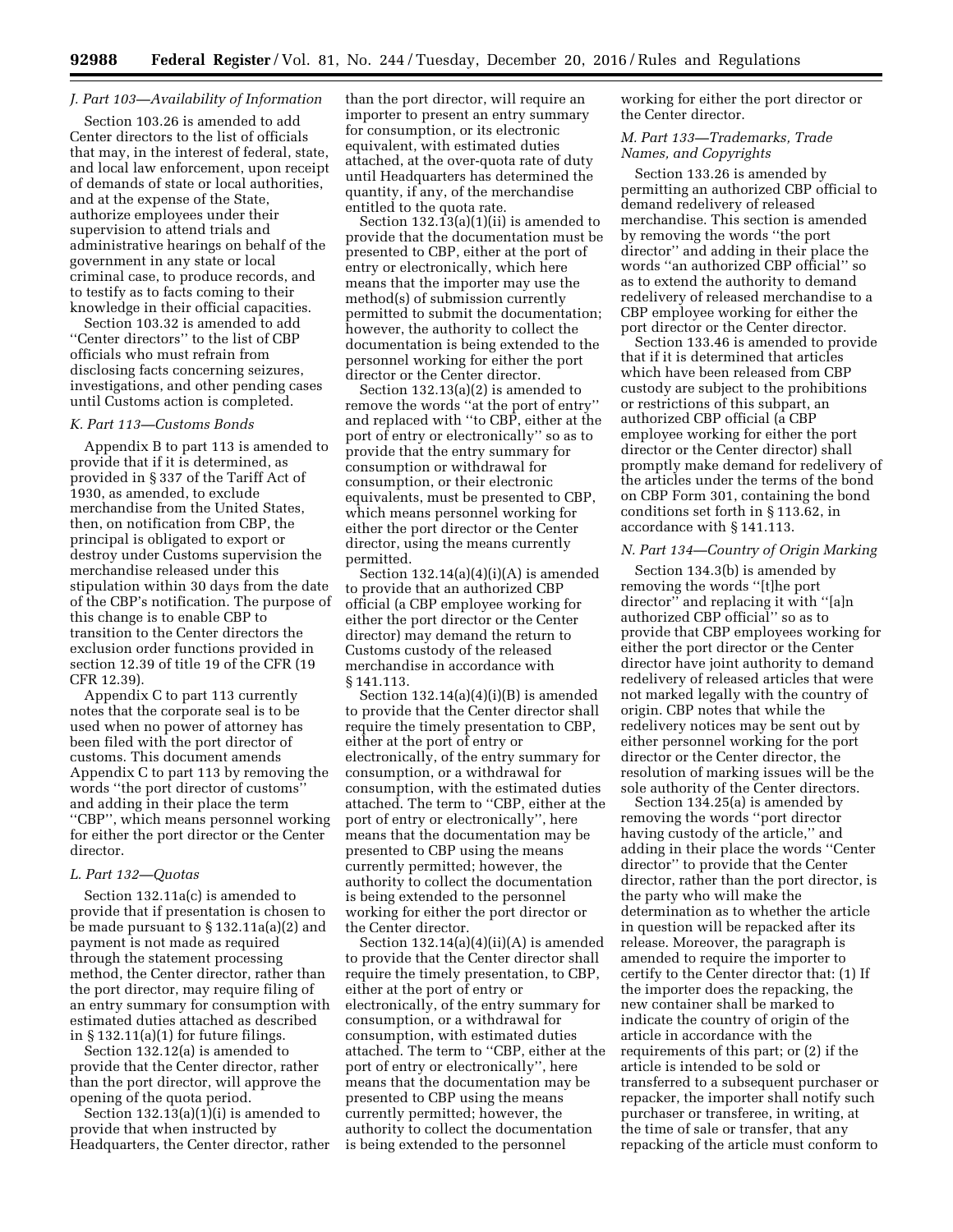### J. Part 103—Availability of Information

Section 103.26 is amended to add Center directors to the list of officials that may, in the interest of federal, state, and local law enforcement, upon receipt of demands of state or local authorities, and at the expense of the State, authorize employees under their supervision to attend trials and administrative hearings on behalf of the government in any state or local criminal case, to produce records, and to testify as to facts coming to their knowledge in their official capacities.

Section 103.32 is amended to add ''Center directors'' to the list of CBP officials who must refrain from disclosing facts concerning seizures, investigations, and other pending cases until Customs action is completed.

### K. Part 113—Customs Bonds

Appendix B to part 113 is amended to provide that if it is determined, as provided in § 337 of the Tariff Act of 1930, as amended, to exclude merchandise from the United States, then, on notification from CBP, the principal is obligated to export or destroy under Customs supervision the merchandise released under this stipulation within 30 days from the date of the CBP's notification. The purpose of this change is to enable CBP to transition to the Center directors the exclusion order functions provided in section 12.39 of title 19 of the CFR (19 CFR 12.39).

Appendix C to part 113 currently notes that the corporate seal is to be used when no power of attorney has been filed with the port director of customs. This document amends Appendix C to part 113 by removing the words ''the port director of customs'' and adding in their place the term ''CBP'', which means personnel working for either the port director or the Center director.

### L. Part 132—Quotas

Section 132.11a(c) is amended to provide that if presentation is chosen to be made pursuant to § 132.11a(a)(2) and payment is not made as required through the statement processing method, the Center director, rather than the port director, may require filing of an entry summary for consumption with estimated duties attached as described in § 132.11(a)(1) for future filings.

Section 132.12(a) is amended to provide that the Center director, rather than the port director, will approve the opening of the quota period.

Section 132.13(a)(1)(i) is amended to provide that when instructed by Headquarters, the Center director, rather than the port director, will require an importer to present an entry summary for consumption, or its electronic equivalent, with estimated duties attached, at the over-quota rate of duty until Headquarters has determined the quantity, if any, of the merchandise entitled to the quota rate.

Section 132.13(a)(1)(ii) is amended to provide that the documentation must be presented to CBP, either at the port of entry or electronically, which here means that the importer may use the method(s) of submission currently permitted to submit the documentation; however, the authority to collect the documentation is being extended to the personnel working for either the port director or the Center director.

Section 132.13(a)(2) is amended to remove the words ''at the port of entry'' and replaced with ''to CBP, either at the port of entry or electronically'' so as to provide that the entry summary for consumption or withdrawal for consumption, or their electronic equivalents, must be presented to CBP, which means personnel working for either the port director or the Center director, using the means currently permitted.

Section 132.14(a)(4)(i)(A) is amended to provide that an authorized CBP official (a CBP employee working for either the port director or the Center director) may demand the return to Customs custody of the released merchandise in accordance with § 141.113.

Section 132.14(a)(4)(i)(B) is amended to provide that the Center director shall require the timely presentation to CBP, either at the port of entry or electronically, of the entry summary for consumption, or a withdrawal for consumption, with the estimated duties attached. The term to ''CBP, either at the port of entry or electronically'', here means that the documentation may be presented to CBP using the means currently permitted; however, the authority to collect the documentation is being extended to the personnel working for either the port director or the Center director.

Section 132.14(a)(4)(ii)(A) is amended to provide that the Center director shall require the timely presentation, to CBP, either at the port of entry or electronically, of the entry summary for consumption, or a withdrawal for consumption, with estimated duties attached. The term to ''CBP, either at the port of entry or electronically'', here means that the documentation may be presented to CBP using the means currently permitted; however, the authority to collect the documentation is being extended to the personnel working for either the port director or the Center director.

### M. Part 133—Trademarks, Trade Names, and Copyrights

Section 133.26 is amended by permitting an authorized CBP official to demand redelivery of released merchandise. This section is amended by removing the words ''the port director'' and adding in their place the words ''an authorized CBP official'' so as to extend the authority to demand redelivery of released merchandise to a CBP employee working for either the port director or the Center director.

Section 133.46 is amended to provide that if it is determined that articles which have been released from CBP custody are subject to the prohibitions or restrictions of this subpart, an authorized CBP official (a CBP employee working for either the port director or the Center director) shall promptly make demand for redelivery of the articles under the terms of the bond on CBP Form 301, containing the bond conditions set forth in § 113.62, in accordance with § 141.113.

### N. Part 134—Country of Origin Marking

Section 134.3(b) is amended by removing the words ''[t]he port director'' and replacing it with ''[a]n authorized CBP official'' so as to provide that CBP employees working for either the port director or the Center director have joint authority to demand redelivery of released articles that were not marked legally with the country of origin. CBP notes that while the redelivery notices may be sent out by either personnel working for the port director or the Center director, the resolution of marking issues will be the sole authority of the Center directors.

Section 134.25(a) is amended by removing the words ''port director having custody of the article,'' and adding in their place the words ''Center director'' to provide that the Center director, rather than the port director, is the party who will make the determination as to whether the article in question will be repacked after its release. Moreover, the paragraph is amended to require the importer to certify to the Center director that: (1) If the importer does the repacking, the new container shall be marked to indicate the country of origin of the article in accordance with the requirements of this part; or (2) if the article is intended to be sold or transferred to a subsequent purchaser or repacker, the importer shall notify such purchaser or transferee, in writing, at the time of sale or transfer, that any repacking of the article must conform to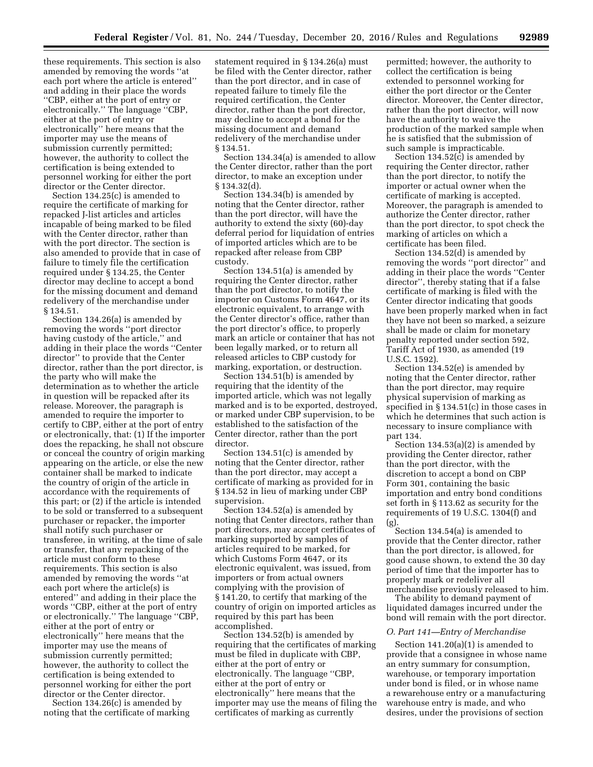these requirements. This section is also amended by removing the words ''at each port where the article is entered'' and adding in their place the words ''CBP, either at the port of entry or electronically.'' The language ''CBP, either at the port of entry or electronically'' here means that the importer may use the means of submission currently permitted; however, the authority to collect the certification is being extended to personnel working for either the port director or the Center director.

Section 134.25(c) is amended to require the certificate of marking for repacked J-list articles and articles incapable of being marked to be filed with the Center director, rather than with the port director. The section is also amended to provide that in case of failure to timely file the certification required under § 134.25, the Center director may decline to accept a bond for the missing document and demand redelivery of the merchandise under § 134.51.

Section 134.26(a) is amended by removing the words ''port director having custody of the article,'' and adding in their place the words ''Center director'' to provide that the Center director, rather than the port director, is the party who will make the determination as to whether the article in question will be repacked after its release. Moreover, the paragraph is amended to require the importer to certify to CBP, either at the port of entry or electronically, that: (1) If the importer does the repacking, he shall not obscure or conceal the country of origin marking appearing on the article, or else the new container shall be marked to indicate the country of origin of the article in accordance with the requirements of this part; or (2) if the article is intended to be sold or transferred to a subsequent purchaser or repacker, the importer shall notify such purchaser or transferee, in writing, at the time of sale or transfer, that any repacking of the article must conform to these requirements. This section is also amended by removing the words ''at each port where the article(s) is entered'' and adding in their place the words ''CBP, either at the port of entry or electronically.'' The language ''CBP, either at the port of entry or electronically'' here means that the importer may use the means of submission currently permitted; however, the authority to collect the certification is being extended to personnel working for either the port director or the Center director.

Section 134.26(c) is amended by noting that the certificate of marking statement required in § 134.26(a) must be filed with the Center director, rather than the port director, and in case of repeated failure to timely file the required certification, the Center director, rather than the port director, may decline to accept a bond for the missing document and demand redelivery of the merchandise under § 134.51.

Section 134.34(a) is amended to allow the Center director, rather than the port director, to make an exception under § 134.32(d).

Section 134.34(b) is amended by noting that the Center director, rather than the port director, will have the authority to extend the sixty (60)-day deferral period for liquidation of entries of imported articles which are to be repacked after release from CBP custody.

Section 134.51(a) is amended by requiring the Center director, rather than the port director, to notify the importer on Customs Form 4647, or its electronic equivalent, to arrange with the Center director's office, rather than the port director's office, to properly mark an article or container that has not been legally marked, or to return all released articles to CBP custody for marking, exportation, or destruction.

Section 134.51(b) is amended by requiring that the identity of the imported article, which was not legally marked and is to be exported, destroyed, or marked under CBP supervision, to be established to the satisfaction of the Center director, rather than the port director.

Section 134.51(c) is amended by noting that the Center director, rather than the port director, may accept a certificate of marking as provided for in § 134.52 in lieu of marking under CBP supervision.

Section 134.52(a) is amended by noting that Center directors, rather than port directors, may accept certificates of marking supported by samples of articles required to be marked, for which Customs Form 4647, or its electronic equivalent, was issued, from importers or from actual owners complying with the provision of § 141.20, to certify that marking of the country of origin on imported articles as required by this part has been accomplished.

Section 134.52(b) is amended by requiring that the certificates of marking must be filed in duplicate with CBP, either at the port of entry or electronically. The language ''CBP, either at the port of entry or electronically'' here means that the importer may use the means of filing the certificates of marking as currently permitted; however, the authority to collect the certification is being extended to personnel working for either the port director or the Center director. Moreover, the Center director, rather than the port director, will now have the authority to waive the production of the marked sample when he is satisfied that the submission of such sample is impracticable.

Section 134.52(c) is amended by requiring the Center director, rather than the port director, to notify the importer or actual owner when the certificate of marking is accepted. Moreover, the paragraph is amended to authorize the Center director, rather than the port director, to spot check the marking of articles on which a certificate has been filed.

Section 134.52(d) is amended by removing the words ''port director'' and adding in their place the words ''Center director'', thereby stating that if a false certificate of marking is filed with the Center director indicating that goods have been properly marked when in fact they have not been so marked, a seizure shall be made or claim for monetary penalty reported under section 592, Tariff Act of 1930, as amended (19 U.S.C. 1592).

Section 134.52(e) is amended by noting that the Center director, rather than the port director, may require physical supervision of marking as specified in § 134.51(c) in those cases in which he determines that such action is necessary to insure compliance with part 134.

Section 134.53(a)(2) is amended by providing the Center director, rather than the port director, with the discretion to accept a bond on CBP Form 301, containing the basic importation and entry bond conditions set forth in § 113.62 as security for the requirements of 19 U.S.C. 1304(f) and (g).

Section 134.54(a) is amended to provide that the Center director, rather than the port director, is allowed, for good cause shown, to extend the 30 day period of time that the importer has to properly mark or redeliver all merchandise previously released to him.

The ability to demand payment of liquidated damages incurred under the bond will remain with the port director.

*O. Part 141—Entry of Merchandise*

Section 141.20(a)(1) is amended to provide that a consignee in whose name an entry summary for consumption, warehouse, or temporary importation under bond is filed, or in whose name a rewarehouse entry or a manufacturing warehouse entry is made, and who desires, under the provisions of section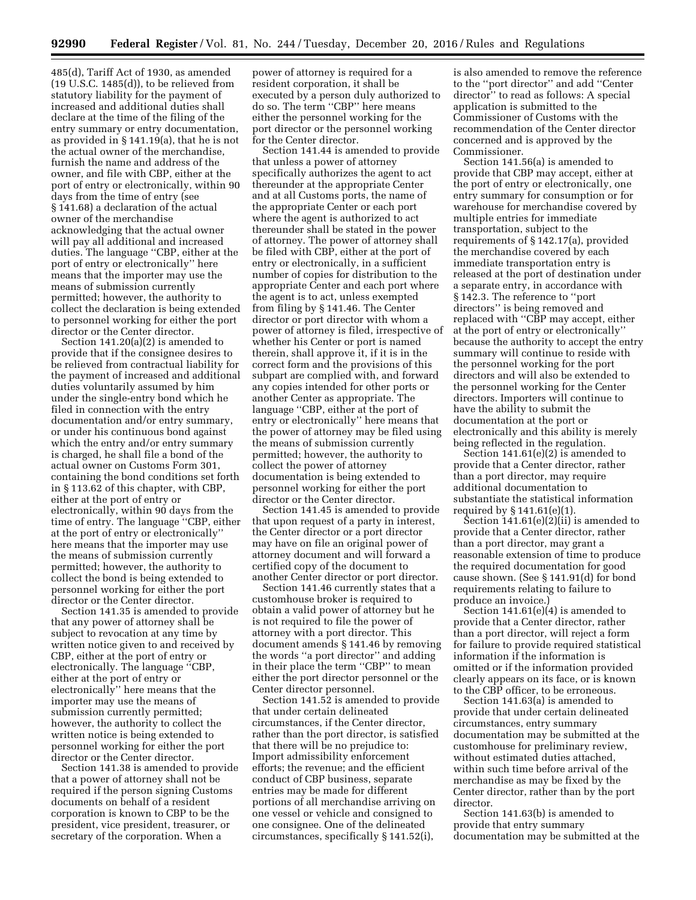485(d), Tariff Act of 1930, as amended (19 U.S.C. 1485(d)), to be relieved from statutory liability for the payment of increased and additional duties shall declare at the time of the filing of the entry summary or entry documentation, as provided in § 141.19(a), that he is not the actual owner of the merchandise, furnish the name and address of the owner, and file with CBP, either at the port of entry or electronically, within 90 days from the time of entry (see § 141.68) a declaration of the actual owner of the merchandise acknowledging that the actual owner will pay all additional and increased duties. The language ''CBP, either at the port of entry or electronically'' here means that the importer may use the means of submission currently permitted; however, the authority to collect the declaration is being extended to personnel working for either the port director or the Center director.

Section 141.20(a)(2) is amended to provide that if the consignee desires to be relieved from contractual liability for the payment of increased and additional duties voluntarily assumed by him under the single-entry bond which he filed in connection with the entry documentation and/or entry summary, or under his continuous bond against which the entry and/or entry summary is charged, he shall file a bond of the actual owner on Customs Form 301, containing the bond conditions set forth in § 113.62 of this chapter, with CBP, either at the port of entry or electronically, within 90 days from the time of entry. The language ''CBP, either at the port of entry or electronically'' here means that the importer may use the means of submission currently permitted; however, the authority to collect the bond is being extended to personnel working for either the port director or the Center director.

Section 141.35 is amended to provide that any power of attorney shall be subject to revocation at any time by written notice given to and received by CBP, either at the port of entry or electronically. The language ''CBP, either at the port of entry or electronically'' here means that the importer may use the means of submission currently permitted; however, the authority to collect the written notice is being extended to personnel working for either the port director or the Center director.

Section 141.38 is amended to provide that a power of attorney shall not be required if the person signing Customs documents on behalf of a resident corporation is known to CBP to be the president, vice president, treasurer, or secretary of the corporation. When a power of attorney is required for a resident corporation, it shall be executed by a person duly authorized to do so. The term ''CBP'' here means either the personnel working for the port director or the personnel working for the Center director.

Section 141.44 is amended to provide that unless a power of attorney specifically authorizes the agent to act thereunder at the appropriate Center and at all Customs ports, the name of the appropriate Center or each port where the agent is authorized to act thereunder shall be stated in the power of attorney. The power of attorney shall be filed with CBP, either at the port of entry or electronically, in a sufficient number of copies for distribution to the appropriate Center and each port where the agent is to act, unless exempted from filing by § 141.46. The Center director or port director with whom a power of attorney is filed, irrespective of whether his Center or port is named therein, shall approve it, if it is in the correct form and the provisions of this subpart are complied with, and forward any copies intended for other ports or another Center as appropriate. The language ''CBP, either at the port of entry or electronically'' here means that the power of attorney may be filed using the means of submission currently permitted; however, the authority to collect the power of attorney documentation is being extended to personnel working for either the port director or the Center director.

Section 141.45 is amended to provide that upon request of a party in interest, the Center director or a port director may have on file an original power of attorney document and will forward a certified copy of the document to another Center director or port director.

Section 141.46 currently states that a customhouse broker is required to obtain a valid power of attorney but he is not required to file the power of attorney with a port director. This document amends § 141.46 by removing the words ''a port director'' and adding in their place the term ''CBP'' to mean either the port director personnel or the Center director personnel.

Section 141.52 is amended to provide that under certain delineated circumstances, if the Center director, rather than the port director, is satisfied that there will be no prejudice to: Import admissibility enforcement efforts; the revenue; and the efficient conduct of CBP business, separate entries may be made for different portions of all merchandise arriving on one vessel or vehicle and consigned to one consignee. One of the delineated circumstances, specifically § 141.52(i), is also amended to remove the reference to the ''port director'' and add ''Center director'' to read as follows: A special application is submitted to the Commissioner of Customs with the recommendation of the Center director concerned and is approved by the Commissioner.

Section 141.56(a) is amended to provide that CBP may accept, either at the port of entry or electronically, one entry summary for consumption or for warehouse for merchandise covered by multiple entries for immediate transportation, subject to the requirements of § 142.17(a), provided the merchandise covered by each immediate transportation entry is released at the port of destination under a separate entry, in accordance with § 142.3. The reference to ''port directors'' is being removed and replaced with ''CBP may accept, either at the port of entry or electronically'' because the authority to accept the entry summary will continue to reside with the personnel working for the port directors and will also be extended to the personnel working for the Center directors. Importers will continue to have the ability to submit the documentation at the port or electronically and this ability is merely being reflected in the regulation.

Section 141.61(e)(2) is amended to provide that a Center director, rather than a port director, may require additional documentation to substantiate the statistical information required by § 141.61(e)(1).

Section 141.61(e)(2)(ii) is amended to provide that a Center director, rather than a port director, may grant a reasonable extension of time to produce the required documentation for good cause shown. (See § 141.91(d) for bond requirements relating to failure to produce an invoice.)

Section 141.61(e)(4) is amended to provide that a Center director, rather than a port director, will reject a form for failure to provide required statistical information if the information is omitted or if the information provided clearly appears on its face, or is known to the CBP officer, to be erroneous.

Section 141.63(a) is amended to provide that under certain delineated circumstances, entry summary documentation may be submitted at the customhouse for preliminary review, without estimated duties attached, within such time before arrival of the merchandise as may be fixed by the Center director, rather than by the port director.

Section 141.63(b) is amended to provide that entry summary documentation may be submitted at the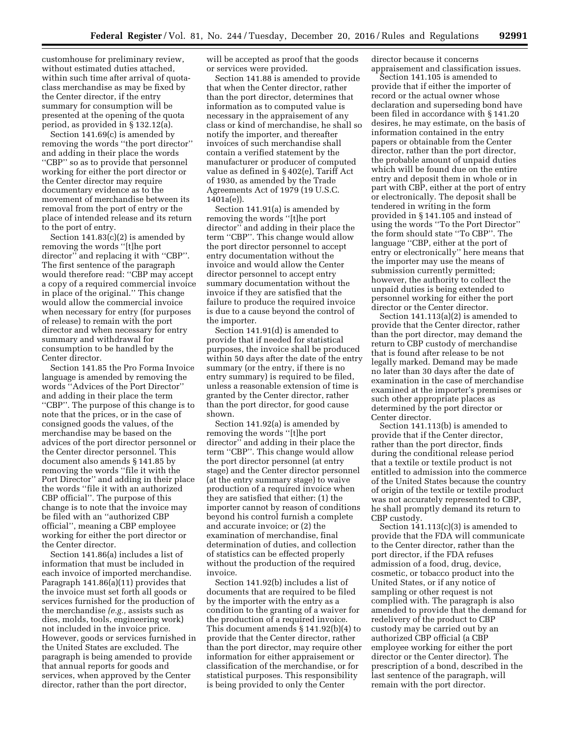customhouse for preliminary review, without estimated duties attached, within such time after arrival of quota-class merchandise as may be fixed by the Center director, if the entry summary for consumption will be presented at the opening of the quota period, as provided in § 132.12(a).

Section 141.69(c) is amended by removing the words ''the port director'' and adding in their place the words ''CBP'' so as to provide that personnel working for either the port director or the Center director may require documentary evidence as to the movement of merchandise between its removal from the port of entry or the place of intended release and its return to the port of entry.

Section 141.83(c)(2) is amended by removing the words ''[t]he port director'' and replacing it with ''CBP''. The first sentence of the paragraph would therefore read: ''CBP may accept a copy of a required commercial invoice in place of the original.'' This change would allow the commercial invoice when necessary for entry (for purposes of release) to remain with the port director and when necessary for entry summary and withdrawal for consumption to be handled by the Center director.

Section 141.85 the Pro Forma Invoice language is amended by removing the words ''Advices of the Port Director'' and adding in their place the term ''CBP''. The purpose of this change is to note that the prices, or in the case of consigned goods the values, of the merchandise may be based on the advices of the port director personnel or the Center director personnel. This document also amends § 141.85 by removing the words ''file it with the Port Director'' and adding in their place the words ''file it with an authorized CBP official''. The purpose of this change is to note that the invoice may be filed with an ''authorized CBP official'', meaning a CBP employee working for either the port director or the Center director.

Section 141.86(a) includes a list of information that must be included in each invoice of imported merchandise. Paragraph 141.86(a)(11) provides that the invoice must set forth all goods or services furnished for the production of the merchandise *(e.g.,* assists such as dies, molds, tools, engineering work) not included in the invoice price. However, goods or services furnished in the United States are excluded. The paragraph is being amended to provide that annual reports for goods and services, when approved by the Center director, rather than the port director, will be accepted as proof that the goods or services were provided.

Section 141.88 is amended to provide that when the Center director, rather than the port director, determines that information as to computed value is necessary in the appraisement of any class or kind of merchandise, he shall so notify the importer, and thereafter invoices of such merchandise shall contain a verified statement by the manufacturer or producer of computed value as defined in § 402(e), Tariff Act of 1930, as amended by the Trade Agreements Act of 1979 (19 U.S.C. 1401a(e)).

Section 141.91(a) is amended by removing the words ''[t]he port director'' and adding in their place the term ''CBP''. This change would allow the port director personnel to accept entry documentation without the invoice and would allow the Center director personnel to accept entry summary documentation without the invoice if they are satisfied that the failure to produce the required invoice is due to a cause beyond the control of the importer.

Section 141.91(d) is amended to provide that if needed for statistical purposes, the invoice shall be produced within 50 days after the date of the entry summary (or the entry, if there is no entry summary) is required to be filed, unless a reasonable extension of time is granted by the Center director, rather than the port director, for good cause shown.

Section 141.92(a) is amended by removing the words ''[t]he port director'' and adding in their place the term ''CBP''. This change would allow the port director personnel (at entry stage) and the Center director personnel (at the entry summary stage) to waive production of a required invoice when they are satisfied that either: (1) the importer cannot by reason of conditions beyond his control furnish a complete and accurate invoice; or (2) the examination of merchandise, final determination of duties, and collection of statistics can be effected properly without the production of the required invoice.

Section 141.92(b) includes a list of documents that are required to be filed by the importer with the entry as a condition to the granting of a waiver for the production of a required invoice. This document amends § 141.92(b)(4) to provide that the Center director, rather than the port director, may require other information for either appraisement or classification of the merchandise, or for statistical purposes. This responsibility is being provided to only the Center director because it concerns appraisement and classification issues.

Section 141.105 is amended to provide that if either the importer of record or the actual owner whose declaration and superseding bond have been filed in accordance with § 141.20 desires, he may estimate, on the basis of information contained in the entry papers or obtainable from the Center director, rather than the port director, the probable amount of unpaid duties which will be found due on the entire entry and deposit them in whole or in part with CBP, either at the port of entry or electronically. The deposit shall be tendered in writing in the form provided in § 141.105 and instead of using the words ''To the Port Director'' the form should state ''To CBP''. The language ''CBP, either at the port of entry or electronically'' here means that the importer may use the means of submission currently permitted; however, the authority to collect the unpaid duties is being extended to personnel working for either the port director or the Center director.

Section 141.113(a)(2) is amended to provide that the Center director, rather than the port director, may demand the return to CBP custody of merchandise that is found after release to be not legally marked. Demand may be made no later than 30 days after the date of examination in the case of merchandise examined at the importer's premises or such other appropriate places as determined by the port director or Center director.

Section 141.113(b) is amended to provide that if the Center director, rather than the port director, finds during the conditional release period that a textile or textile product is not entitled to admission into the commerce of the United States because the country of origin of the textile or textile product was not accurately represented to CBP, he shall promptly demand its return to CBP custody.

Section 141.113(c)(3) is amended to provide that the FDA will communicate to the Center director, rather than the port director, if the FDA refuses admission of a food, drug, device, cosmetic, or tobacco product into the United States, or if any notice of sampling or other request is not complied with. The paragraph is also amended to provide that the demand for redelivery of the product to CBP custody may be carried out by an authorized CBP official (a CBP employee working for either the port director or the Center director). The prescription of a bond, described in the last sentence of the paragraph, will remain with the port director.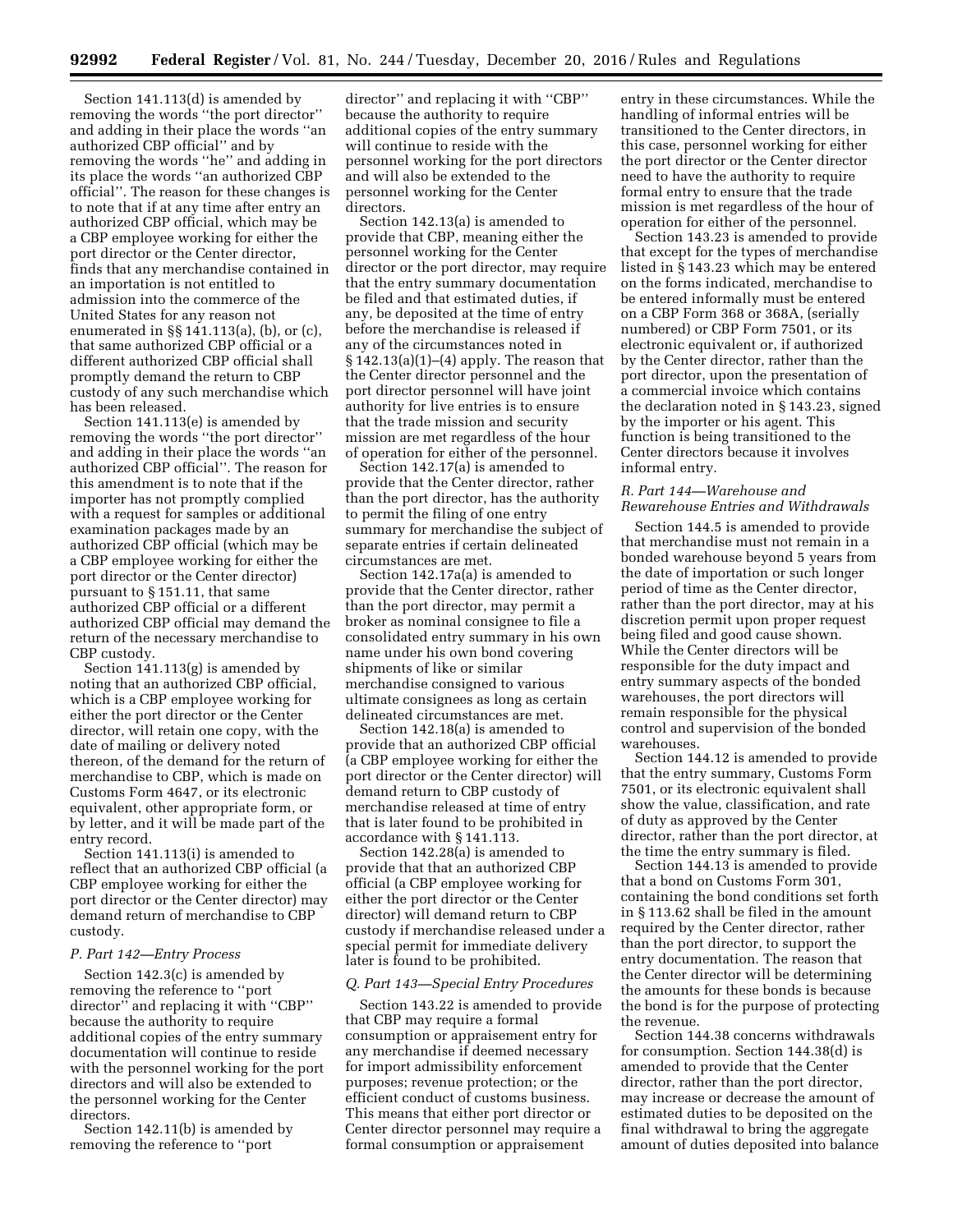Section 141.113(d) is amended by removing the words ''the port director'' and adding in their place the words ''an authorized CBP official'' and by removing the words ''he'' and adding in its place the words ''an authorized CBP official''. The reason for these changes is to note that if at any time after entry an authorized CBP official, which may be a CBP employee working for either the port director or the Center director, finds that any merchandise contained in an importation is not entitled to admission into the commerce of the United States for any reason not enumerated in §§ 141.113(a), (b), or (c), that same authorized CBP official or a different authorized CBP official shall promptly demand the return to CBP custody of any such merchandise which has been released.

Section 141.113(e) is amended by removing the words ''the port director'' and adding in their place the words ''an authorized CBP official''. The reason for this amendment is to note that if the importer has not promptly complied with a request for samples or additional examination packages made by an authorized CBP official (which may be a CBP employee working for either the port director or the Center director) pursuant to § 151.11, that same authorized CBP official or a different authorized CBP official may demand the return of the necessary merchandise to CBP custody.

Section 141.113(g) is amended by noting that an authorized CBP official, which is a CBP employee working for either the port director or the Center director, will retain one copy, with the date of mailing or delivery noted thereon, of the demand for the return of merchandise to CBP, which is made on Customs Form 4647, or its electronic equivalent, other appropriate form, or by letter, and it will be made part of the entry record.

Section 141.113(i) is amended to reflect that an authorized CBP official (a CBP employee working for either the port director or the Center director) may demand return of merchandise to CBP custody.

### P. Part 142—Entry Process

Section 142.3(c) is amended by removing the reference to ''port director'' and replacing it with ''CBP'' because the authority to require additional copies of the entry summary documentation will continue to reside with the personnel working for the port directors and will also be extended to the personnel working for the Center directors.

Section 142.11(b) is amended by removing the reference to ''port director'' and replacing it with ''CBP'' because the authority to require additional copies of the entry summary will continue to reside with the personnel working for the port directors and will also be extended to the personnel working for the Center directors.

Section 142.13(a) is amended to provide that CBP, meaning either the personnel working for the Center director or the port director, may require that the entry summary documentation be filed and that estimated duties, if any, be deposited at the time of entry before the merchandise is released if any of the circumstances noted in § 142.13(a)(1)–(4) apply. The reason that the Center director personnel and the port director personnel will have joint authority for live entries is to ensure that the trade mission and security mission are met regardless of the hour of operation for either of the personnel.

Section 142.17(a) is amended to provide that the Center director, rather than the port director, has the authority to permit the filing of one entry summary for merchandise the subject of separate entries if certain delineated circumstances are met.

Section 142.17a(a) is amended to provide that the Center director, rather than the port director, may permit a broker as nominal consignee to file a consolidated entry summary in his own name under his own bond covering shipments of like or similar merchandise consigned to various ultimate consignees as long as certain delineated circumstances are met.

Section 142.18(a) is amended to provide that an authorized CBP official (a CBP employee working for either the port director or the Center director) will demand return to CBP custody of merchandise released at time of entry that is later found to be prohibited in accordance with § 141.113.

Section 142.28(a) is amended to provide that that an authorized CBP official (a CBP employee working for either the port director or the Center director) will demand return to CBP custody if merchandise released under a special permit for immediate delivery later is found to be prohibited.

### Q. Part 143—Special Entry Procedures

Section 143.22 is amended to provide that CBP may require a formal consumption or appraisement entry for any merchandise if deemed necessary for import admissibility enforcement purposes; revenue protection; or the efficient conduct of customs business. This means that either port director or Center director personnel may require a formal consumption or appraisement entry in these circumstances. While the handling of informal entries will be transitioned to the Center directors, in this case, personnel working for either the port director or the Center director need to have the authority to require formal entry to ensure that the trade mission is met regardless of the hour of operation for either of the personnel.

Section 143.23 is amended to provide that except for the types of merchandise listed in § 143.23 which may be entered on the forms indicated, merchandise to be entered informally must be entered on a CBP Form 368 or 368A, (serially numbered) or CBP Form 7501, or its electronic equivalent or, if authorized by the Center director, rather than the port director, upon the presentation of a commercial invoice which contains the declaration noted in § 143.23, signed by the importer or his agent. This function is being transitioned to the Center directors because it involves informal entry.

### R. Part 144—Warehouse and Rewarehouse Entries and Withdrawals

Section 144.5 is amended to provide that merchandise must not remain in a bonded warehouse beyond 5 years from the date of importation or such longer period of time as the Center director, rather than the port director, may at his discretion permit upon proper request being filed and good cause shown. While the Center directors will be responsible for the duty impact and entry summary aspects of the bonded warehouses, the port directors will remain responsible for the physical control and supervision of the bonded warehouses.

Section 144.12 is amended to provide that the entry summary, Customs Form 7501, or its electronic equivalent shall show the value, classification, and rate of duty as approved by the Center director, rather than the port director, at the time the entry summary is filed.

Section 144.13 is amended to provide that a bond on Customs Form 301, containing the bond conditions set forth in § 113.62 shall be filed in the amount required by the Center director, rather than the port director, to support the entry documentation. The reason that the Center director will be determining the amounts for these bonds is because the bond is for the purpose of protecting the revenue.

Section 144.38 concerns withdrawals for consumption. Section 144.38(d) is amended to provide that the Center director, rather than the port director, may increase or decrease the amount of estimated duties to be deposited on the final withdrawal to bring the aggregate amount of duties deposited into balance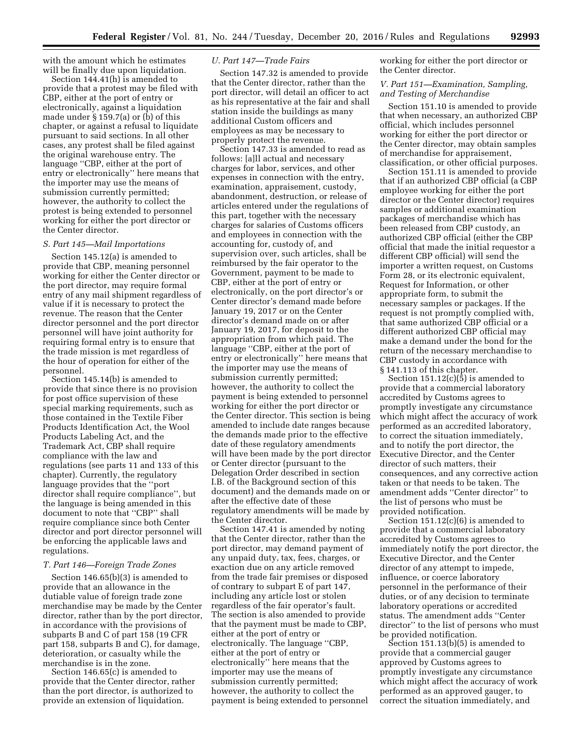with the amount which he estimates will be finally due upon liquidation.

Section 144.41(h) is amended to provide that a protest may be filed with CBP, either at the port of entry or electronically, against a liquidation made under § 159.7(a) or (b) of this chapter, or against a refusal to liquidate pursuant to said sections. In all other cases, any protest shall be filed against the original warehouse entry. The language ''CBP, either at the port of entry or electronically'' here means that the importer may use the means of submission currently permitted; however, the authority to collect the protest is being extended to personnel working for either the port director or the Center director.

### *S. Part 145—Mail Importations*

Section 145.12(a) is amended to provide that CBP, meaning personnel working for either the Center director or the port director, may require formal entry of any mail shipment regardless of value if it is necessary to protect the revenue. The reason that the Center director personnel and the port director personnel will have joint authority for requiring formal entry is to ensure that the trade mission is met regardless of the hour of operation for either of the personnel.

Section 145.14(b) is amended to provide that since there is no provision for post office supervision of these special marking requirements, such as those contained in the Textile Fiber Products Identification Act, the Wool Products Labeling Act, and the Trademark Act, CBP shall require compliance with the law and regulations (see parts 11 and 133 of this chapter). Currently, the regulatory language provides that the ''port director shall require compliance'', but the language is being amended in this document to note that ''CBP'' shall require compliance since both Center director and port director personnel will be enforcing the applicable laws and regulations.

### *T. Part 146—Foreign Trade Zones*

Section 146.65(b)(3) is amended to provide that an allowance in the dutiable value of foreign trade zone merchandise may be made by the Center director, rather than by the port director, in accordance with the provisions of subparts B and C of part 158 (19 CFR part 158, subparts B and C), for damage, deterioration, or casualty while the merchandise is in the zone.

Section 146.65(c) is amended to provide that the Center director, rather than the port director, is authorized to provide an extension of liquidation.

### *U. Part 147—Trade Fairs*

Section 147.32 is amended to provide that the Center director, rather than the port director, will detail an officer to act as his representative at the fair and shall station inside the buildings as many additional Custom officers and employees as may be necessary to properly protect the revenue.

Section 147.33 is amended to read as follows: [a]ll actual and necessary charges for labor, services, and other expenses in connection with the entry, examination, appraisement, custody, abandonment, destruction, or release of articles entered under the regulations of this part, together with the necessary charges for salaries of Customs officers and employees in connection with the accounting for, custody of, and supervision over, such articles, shall be reimbursed by the fair operator to the Government, payment to be made to CBP, either at the port of entry or electronically, on the port director's or Center director's demand made before January 19, 2017 or on the Center director's demand made on or after January 19, 2017, for deposit to the appropriation from which paid. The language ''CBP, either at the port of entry or electronically'' here means that the importer may use the means of submission currently permitted; however, the authority to collect the payment is being extended to personnel working for either the port director or the Center director. This section is being amended to include date ranges because the demands made prior to the effective date of these regulatory amendments will have been made by the port director or Center director (pursuant to the Delegation Order described in section I.B. of the Background section of this document) and the demands made on or after the effective date of these regulatory amendments will be made by the Center director.

Section 147.41 is amended by noting that the Center director, rather than the port director, may demand payment of any unpaid duty, tax, fees, charges, or exaction due on any article removed from the trade fair premises or disposed of contrary to subpart E of part 147, including any article lost or stolen regardless of the fair operator's fault. The section is also amended to provide that the payment must be made to CBP, either at the port of entry or electronically. The language ''CBP, either at the port of entry or electronically'' here means that the importer may use the means of submission currently permitted; however, the authority to collect the payment is being extended to personnel working for either the port director or the Center director.

### *V. Part 151—Examination, Sampling, and Testing of Merchandise*

Section 151.10 is amended to provide that when necessary, an authorized CBP official, which includes personnel working for either the port director or the Center director, may obtain samples of merchandise for appraisement, classification, or other official purposes.

Section 151.11 is amended to provide that if an authorized CBP official (a CBP employee working for either the port director or the Center director) requires samples or additional examination packages of merchandise which has been released from CBP custody, an authorized CBP official (either the CBP official that made the initial requestor a different CBP official) will send the importer a written request, on Customs Form 28, or its electronic equivalent, Request for Information, or other appropriate form, to submit the necessary samples or packages. If the request is not promptly complied with, that same authorized CBP official or a different authorized CBP official may make a demand under the bond for the return of the necessary merchandise to CBP custody in accordance with § 141.113 of this chapter.

Section 151.12(c)(5) is amended to provide that a commercial laboratory accredited by Customs agrees to promptly investigate any circumstance which might affect the accuracy of work performed as an accredited laboratory, to correct the situation immediately, and to notify the port director, the Executive Director, and the Center director of such matters, their consequences, and any corrective action taken or that needs to be taken. The amendment adds ''Center director'' to the list of persons who must be provided notification.

Section 151.12(c)(6) is amended to provide that a commercial laboratory accredited by Customs agrees to immediately notify the port director, the Executive Director, and the Center director of any attempt to impede, influence, or coerce laboratory personnel in the performance of their duties, or of any decision to terminate laboratory operations or accredited status. The amendment adds ''Center director'' to the list of persons who must be provided notification.

Section 151.13(b)(5) is amended to provide that a commercial gauger approved by Customs agrees to promptly investigate any circumstance which might affect the accuracy of work performed as an approved gauger, to correct the situation immediately, and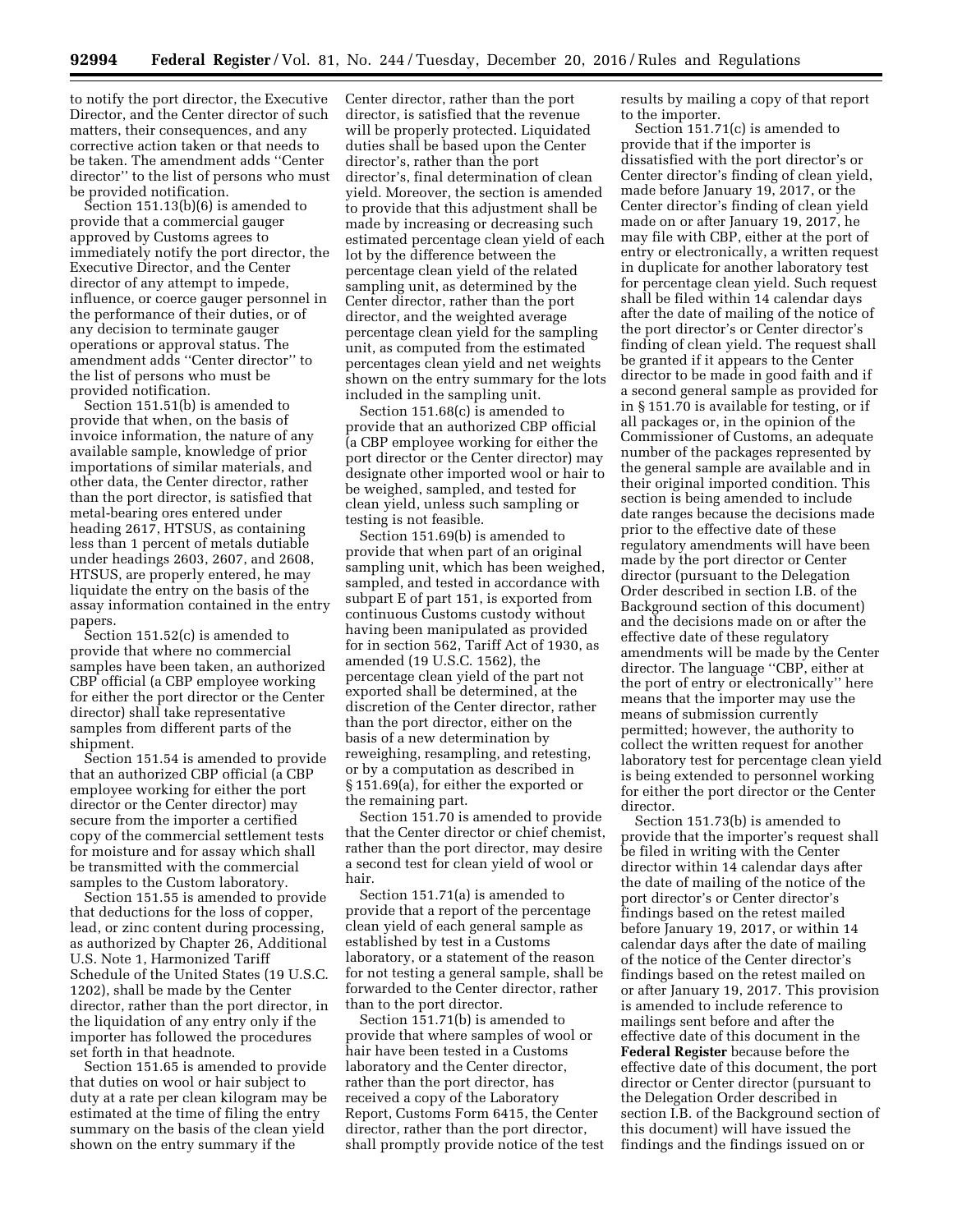to notify the port director, the Executive Director, and the Center director of such matters, their consequences, and any corrective action taken or that needs to be taken. The amendment adds ''Center director'' to the list of persons who must be provided notification.

Section 151.13(b)(6) is amended to provide that a commercial gauger approved by Customs agrees to immediately notify the port director, the Executive Director, and the Center director of any attempt to impede, influence, or coerce gauger personnel in the performance of their duties, or of any decision to terminate gauger operations or approval status. The amendment adds ''Center director'' to the list of persons who must be provided notification.

Section 151.51(b) is amended to provide that when, on the basis of invoice information, the nature of any available sample, knowledge of prior importations of similar materials, and other data, the Center director, rather than the port director, is satisfied that metal-bearing ores entered under heading 2617, HTSUS, as containing less than 1 percent of metals dutiable under headings 2603, 2607, and 2608, HTSUS, are properly entered, he may liquidate the entry on the basis of the assay information contained in the entry papers.

Section 151.52(c) is amended to provide that where no commercial samples have been taken, an authorized CBP official (a CBP employee working for either the port director or the Center director) shall take representative samples from different parts of the shipment.

Section 151.54 is amended to provide that an authorized CBP official (a CBP employee working for either the port director or the Center director) may secure from the importer a certified copy of the commercial settlement tests for moisture and for assay which shall be transmitted with the commercial samples to the Custom laboratory.

Section 151.55 is amended to provide that deductions for the loss of copper, lead, or zinc content during processing, as authorized by Chapter 26, Additional U.S. Note 1, Harmonized Tariff Schedule of the United States (19 U.S.C. 1202), shall be made by the Center director, rather than the port director, in the liquidation of any entry only if the importer has followed the procedures set forth in that headnote.

Section 151.65 is amended to provide that duties on wool or hair subject to duty at a rate per clean kilogram may be estimated at the time of filing the entry summary on the basis of the clean yield shown on the entry summary if the Center director, rather than the port director, is satisfied that the revenue will be properly protected. Liquidated duties shall be based upon the Center director's, rather than the port director's, final determination of clean yield. Moreover, the section is amended to provide that this adjustment shall be made by increasing or decreasing such estimated percentage clean yield of each lot by the difference between the percentage clean yield of the related sampling unit, as determined by the Center director, rather than the port director, and the weighted average percentage clean yield for the sampling unit, as computed from the estimated percentages clean yield and net weights shown on the entry summary for the lots included in the sampling unit.

Section 151.68(c) is amended to provide that an authorized CBP official (a CBP employee working for either the port director or the Center director) may designate other imported wool or hair to be weighed, sampled, and tested for clean yield, unless such sampling or testing is not feasible.

Section 151.69(b) is amended to provide that when part of an original sampling unit, which has been weighed, sampled, and tested in accordance with subpart E of part 151, is exported from continuous Customs custody without having been manipulated as provided for in section 562, Tariff Act of 1930, as amended (19 U.S.C. 1562), the percentage clean yield of the part not exported shall be determined, at the discretion of the Center director, rather than the port director, either on the basis of a new determination by reweighing, resampling, and retesting, or by a computation as described in § 151.69(a), for either the exported or the remaining part.

Section 151.70 is amended to provide that the Center director or chief chemist, rather than the port director, may desire a second test for clean yield of wool or hair.

Section 151.71(a) is amended to provide that a report of the percentage clean yield of each general sample as established by test in a Customs laboratory, or a statement of the reason for not testing a general sample, shall be forwarded to the Center director, rather than to the port director.

Section 151.71(b) is amended to provide that where samples of wool or hair have been tested in a Customs laboratory and the Center director, rather than the port director, has received a copy of the Laboratory Report, Customs Form 6415, the Center director, rather than the port director, shall promptly provide notice of the test results by mailing a copy of that report to the importer.

Section 151.71(c) is amended to provide that if the importer is dissatisfied with the port director's or Center director's finding of clean yield, made before January 19, 2017, or the Center director's finding of clean yield made on or after January 19, 2017, he may file with CBP, either at the port of entry or electronically, a written request in duplicate for another laboratory test for percentage clean yield. Such request shall be filed within 14 calendar days after the date of mailing of the notice of the port director's or Center director's finding of clean yield. The request shall be granted if it appears to the Center director to be made in good faith and if a second general sample as provided for in § 151.70 is available for testing, or if all packages or, in the opinion of the Commissioner of Customs, an adequate number of the packages represented by the general sample are available and in their original imported condition. This section is being amended to include date ranges because the decisions made prior to the effective date of these regulatory amendments will have been made by the port director or Center director (pursuant to the Delegation Order described in section I.B. of the Background section of this document) and the decisions made on or after the effective date of these regulatory amendments will be made by the Center director. The language ''CBP, either at the port of entry or electronically'' here means that the importer may use the means of submission currently permitted; however, the authority to collect the written request for another laboratory test for percentage clean yield is being extended to personnel working for either the port director or the Center director.

Section 151.73(b) is amended to provide that the importer's request shall be filed in writing with the Center director within 14 calendar days after the date of mailing of the notice of the port director's or Center director's findings based on the retest mailed before January 19, 2017, or within 14 calendar days after the date of mailing of the notice of the Center director's findings based on the retest mailed on or after January 19, 2017. This provision is amended to include reference to mailings sent before and after the effective date of this document in the **Federal Register** because before the effective date of this document, the port director or Center director (pursuant to the Delegation Order described in section I.B. of the Background section of this document) will have issued the findings and the findings issued on or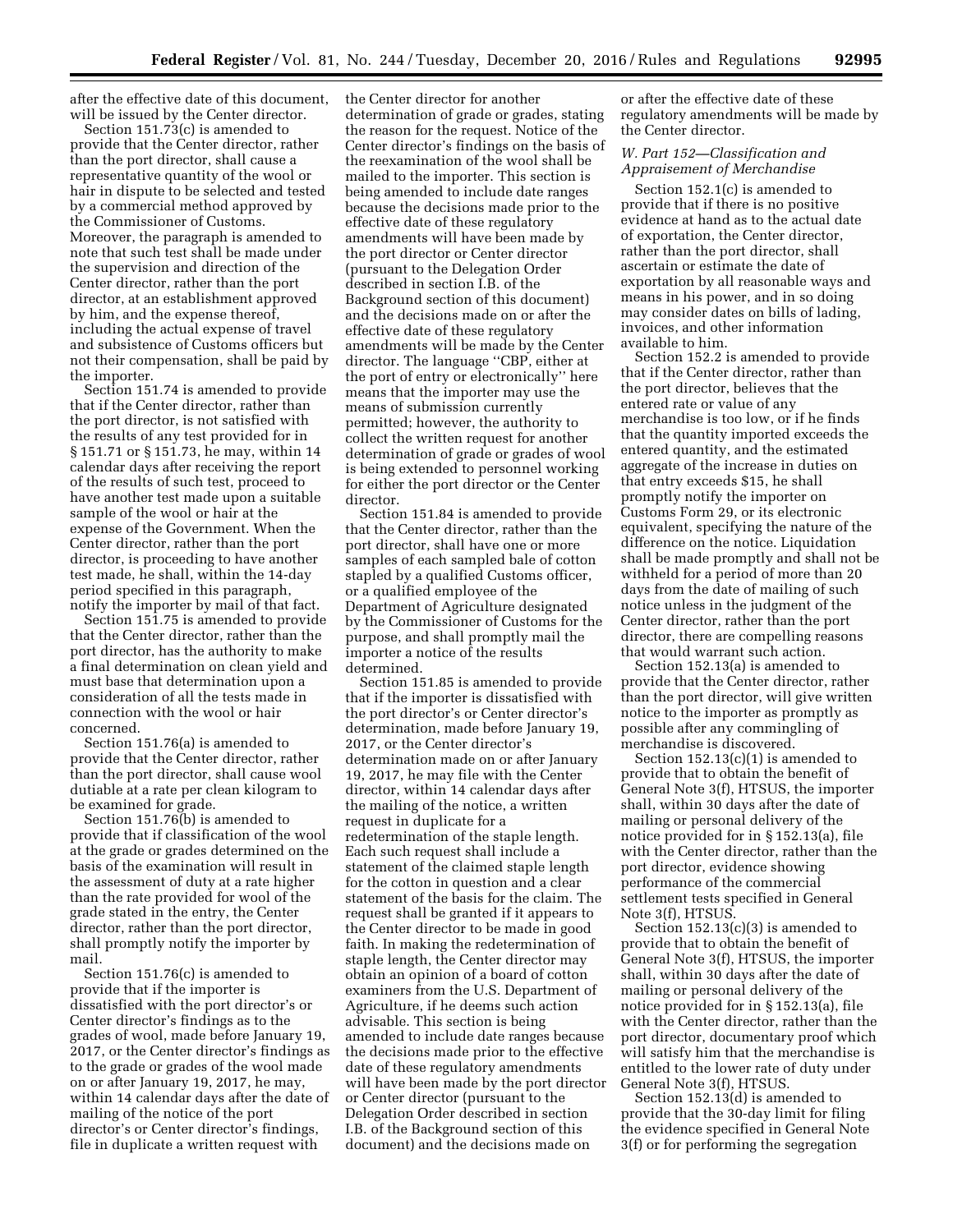after the effective date of this document, will be issued by the Center director.

Section 151.73(c) is amended to provide that the Center director, rather than the port director, shall cause a representative quantity of the wool or hair in dispute to be selected and tested by a commercial method approved by the Commissioner of Customs. Moreover, the paragraph is amended to note that such test shall be made under the supervision and direction of the Center director, rather than the port director, at an establishment approved by him, and the expense thereof, including the actual expense of travel and subsistence of Customs officers but not their compensation, shall be paid by the importer.

Section 151.74 is amended to provide that if the Center director, rather than the port director, is not satisfied with the results of any test provided for in § 151.71 or § 151.73, he may, within 14 calendar days after receiving the report of the results of such test, proceed to have another test made upon a suitable sample of the wool or hair at the expense of the Government. When the Center director, rather than the port director, is proceeding to have another test made, he shall, within the 14-day period specified in this paragraph, notify the importer by mail of that fact.

Section 151.75 is amended to provide that the Center director, rather than the port director, has the authority to make a final determination on clean yield and must base that determination upon a consideration of all the tests made in connection with the wool or hair concerned.

Section 151.76(a) is amended to provide that the Center director, rather than the port director, shall cause wool dutiable at a rate per clean kilogram to be examined for grade.

Section 151.76(b) is amended to provide that if classification of the wool at the grade or grades determined on the basis of the examination will result in the assessment of duty at a rate higher than the rate provided for wool of the grade stated in the entry, the Center director, rather than the port director, shall promptly notify the importer by mail.

Section 151.76(c) is amended to provide that if the importer is dissatisfied with the port director's or Center director's findings as to the grades of wool, made before January 19, 2017, or the Center director's findings as to the grade or grades of the wool made on or after January 19, 2017, he may, within 14 calendar days after the date of mailing of the notice of the port director's or Center director's findings, file in duplicate a written request with the Center director for another determination of grade or grades, stating the reason for the request. Notice of the Center director's findings on the basis of the reexamination of the wool shall be mailed to the importer. This section is being amended to include date ranges because the decisions made prior to the effective date of these regulatory amendments will have been made by the port director or Center director (pursuant to the Delegation Order described in section I.B. of the Background section of this document) and the decisions made on or after the effective date of these regulatory amendments will be made by the Center director. The language ''CBP, either at the port of entry or electronically'' here means that the importer may use the means of submission currently permitted; however, the authority to collect the written request for another determination of grade or grades of wool is being extended to personnel working for either the port director or the Center director.

Section 151.84 is amended to provide that the Center director, rather than the port director, shall have one or more samples of each sampled bale of cotton stapled by a qualified Customs officer, or a qualified employee of the Department of Agriculture designated by the Commissioner of Customs for the purpose, and shall promptly mail the importer a notice of the results determined.

Section 151.85 is amended to provide that if the importer is dissatisfied with the port director's or Center director's determination, made before January 19, 2017, or the Center director's determination made on or after January 19, 2017, he may file with the Center director, within 14 calendar days after the mailing of the notice, a written request in duplicate for a redetermination of the staple length. Each such request shall include a statement of the claimed staple length for the cotton in question and a clear statement of the basis for the claim. The request shall be granted if it appears to the Center director to be made in good faith. In making the redetermination of staple length, the Center director may obtain an opinion of a board of cotton examiners from the U.S. Department of Agriculture, if he deems such action advisable. This section is being amended to include date ranges because the decisions made prior to the effective date of these regulatory amendments will have been made by the port director or Center director (pursuant to the Delegation Order described in section I.B. of the Background section of this document) and the decisions made on or after the effective date of these regulatory amendments will be made by the Center director.

### *W. Part 152—Classification and Appraisement of Merchandise*

Section 152.1(c) is amended to provide that if there is no positive evidence at hand as to the actual date of exportation, the Center director, rather than the port director, shall ascertain or estimate the date of exportation by all reasonable ways and means in his power, and in so doing may consider dates on bills of lading, invoices, and other information available to him.

Section 152.2 is amended to provide that if the Center director, rather than the port director, believes that the entered rate or value of any merchandise is too low, or if he finds that the quantity imported exceeds the entered quantity, and the estimated aggregate of the increase in duties on that entry exceeds $15, he shall promptly notify the importer on Customs Form 29, or its electronic equivalent, specifying the nature of the difference on the notice. Liquidation shall be made promptly and shall not be withheld for a period of more than 20 days from the date of mailing of such notice unless in the judgment of the Center director, rather than the port director, there are compelling reasons that would warrant such action.

Section 152.13(a) is amended to provide that the Center director, rather than the port director, will give written notice to the importer as promptly as possible after any commingling of merchandise is discovered.

Section 152.13(c)(1) is amended to provide that to obtain the benefit of General Note 3(f), HTSUS, the importer shall, within 30 days after the date of mailing or personal delivery of the notice provided for in § 152.13(a), file with the Center director, rather than the port director, evidence showing performance of the commercial settlement tests specified in General Note 3(f), HTSUS.

Section 152.13(c)(3) is amended to provide that to obtain the benefit of General Note 3(f), HTSUS, the importer shall, within 30 days after the date of mailing or personal delivery of the notice provided for in § 152.13(a), file with the Center director, rather than the port director, documentary proof which will satisfy him that the merchandise is entitled to the lower rate of duty under General Note 3(f), HTSUS.

Section 152.13(d) is amended to provide that the 30-day limit for filing the evidence specified in General Note 3(f) or for performing the segregation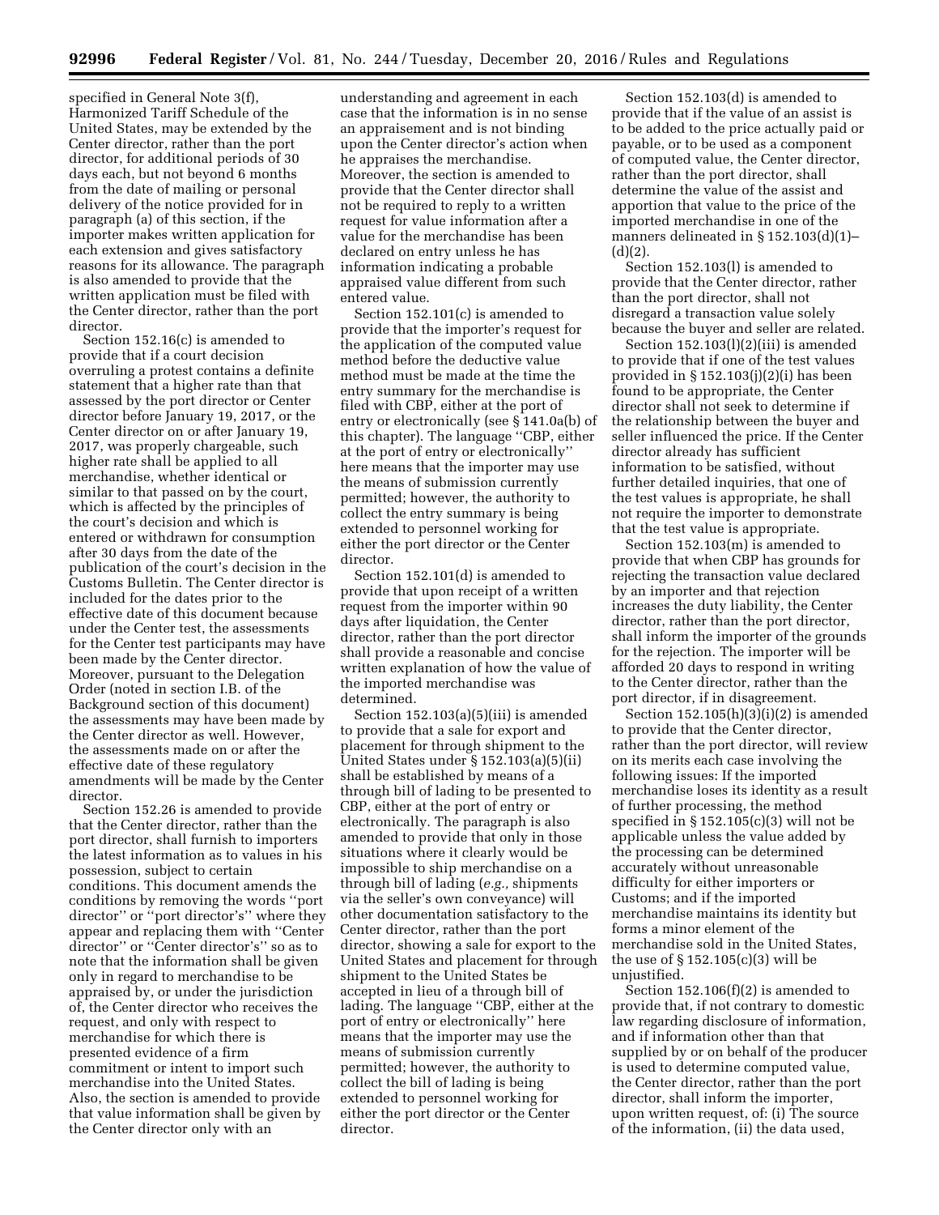specified in General Note 3(f), Harmonized Tariff Schedule of the United States, may be extended by the Center director, rather than the port director, for additional periods of 30 days each, but not beyond 6 months from the date of mailing or personal delivery of the notice provided for in paragraph (a) of this section, if the importer makes written application for each extension and gives satisfactory reasons for its allowance. The paragraph is also amended to provide that the written application must be filed with the Center director, rather than the port director.

Section 152.16(c) is amended to provide that if a court decision overruling a protest contains a definite statement that a higher rate than that assessed by the port director or Center director before January 19, 2017, or the Center director on or after January 19, 2017, was properly chargeable, such higher rate shall be applied to all merchandise, whether identical or similar to that passed on by the court, which is affected by the principles of the court's decision and which is entered or withdrawn for consumption after 30 days from the date of the publication of the court's decision in the Customs Bulletin. The Center director is included for the dates prior to the effective date of this document because under the Center test, the assessments for the Center test participants may have been made by the Center director. Moreover, pursuant to the Delegation Order (noted in section I.B. of the Background section of this document) the assessments may have been made by the Center director as well. However, the assessments made on or after the effective date of these regulatory amendments will be made by the Center director.

Section 152.26 is amended to provide that the Center director, rather than the port director, shall furnish to importers the latest information as to values in his possession, subject to certain conditions. This document amends the conditions by removing the words "port director" or "port director's" where they appear and replacing them with "Center director" or "Center director's" so as to note that the information shall be given only in regard to merchandise to be appraised by, or under the jurisdiction of, the Center director who receives the request, and only with respect to merchandise for which there is presented evidence of a firm commitment or intent to import such merchandise into the United States. Also, the section is amended to provide that value information shall be given by the Center director only with an understanding and agreement in each case that the information is in no sense an appraisement and is not binding upon the Center director's action when he appraises the merchandise. Moreover, the section is amended to provide that the Center director shall not be required to reply to a written request for value information after a value for the merchandise has been declared on entry unless he has information indicating a probable appraised value different from such entered value.

Section 152.101(c) is amended to provide that the importer's request for the application of the computed value method before the deductive value method must be made at the time the entry summary for the merchandise is filed with CBP, either at the port of entry or electronically (see § 141.0a(b) of this chapter). The language "CBP, either at the port of entry or electronically" here means that the importer may use the means of submission currently permitted; however, the authority to collect the entry summary is being extended to personnel working for either the port director or the Center director.

Section 152.101(d) is amended to provide that upon receipt of a written request from the importer within 90 days after liquidation, the Center director, rather than the port director shall provide a reasonable and concise written explanation of how the value of the imported merchandise was determined.

Section 152.103(a)(5)(iii) is amended to provide that a sale for export and placement for through shipment to the United States under § 152.103(a)(5)(ii) shall be established by means of a through bill of lading to be presented to CBP, either at the port of entry or electronically. The paragraph is also amended to provide that only in those situations where it clearly would be impossible to ship merchandise on a through bill of lading (*e.g.,* shipments via the seller's own conveyance) will other documentation satisfactory to the Center director, rather than the port director, showing a sale for export to the United States and placement for through shipment to the United States be accepted in lieu of a through bill of lading. The language "CBP, either at the port of entry or electronically" here means that the importer may use the means of submission currently permitted; however, the authority to collect the bill of lading is being extended to personnel working for either the port director or the Center director.

Section 152.103(d) is amended to provide that if the value of an assist is to be added to the price actually paid or payable, or to be used as a component of computed value, the Center director, rather than the port director, shall determine the value of the assist and apportion that value to the price of the imported merchandise in one of the manners delineated in § 152.103(d)(1)–(d)(2).

Section 152.103(l) is amended to provide that the Center director, rather than the port director, shall not disregard a transaction value solely because the buyer and seller are related.

Section 152.103(l)(2)(iii) is amended to provide that if one of the test values provided in § 152.103(j)(2)(i) has been found to be appropriate, the Center director shall not seek to determine if the relationship between the buyer and seller influenced the price. If the Center director already has sufficient information to be satisfied, without further detailed inquiries, that one of the test values is appropriate, he shall not require the importer to demonstrate that the test value is appropriate.

Section 152.103(m) is amended to provide that when CBP has grounds for rejecting the transaction value declared by an importer and that rejection increases the duty liability, the Center director, rather than the port director, shall inform the importer of the grounds for the rejection. The importer will be afforded 20 days to respond in writing to the Center director, rather than the port director, if in disagreement.

Section 152.105(h)(3)(i)(2) is amended to provide that the Center director, rather than the port director, will review on its merits each case involving the following issues: If the imported merchandise loses its identity as a result of further processing, the method specified in § 152.105(c)(3) will not be applicable unless the value added by the processing can be determined accurately without unreasonable difficulty for either importers or Customs; and if the imported merchandise maintains its identity but forms a minor element of the merchandise sold in the United States, the use of § 152.105(c)(3) will be unjustified.

Section 152.106(f)(2) is amended to provide that, if not contrary to domestic law regarding disclosure of information, and if information other than that supplied by or on behalf of the producer is used to determine computed value, the Center director, rather than the port director, shall inform the importer, upon written request, of: (i) The source of the information, (ii) the data used,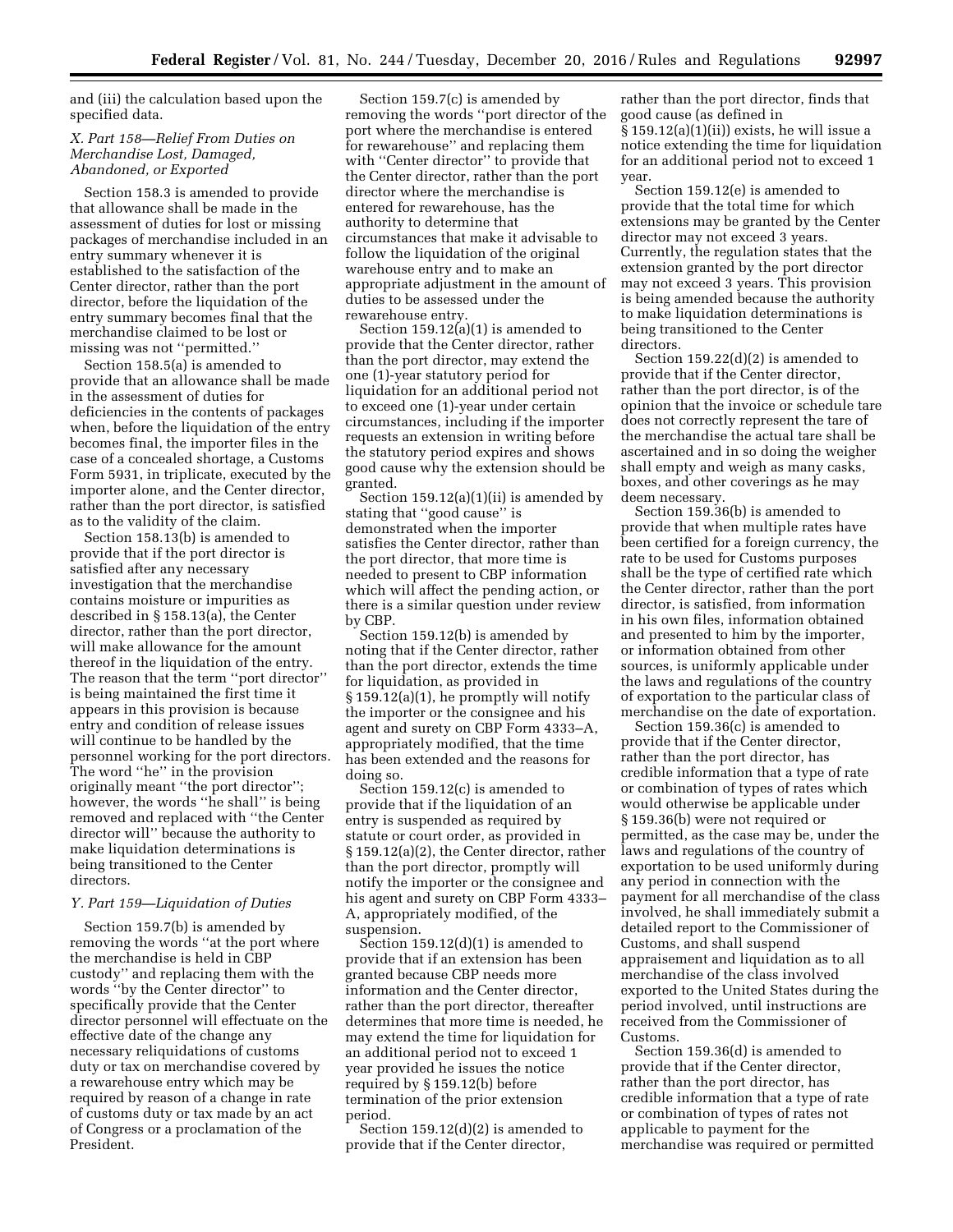and (iii) the calculation based upon the specified data.

### X. Part 158—Relief From Duties on Merchandise Lost, Damaged, Abandoned, or Exported

Section 158.3 is amended to provide that allowance shall be made in the assessment of duties for lost or missing packages of merchandise included in an entry summary whenever it is established to the satisfaction of the Center director, rather than the port director, before the liquidation of the entry summary becomes final that the merchandise claimed to be lost or missing was not "permitted."

Section 158.5(a) is amended to provide that an allowance shall be made in the assessment of duties for deficiencies in the contents of packages when, before the liquidation of the entry becomes final, the importer files in the case of a concealed shortage, a Customs Form 5931, in triplicate, executed by the importer alone, and the Center director, rather than the port director, is satisfied as to the validity of the claim.

Section 158.13(b) is amended to provide that if the port director is satisfied after any necessary investigation that the merchandise contains moisture or impurities as described in § 158.13(a), the Center director, rather than the port director, will make allowance for the amount thereof in the liquidation of the entry. The reason that the term "port director" is being maintained the first time it appears in this provision is because entry and condition of release issues will continue to be handled by the personnel working for the port directors. The word "he" in the provision originally meant "the port director"; however, the words "he shall" is being removed and replaced with "the Center director will" because the authority to make liquidation determinations is being transitioned to the Center directors.

### Y. Part 159—Liquidation of Duties

Section 159.7(b) is amended by removing the words "at the port where the merchandise is held in CBP custody" and replacing them with the words "by the Center director" to specifically provide that the Center director personnel will effectuate on the effective date of the change any necessary reliquidations of customs duty or tax on merchandise covered by a rewarehouse entry which may be required by reason of a change in rate of customs duty or tax made by an act of Congress or a proclamation of the President.

Section 159.7(c) is amended by removing the words "port director of the port where the merchandise is entered for rewarehouse" and replacing them with "Center director" to provide that the Center director, rather than the port director where the merchandise is entered for rewarehouse, has the authority to determine that circumstances that make it advisable to follow the liquidation of the original warehouse entry and to make an appropriate adjustment in the amount of duties to be assessed under the rewarehouse entry.

Section 159.12(a)(1) is amended to provide that the Center director, rather than the port director, may extend the one (1)-year statutory period for liquidation for an additional period not to exceed one (1)-year under certain circumstances, including if the importer requests an extension in writing before the statutory period expires and shows good cause why the extension should be granted.

Section 159.12(a)(1)(ii) is amended by stating that "good cause" is demonstrated when the importer satisfies the Center director, rather than the port director, that more time is needed to present to CBP information which will affect the pending action, or there is a similar question under review by CBP.

Section 159.12(b) is amended by noting that if the Center director, rather than the port director, extends the time for liquidation, as provided in § 159.12(a)(1), he promptly will notify the importer or the consignee and his agent and surety on CBP Form 4333–A, appropriately modified, that the time has been extended and the reasons for doing so.

Section 159.12(c) is amended to provide that if the liquidation of an entry is suspended as required by statute or court order, as provided in § 159.12(a)(2), the Center director, rather than the port director, promptly will notify the importer or the consignee and his agent and surety on CBP Form 4333–A, appropriately modified, of the suspension.

Section 159.12(d)(1) is amended to provide that if an extension has been granted because CBP needs more information and the Center director, rather than the port director, thereafter determines that more time is needed, he may extend the time for liquidation for an additional period not to exceed 1 year provided he issues the notice required by § 159.12(b) before termination of the prior extension period.

Section 159.12(d)(2) is amended to provide that if the Center director, rather than the port director, finds that good cause (as defined in § 159.12(a)(1)(ii)) exists, he will issue a notice extending the time for liquidation for an additional period not to exceed 1 year.

Section 159.12(e) is amended to provide that the total time for which extensions may be granted by the Center director may not exceed 3 years. Currently, the regulation states that the extension granted by the port director may not exceed 3 years. This provision is being amended because the authority to make liquidation determinations is being transitioned to the Center directors.

Section 159.22(d)(2) is amended to provide that if the Center director, rather than the port director, is of the opinion that the invoice or schedule tare does not correctly represent the tare of the merchandise the actual tare shall be ascertained and in so doing the weigher shall empty and weigh as many casks, boxes, and other coverings as he may deem necessary.

Section 159.36(b) is amended to provide that when multiple rates have been certified for a foreign currency, the rate to be used for Customs purposes shall be the type of certified rate which the Center director, rather than the port director, is satisfied, from information in his own files, information obtained and presented to him by the importer, or information obtained from other sources, is uniformly applicable under the laws and regulations of the country of exportation to the particular class of merchandise on the date of exportation.

Section 159.36(c) is amended to provide that if the Center director, rather than the port director, has credible information that a type of rate or combination of types of rates which would otherwise be applicable under § 159.36(b) were not required or permitted, as the case may be, under the laws and regulations of the country of exportation to be used uniformly during any period in connection with the payment for all merchandise of the class involved, he shall immediately submit a detailed report to the Commissioner of Customs, and shall suspend appraisement and liquidation as to all merchandise of the class involved exported to the United States during the period involved, until instructions are received from the Commissioner of Customs.

Section 159.36(d) is amended to provide that if the Center director, rather than the port director, has credible information that a type of rate or combination of types of rates not applicable to payment for the merchandise was required or permitted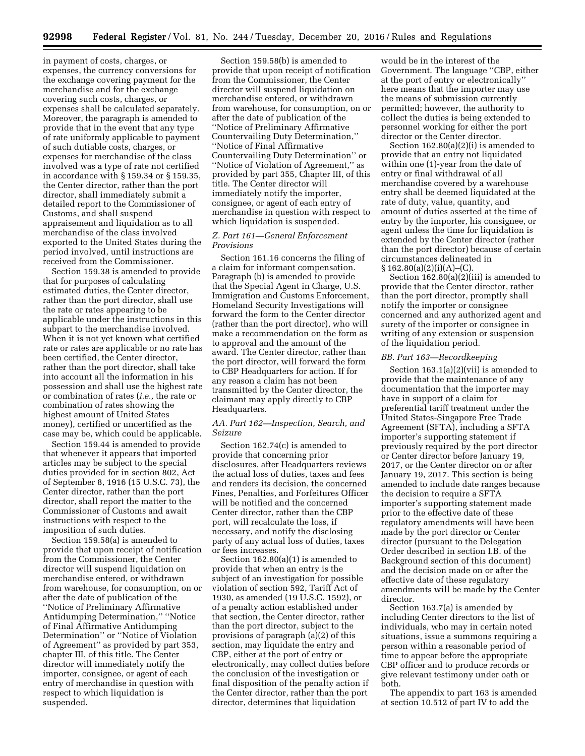in payment of costs, charges, or expenses, the currency conversions for the exchange covering payment for the merchandise and for the exchange covering such costs, charges, or expenses shall be calculated separately. Moreover, the paragraph is amended to provide that in the event that any type of rate uniformly applicable to payment of such dutiable costs, charges, or expenses for merchandise of the class involved was a type of rate not certified in accordance with § 159.34 or § 159.35, the Center director, rather than the port director, shall immediately submit a detailed report to the Commissioner of Customs, and shall suspend appraisement and liquidation as to all merchandise of the class involved exported to the United States during the period involved, until instructions are received from the Commissioner.

Section 159.38 is amended to provide that for purposes of calculating estimated duties, the Center director, rather than the port director, shall use the rate or rates appearing to be applicable under the instructions in this subpart to the merchandise involved. When it is not yet known what certified rate or rates are applicable or no rate has been certified, the Center director, rather than the port director, shall take into account all the information in his possession and shall use the highest rate or combination of rates (*i.e.,* the rate or combination of rates showing the highest amount of United States money), certified or uncertified as the case may be, which could be applicable.

Section 159.44 is amended to provide that whenever it appears that imported articles may be subject to the special duties provided for in section 802, Act of September 8, 1916 (15 U.S.C. 73), the Center director, rather than the port director, shall report the matter to the Commissioner of Customs and await instructions with respect to the imposition of such duties.

Section 159.58(a) is amended to provide that upon receipt of notification from the Commissioner, the Center director will suspend liquidation on merchandise entered, or withdrawn from warehouse, for consumption, on or after the date of publication of the ''Notice of Preliminary Affirmative Antidumping Determination,'' ''Notice of Final Affirmative Antidumping Determination'' or ''Notice of Violation of Agreement'' as provided by part 353, chapter III, of this title. The Center director will immediately notify the importer, consignee, or agent of each entry of merchandise in question with respect to which liquidation is suspended.

Section 159.58(b) is amended to provide that upon receipt of notification from the Commissioner, the Center director will suspend liquidation on merchandise entered, or withdrawn from warehouse, for consumption, on or after the date of publication of the ''Notice of Preliminary Affirmative Countervailing Duty Determination,'' ''Notice of Final Affirmative Countervailing Duty Determination'' or ''Notice of Violation of Agreement,'' as provided by part 355, Chapter III, of this title. The Center director will immediately notify the importer, consignee, or agent of each entry of merchandise in question with respect to which liquidation is suspended.

### *Z. Part 161—General Enforcement Provisions*

Section 161.16 concerns the filing of a claim for informant compensation. Paragraph (b) is amended to provide that the Special Agent in Charge, U.S. Immigration and Customs Enforcement, Homeland Security Investigations will forward the form to the Center director (rather than the port director), who will make a recommendation on the form as to approval and the amount of the award. The Center director, rather than the port director, will forward the form to CBP Headquarters for action. If for any reason a claim has not been transmitted by the Center director, the claimant may apply directly to CBP Headquarters.

### *AA. Part 162—Inspection, Search, and Seizure*

Section 162.74(c) is amended to provide that concerning prior disclosures, after Headquarters reviews the actual loss of duties, taxes and fees and renders its decision, the concerned Fines, Penalties, and Forfeitures Officer will be notified and the concerned Center director, rather than the CBP port, will recalculate the loss, if necessary, and notify the disclosing party of any actual loss of duties, taxes or fees increases.

Section 162.80(a)(1) is amended to provide that when an entry is the subject of an investigation for possible violation of section 592, Tariff Act of 1930, as amended (19 U.S.C. 1592), or of a penalty action established under that section, the Center director, rather than the port director, subject to the provisions of paragraph (a)(2) of this section, may liquidate the entry and CBP, either at the port of entry or electronically, may collect duties before the conclusion of the investigation or final disposition of the penalty action if the Center director, rather than the port director, determines that liquidation would be in the interest of the Government. The language ''CBP, either at the port of entry or electronically'' here means that the importer may use the means of submission currently permitted; however, the authority to collect the duties is being extended to personnel working for either the port director or the Center director.

Section 162.80(a)(2)(i) is amended to provide that an entry not liquidated within one (1)-year from the date of entry or final withdrawal of all merchandise covered by a warehouse entry shall be deemed liquidated at the rate of duty, value, quantity, and amount of duties asserted at the time of entry by the importer, his consignee, or agent unless the time for liquidation is extended by the Center director (rather than the port director) because of certain circumstances delineated in § 162.80(a)(2)(i)(A)–(C).

Section 162.80(a)(2)(iii) is amended to provide that the Center director, rather than the port director, promptly shall notify the importer or consignee concerned and any authorized agent and surety of the importer or consignee in writing of any extension or suspension of the liquidation period.

### *BB. Part 163—Recordkeeping*

Section 163.1(a)(2)(vii) is amended to provide that the maintenance of any documentation that the importer may have in support of a claim for preferential tariff treatment under the United States-Singapore Free Trade Agreement (SFTA), including a SFTA importer's supporting statement if previously required by the port director or Center director before January 19, 2017, or the Center director on or after January 19, 2017. This section is being amended to include date ranges because the decision to require a SFTA importer's supporting statement made prior to the effective date of these regulatory amendments will have been made by the port director or Center director (pursuant to the Delegation Order described in section I.B. of the Background section of this document) and the decision made on or after the effective date of these regulatory amendments will be made by the Center director.

Section 163.7(a) is amended by including Center directors to the list of individuals, who may in certain noted situations, issue a summons requiring a person within a reasonable period of time to appear before the appropriate CBP officer and to produce records or give relevant testimony under oath or both.

The appendix to part 163 is amended at section 10.512 of part IV to add the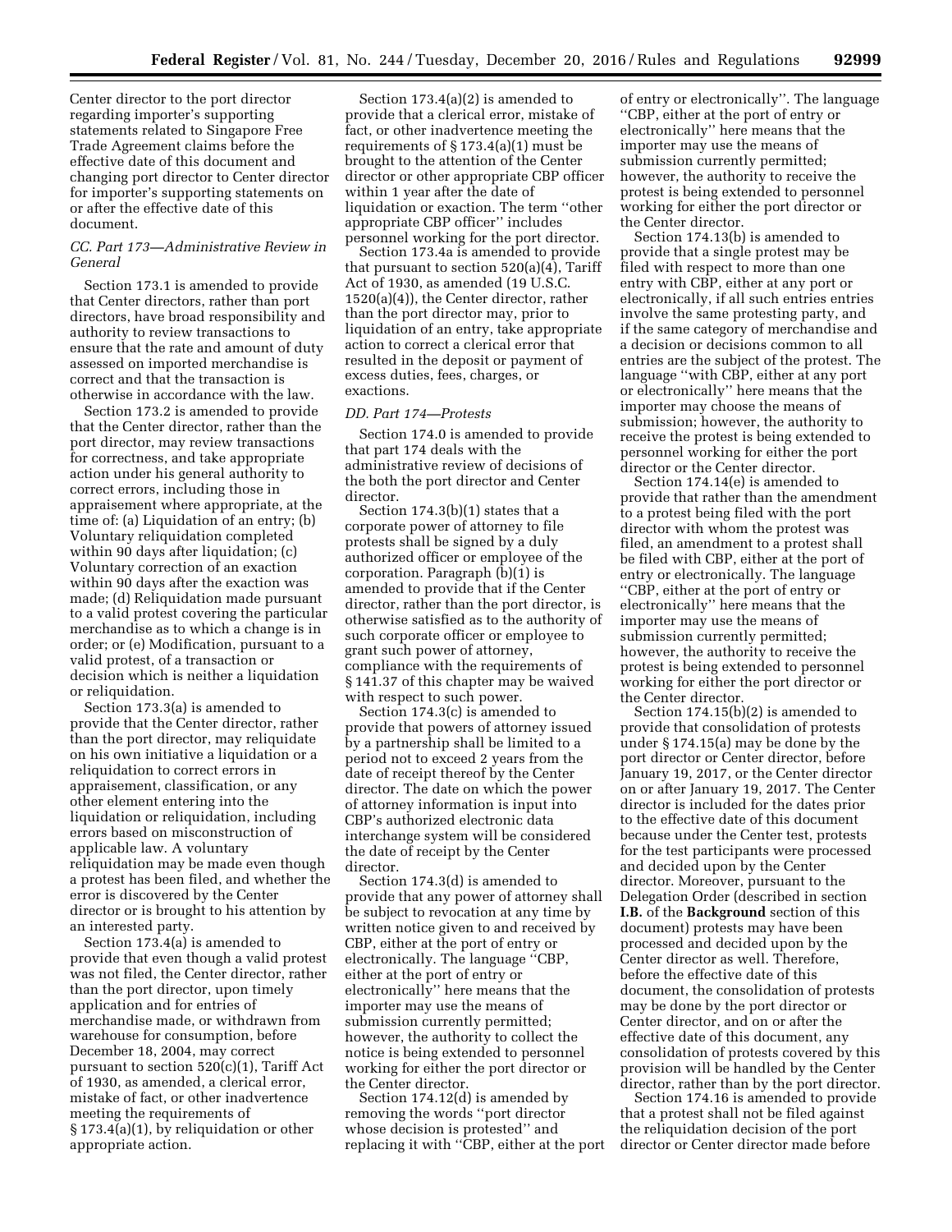Center director to the port director regarding importer's supporting statements related to Singapore Free Trade Agreement claims before the effective date of this document and changing port director to Center director for importer's supporting statements on or after the effective date of this document.

### CC. Part 173—Administrative Review in General

Section 173.1 is amended to provide that Center directors, rather than port directors, have broad responsibility and authority to review transactions to ensure that the rate and amount of duty assessed on imported merchandise is correct and that the transaction is otherwise in accordance with the law.

Section 173.2 is amended to provide that the Center director, rather than the port director, may review transactions for correctness, and take appropriate action under his general authority to correct errors, including those in appraisement where appropriate, at the time of: (a) Liquidation of an entry; (b) Voluntary reliquidation completed within 90 days after liquidation; (c) Voluntary correction of an exaction within 90 days after the exaction was made; (d) Reliquidation made pursuant to a valid protest covering the particular merchandise as to which a change is in order; or (e) Modification, pursuant to a valid protest, of a transaction or decision which is neither a liquidation or reliquidation.

Section 173.3(a) is amended to provide that the Center director, rather than the port director, may reliquidate on his own initiative a liquidation or a reliquidation to correct errors in appraisement, classification, or any other element entering into the liquidation or reliquidation, including errors based on misconstruction of applicable law. A voluntary reliquidation may be made even though a protest has been filed, and whether the error is discovered by the Center director or is brought to his attention by an interested party.

Section 173.4(a) is amended to provide that even though a valid protest was not filed, the Center director, rather than the port director, upon timely application and for entries of merchandise made, or withdrawn from warehouse for consumption, before December 18, 2004, may correct pursuant to section 520(c)(1), Tariff Act of 1930, as amended, a clerical error, mistake of fact, or other inadvertence meeting the requirements of § 173.4(a)(1), by reliquidation or other appropriate action.

Section 173.4(a)(2) is amended to provide that a clerical error, mistake of fact, or other inadvertence meeting the requirements of § 173.4(a)(1) must be brought to the attention of the Center director or other appropriate CBP officer within 1 year after the date of liquidation or exaction. The term ''other appropriate CBP officer'' includes personnel working for the port director.

Section 173.4a is amended to provide that pursuant to section 520(a)(4), Tariff Act of 1930, as amended (19 U.S.C. 1520(a)(4)), the Center director, rather than the port director may, prior to liquidation of an entry, take appropriate action to correct a clerical error that resulted in the deposit or payment of excess duties, fees, charges, or exactions.

### DD. Part 174—Protests

Section 174.0 is amended to provide that part 174 deals with the administrative review of decisions of the both the port director and Center director.

Section 174.3(b)(1) states that a corporate power of attorney to file protests shall be signed by a duly authorized officer or employee of the corporation. Paragraph (b)(1) is amended to provide that if the Center director, rather than the port director, is otherwise satisfied as to the authority of such corporate officer or employee to grant such power of attorney, compliance with the requirements of § 141.37 of this chapter may be waived with respect to such power.

Section 174.3(c) is amended to provide that powers of attorney issued by a partnership shall be limited to a period not to exceed 2 years from the date of receipt thereof by the Center director. The date on which the power of attorney information is input into CBP's authorized electronic data interchange system will be considered the date of receipt by the Center director.

Section 174.3(d) is amended to provide that any power of attorney shall be subject to revocation at any time by written notice given to and received by CBP, either at the port of entry or electronically. The language ''CBP, either at the port of entry or electronically'' here means that the importer may use the means of submission currently permitted; however, the authority to collect the notice is being extended to personnel working for either the port director or the Center director.

Section 174.12(d) is amended by removing the words ''port director whose decision is protested'' and replacing it with ''CBP, either at the port of entry or electronically''. The language ''CBP, either at the port of entry or electronically'' here means that the importer may use the means of submission currently permitted; however, the authority to receive the protest is being extended to personnel working for either the port director or the Center director.

Section 174.13(b) is amended to provide that a single protest may be filed with respect to more than one entry with CBP, either at any port or electronically, if all such entries entries involve the same protesting party, and if the same category of merchandise and a decision or decisions common to all entries are the subject of the protest. The language ''with CBP, either at any port or electronically'' here means that the importer may choose the means of submission; however, the authority to receive the protest is being extended to personnel working for either the port director or the Center director.

Section 174.14(e) is amended to provide that rather than the amendment to a protest being filed with the port director with whom the protest was filed, an amendment to a protest shall be filed with CBP, either at the port of entry or electronically. The language ''CBP, either at the port of entry or electronically'' here means that the importer may use the means of submission currently permitted; however, the authority to receive the protest is being extended to personnel working for either the port director or the Center director.

Section 174.15(b)(2) is amended to provide that consolidation of protests under § 174.15(a) may be done by the port director or Center director, before January 19, 2017, or the Center director on or after January 19, 2017. The Center director is included for the dates prior to the effective date of this document because under the Center test, protests for the test participants were processed and decided upon by the Center director. Moreover, pursuant to the Delegation Order (described in section **I.B.** of the **Background** section of this document) protests may have been processed and decided upon by the Center director as well. Therefore, before the effective date of this document, the consolidation of protests may be done by the port director or Center director, and on or after the effective date of this document, any consolidation of protests covered by this provision will be handled by the Center director, rather than by the port director.

Section 174.16 is amended to provide that a protest shall not be filed against the reliquidation decision of the port director or Center director made before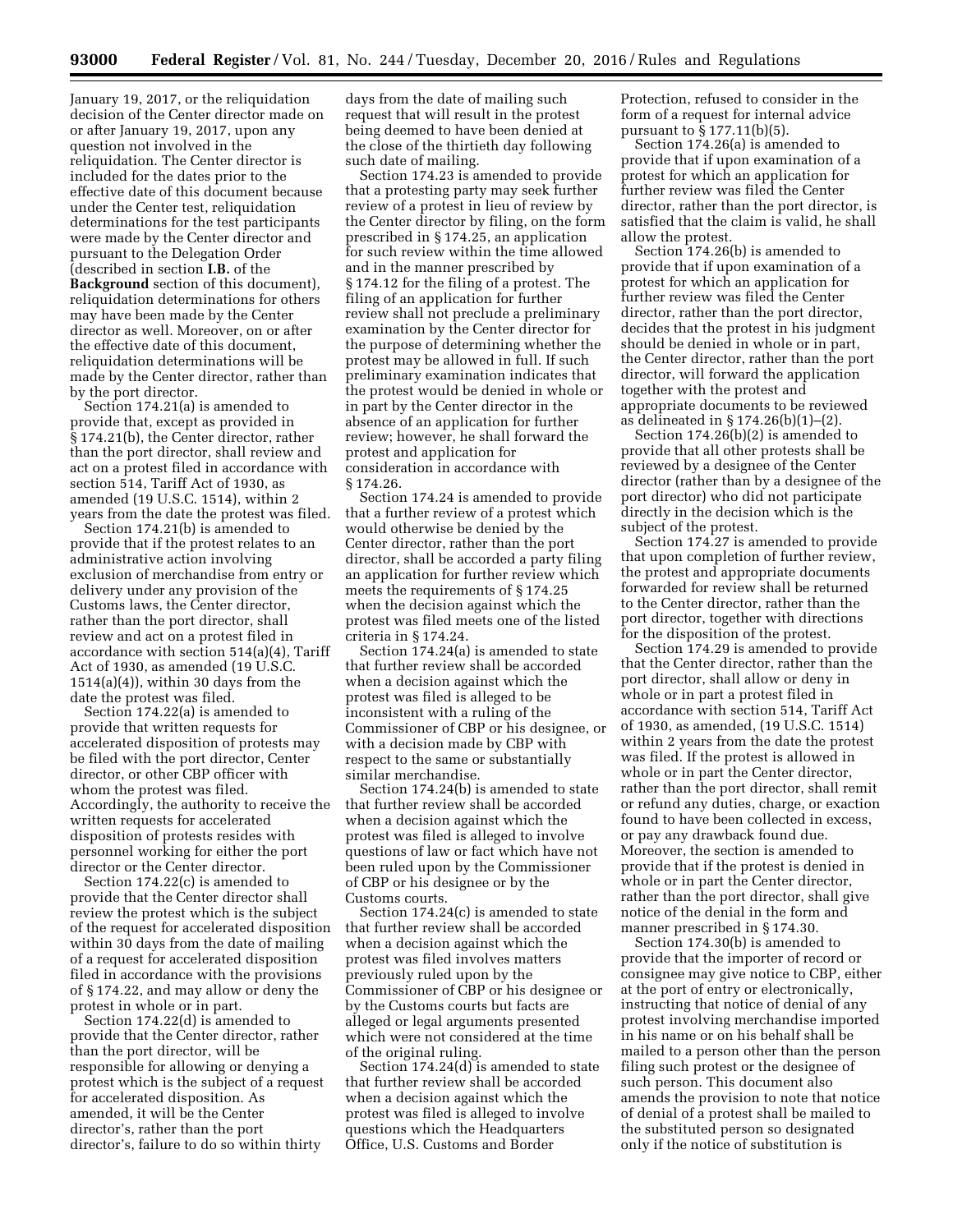January 19, 2017, or the reliquidation decision of the Center director made on or after January 19, 2017, upon any question not involved in the reliquidation. The Center director is included for the dates prior to the effective date of this document because under the Center test, reliquidation determinations for the test participants were made by the Center director and pursuant to the Delegation Order (described in section **I.B.** of the **Background** section of this document), reliquidation determinations for others may have been made by the Center director as well. Moreover, on or after the effective date of this document, reliquidation determinations will be made by the Center director, rather than by the port director.

Section 174.21(a) is amended to provide that, except as provided in § 174.21(b), the Center director, rather than the port director, shall review and act on a protest filed in accordance with section 514, Tariff Act of 1930, as amended (19 U.S.C. 1514), within 2 years from the date the protest was filed.

Section 174.21(b) is amended to provide that if the protest relates to an administrative action involving exclusion of merchandise from entry or delivery under any provision of the Customs laws, the Center director, rather than the port director, shall review and act on a protest filed in accordance with section 514(a)(4), Tariff Act of 1930, as amended (19 U.S.C. 1514(a)(4)), within 30 days from the date the protest was filed.

Section 174.22(a) is amended to provide that written requests for accelerated disposition of protests may be filed with the port director, Center director, or other CBP officer with whom the protest was filed. Accordingly, the authority to receive the written requests for accelerated disposition of protests resides with personnel working for either the port director or the Center director.

Section 174.22(c) is amended to provide that the Center director shall review the protest which is the subject of the request for accelerated disposition within 30 days from the date of mailing of a request for accelerated disposition filed in accordance with the provisions of § 174.22, and may allow or deny the protest in whole or in part.

Section 174.22(d) is amended to provide that the Center director, rather than the port director, will be responsible for allowing or denying a protest which is the subject of a request for accelerated disposition. As amended, it will be the Center director's, rather than the port director's, failure to do so within thirty days from the date of mailing such request that will result in the protest being deemed to have been denied at the close of the thirtieth day following such date of mailing.

Section 174.23 is amended to provide that a protesting party may seek further review of a protest in lieu of review by the Center director by filing, on the form prescribed in § 174.25, an application for such review within the time allowed and in the manner prescribed by § 174.12 for the filing of a protest. The filing of an application for further review shall not preclude a preliminary examination by the Center director for the purpose of determining whether the protest may be allowed in full. If such preliminary examination indicates that the protest would be denied in whole or in part by the Center director in the absence of an application for further review; however, he shall forward the protest and application for consideration in accordance with § 174.26.

Section 174.24 is amended to provide that a further review of a protest which would otherwise be denied by the Center director, rather than the port director, shall be accorded a party filing an application for further review which meets the requirements of § 174.25 when the decision against which the protest was filed meets one of the listed criteria in § 174.24.

Section 174.24(a) is amended to state that further review shall be accorded when a decision against which the protest was filed is alleged to be inconsistent with a ruling of the Commissioner of CBP or his designee, or with a decision made by CBP with respect to the same or substantially similar merchandise.

Section 174.24(b) is amended to state that further review shall be accorded when a decision against which the protest was filed is alleged to involve questions of law or fact which have not been ruled upon by the Commissioner of CBP or his designee or by the Customs courts.

Section 174.24(c) is amended to state that further review shall be accorded when a decision against which the protest was filed involves matters previously ruled upon by the Commissioner of CBP or his designee or by the Customs courts but facts are alleged or legal arguments presented which were not considered at the time of the original ruling.

Section 174.24(d) is amended to state that further review shall be accorded when a decision against which the protest was filed is alleged to involve questions which the Headquarters Office, U.S. Customs and Border Protection, refused to consider in the form of a request for internal advice pursuant to § 177.11(b)(5).

Section 174.26(a) is amended to provide that if upon examination of a protest for which an application for further review was filed the Center director, rather than the port director, is satisfied that the claim is valid, he shall allow the protest.

Section 174.26(b) is amended to provide that if upon examination of a protest for which an application for further review was filed the Center director, rather than the port director, decides that the protest in his judgment should be denied in whole or in part, the Center director, rather than the port director, will forward the application together with the protest and appropriate documents to be reviewed as delineated in § 174.26(b)(1)–(2).

Section 174.26(b)(2) is amended to provide that all other protests shall be reviewed by a designee of the Center director (rather than by a designee of the port director) who did not participate directly in the decision which is the subject of the protest.

Section 174.27 is amended to provide that upon completion of further review, the protest and appropriate documents forwarded for review shall be returned to the Center director, rather than the port director, together with directions for the disposition of the protest.

Section 174.29 is amended to provide that the Center director, rather than the port director, shall allow or deny in whole or in part a protest filed in accordance with section 514, Tariff Act of 1930, as amended, (19 U.S.C. 1514) within 2 years from the date the protest was filed. If the protest is allowed in whole or in part the Center director, rather than the port director, shall remit or refund any duties, charge, or exaction found to have been collected in excess, or pay any drawback found due. Moreover, the section is amended to provide that if the protest is denied in whole or in part the Center director, rather than the port director, shall give notice of the denial in the form and manner prescribed in § 174.30.

Section 174.30(b) is amended to provide that the importer of record or consignee may give notice to CBP, either at the port of entry or electronically, instructing that notice of denial of any protest involving merchandise imported in his name or on his behalf shall be mailed to a person other than the person filing such protest or the designee of such person. This document also amends the provision to note that notice of denial of a protest shall be mailed to the substituted person so designated only if the notice of substitution is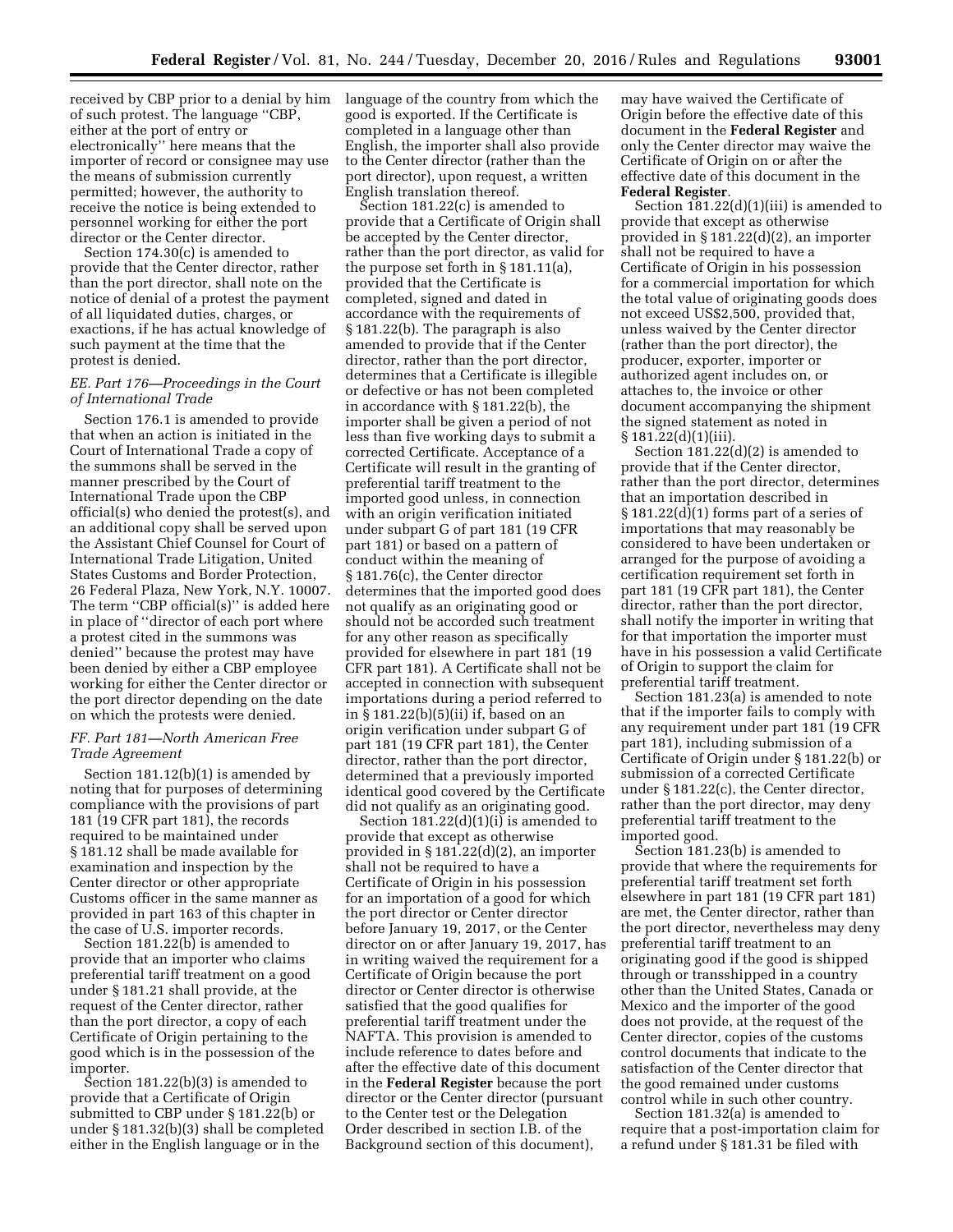received by CBP prior to a denial by him of such protest. The language ''CBP, either at the port of entry or electronically'' here means that the importer of record or consignee may use the means of submission currently permitted; however, the authority to receive the notice is being extended to personnel working for either the port director or the Center director.

Section 174.30(c) is amended to provide that the Center director, rather than the port director, shall note on the notice of denial of a protest the payment of all liquidated duties, charges, or exactions, if he has actual knowledge of such payment at the time that the protest is denied.

### *EE. Part 176—Proceedings in the Court of International Trade*

Section 176.1 is amended to provide that when an action is initiated in the Court of International Trade a copy of the summons shall be served in the manner prescribed by the Court of International Trade upon the CBP official(s) who denied the protest(s), and an additional copy shall be served upon the Assistant Chief Counsel for Court of International Trade Litigation, United States Customs and Border Protection, 26 Federal Plaza, New York, N.Y. 10007. The term ''CBP official(s)'' is added here in place of ''director of each port where a protest cited in the summons was denied'' because the protest may have been denied by either a CBP employee working for either the Center director or the port director depending on the date on which the protests were denied.

### *FF. Part 181—North American Free Trade Agreement*

Section 181.12(b)(1) is amended by noting that for purposes of determining compliance with the provisions of part 181 (19 CFR part 181), the records required to be maintained under § 181.12 shall be made available for examination and inspection by the Center director or other appropriate Customs officer in the same manner as provided in part 163 of this chapter in the case of U.S. importer records.

Section 181.22(b) is amended to provide that an importer who claims preferential tariff treatment on a good under § 181.21 shall provide, at the request of the Center director, rather than the port director, a copy of each Certificate of Origin pertaining to the good which is in the possession of the importer.

Section 181.22(b)(3) is amended to provide that a Certificate of Origin submitted to CBP under § 181.22(b) or under § 181.32(b)(3) shall be completed either in the English language or in the language of the country from which the good is exported. If the Certificate is completed in a language other than English, the importer shall also provide to the Center director (rather than the port director), upon request, a written English translation thereof.

Section 181.22(c) is amended to provide that a Certificate of Origin shall be accepted by the Center director, rather than the port director, as valid for the purpose set forth in § 181.11(a), provided that the Certificate is completed, signed and dated in accordance with the requirements of § 181.22(b). The paragraph is also amended to provide that if the Center director, rather than the port director, determines that a Certificate is illegible or defective or has not been completed in accordance with § 181.22(b), the importer shall be given a period of not less than five working days to submit a corrected Certificate. Acceptance of a Certificate will result in the granting of preferential tariff treatment to the imported good unless, in connection with an origin verification initiated under subpart G of part 181 (19 CFR part 181) or based on a pattern of conduct within the meaning of § 181.76(c), the Center director determines that the imported good does not qualify as an originating good or should not be accorded such treatment for any other reason as specifically provided for elsewhere in part 181 (19 CFR part 181). A Certificate shall not be accepted in connection with subsequent importations during a period referred to in § 181.22(b)(5)(ii) if, based on an origin verification under subpart G of part 181 (19 CFR part 181), the Center director, rather than the port director, determined that a previously imported identical good covered by the Certificate did not qualify as an originating good.

Section 181.22(d)(1)(i) is amended to provide that except as otherwise provided in § 181.22(d)(2), an importer shall not be required to have a Certificate of Origin in his possession for an importation of a good for which the port director or Center director before January 19, 2017, or the Center director on or after January 19, 2017, has in writing waived the requirement for a Certificate of Origin because the port director or Center director is otherwise satisfied that the good qualifies for preferential tariff treatment under the NAFTA. This provision is amended to include reference to dates before and after the effective date of this document in the **Federal Register** because the port director or the Center director (pursuant to the Center test or the Delegation Order described in section I.B. of the Background section of this document), may have waived the Certificate of Origin before the effective date of this document in the **Federal Register** and only the Center director may waive the Certificate of Origin on or after the effective date of this document in the **Federal Register**.

Section 181.22(d)(1)(iii) is amended to provide that except as otherwise provided in § 181.22(d)(2), an importer shall not be required to have a Certificate of Origin in his possession for a commercial importation for which the total value of originating goods does not exceed US$2,500, provided that, unless waived by the Center director (rather than the port director), the producer, exporter, importer or authorized agent includes on, or attaches to, the invoice or other document accompanying the shipment the signed statement as noted in § 181.22(d)(1)(iii).

Section 181.22(d)(2) is amended to provide that if the Center director, rather than the port director, determines that an importation described in § 181.22(d)(1) forms part of a series of importations that may reasonably be considered to have been undertaken or arranged for the purpose of avoiding a certification requirement set forth in part 181 (19 CFR part 181), the Center director, rather than the port director, shall notify the importer in writing that for that importation the importer must have in his possession a valid Certificate of Origin to support the claim for preferential tariff treatment.

Section 181.23(a) is amended to note that if the importer fails to comply with any requirement under part 181 (19 CFR part 181), including submission of a Certificate of Origin under § 181.22(b) or submission of a corrected Certificate under § 181.22(c), the Center director, rather than the port director, may deny preferential tariff treatment to the imported good.

Section 181.23(b) is amended to provide that where the requirements for preferential tariff treatment set forth elsewhere in part 181 (19 CFR part 181) are met, the Center director, rather than the port director, nevertheless may deny preferential tariff treatment to an originating good if the good is shipped through or transshipped in a country other than the United States, Canada or Mexico and the importer of the good does not provide, at the request of the Center director, copies of the customs control documents that indicate to the satisfaction of the Center director that the good remained under customs control while in such other country.

Section 181.32(a) is amended to require that a post-importation claim for a refund under § 181.31 be filed with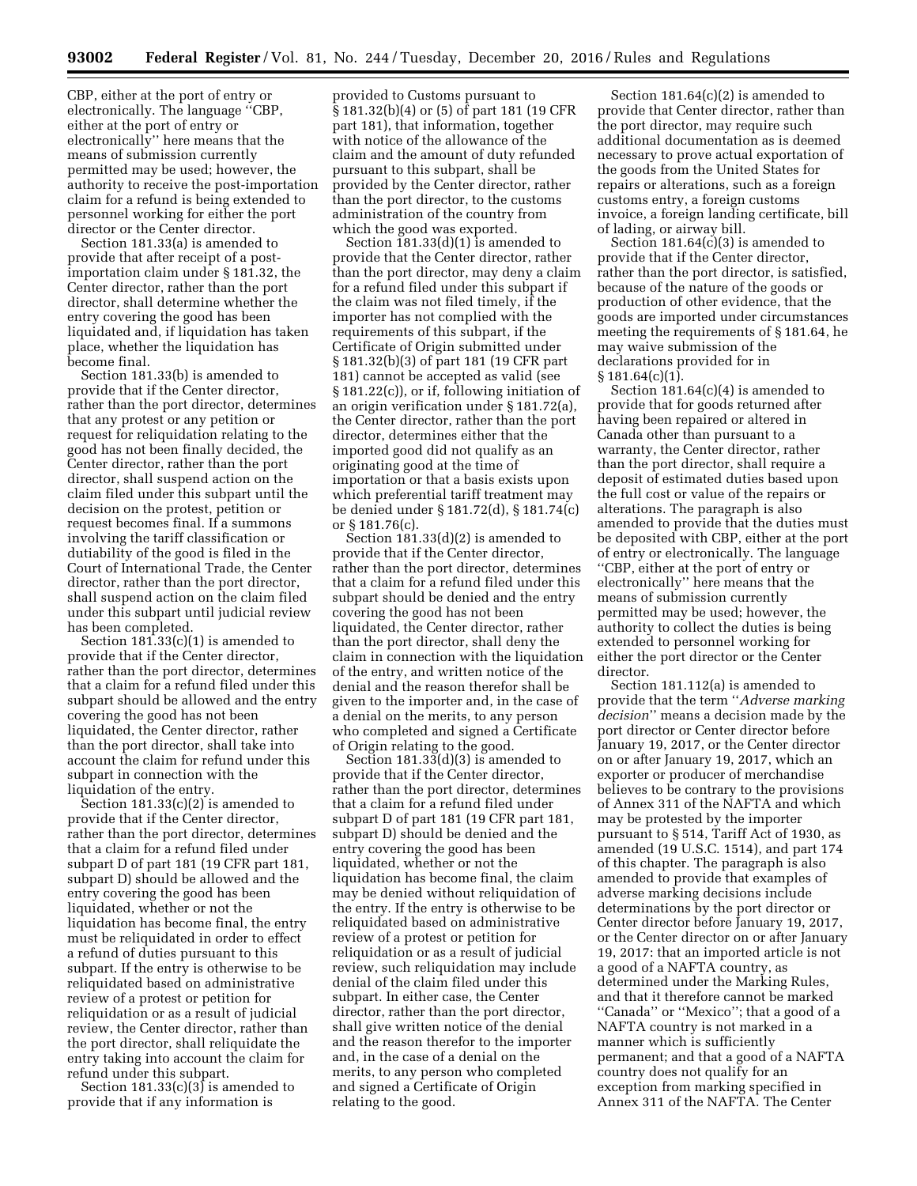CBP, either at the port of entry or electronically. The language "CBP, either at the port of entry or electronically" here means that the means of submission currently permitted may be used; however, the authority to receive the post-importation claim for a refund is being extended to personnel working for either the port director or the Center director.

Section 181.33(a) is amended to provide that after receipt of a post-importation claim under § 181.32, the Center director, rather than the port director, shall determine whether the entry covering the good has been liquidated and, if liquidation has taken place, whether the liquidation has become final.

Section 181.33(b) is amended to provide that if the Center director, rather than the port director, determines that any protest or any petition or request for reliquidation relating to the good has not been finally decided, the Center director, rather than the port director, shall suspend action on the claim filed under this subpart until the decision on the protest, petition or request becomes final. If a summons involving the tariff classification or dutiability of the good is filed in the Court of International Trade, the Center director, rather than the port director, shall suspend action on the claim filed under this subpart until judicial review has been completed.

Section 181.33(c)(1) is amended to provide that if the Center director, rather than the port director, determines that a claim for a refund filed under this subpart should be allowed and the entry covering the good has not been liquidated, the Center director, rather than the port director, shall take into account the claim for refund under this subpart in connection with the liquidation of the entry.

Section 181.33(c)(2) is amended to provide that if the Center director, rather than the port director, determines that a claim for a refund filed under subpart D of part 181 (19 CFR part 181, subpart D) should be allowed and the entry covering the good has been liquidated, whether or not the liquidation has become final, the entry must be reliquidated in order to effect a refund of duties pursuant to this subpart. If the entry is otherwise to be reliquidated based on administrative review of a protest or petition for reliquidation or as a result of judicial review, the Center director, rather than the port director, shall reliquidate the entry taking into account the claim for refund under this subpart.

Section 181.33(c)(3) is amended to provide that if any information is provided to Customs pursuant to § 181.32(b)(4) or (5) of part 181 (19 CFR part 181), that information, together with notice of the allowance of the claim and the amount of duty refunded pursuant to this subpart, shall be provided by the Center director, rather than the port director, to the customs administration of the country from which the good was exported.

Section 181.33(d)(1) is amended to provide that the Center director, rather than the port director, may deny a claim for a refund filed under this subpart if the claim was not filed timely, if the importer has not complied with the requirements of this subpart, if the Certificate of Origin submitted under § 181.32(b)(3) of part 181 (19 CFR part 181) cannot be accepted as valid (see § 181.22(c)), or if, following initiation of an origin verification under § 181.72(a), the Center director, rather than the port director, determines either that the imported good did not qualify as an originating good at the time of importation or that a basis exists upon which preferential tariff treatment may be denied under § 181.72(d), § 181.74(c) or § 181.76(c).

Section 181.33(d)(2) is amended to provide that if the Center director, rather than the port director, determines that a claim for a refund filed under this subpart should be denied and the entry covering the good has not been liquidated, the Center director, rather than the port director, shall deny the claim in connection with the liquidation of the entry, and written notice of the denial and the reason therefor shall be given to the importer and, in the case of a denial on the merits, to any person who completed and signed a Certificate of Origin relating to the good.

Section 181.33(d)(3) is amended to provide that if the Center director, rather than the port director, determines that a claim for a refund filed under subpart D of part 181 (19 CFR part 181, subpart D) should be denied and the entry covering the good has been liquidated, whether or not the liquidation has become final, the claim may be denied without reliquidation of the entry. If the entry is otherwise to be reliquidated based on administrative review of a protest or petition for reliquidation or as a result of judicial review, such reliquidation may include denial of the claim filed under this subpart. In either case, the Center director, rather than the port director, shall give written notice of the denial and the reason therefor to the importer and, in the case of a denial on the merits, to any person who completed and signed a Certificate of Origin relating to the good.

Section 181.64(c)(2) is amended to provide that Center director, rather than the port director, may require such additional documentation as is deemed necessary to prove actual exportation of the goods from the United States for repairs or alterations, such as a foreign customs entry, a foreign customs invoice, a foreign landing certificate, bill of lading, or airway bill.

Section 181.64(c)(3) is amended to provide that if the Center director, rather than the port director, is satisfied, because of the nature of the goods or production of other evidence, that the goods are imported under circumstances meeting the requirements of § 181.64, he may waive submission of the declarations provided for in § 181.64(c)(1).

Section 181.64(c)(4) is amended to provide that for goods returned after having been repaired or altered in Canada other than pursuant to a warranty, the Center director, rather than the port director, shall require a deposit of estimated duties based upon the full cost or value of the repairs or alterations. The paragraph is also amended to provide that the duties must be deposited with CBP, either at the port of entry or electronically. The language "CBP, either at the port of entry or electronically" here means that the means of submission currently permitted may be used; however, the authority to collect the duties is being extended to personnel working for either the port director or the Center director.

Section 181.112(a) is amended to provide that the term "*Adverse marking decision*" means a decision made by the port director or Center director before January 19, 2017, or the Center director on or after January 19, 2017, which an exporter or producer of merchandise believes to be contrary to the provisions of Annex 311 of the NAFTA and which may be protested by the importer pursuant to § 514, Tariff Act of 1930, as amended (19 U.S.C. 1514), and part 174 of this chapter. The paragraph is also amended to provide that examples of adverse marking decisions include determinations by the port director or Center director before January 19, 2017, or the Center director on or after January 19, 2017: that an imported article is not a good of a NAFTA country, as determined under the Marking Rules, and that it therefore cannot be marked "Canada" or "Mexico"; that a good of a NAFTA country is not marked in a manner which is sufficiently permanent; and that a good of a NAFTA country does not qualify for an exception from marking specified in Annex 311 of the NAFTA. The Center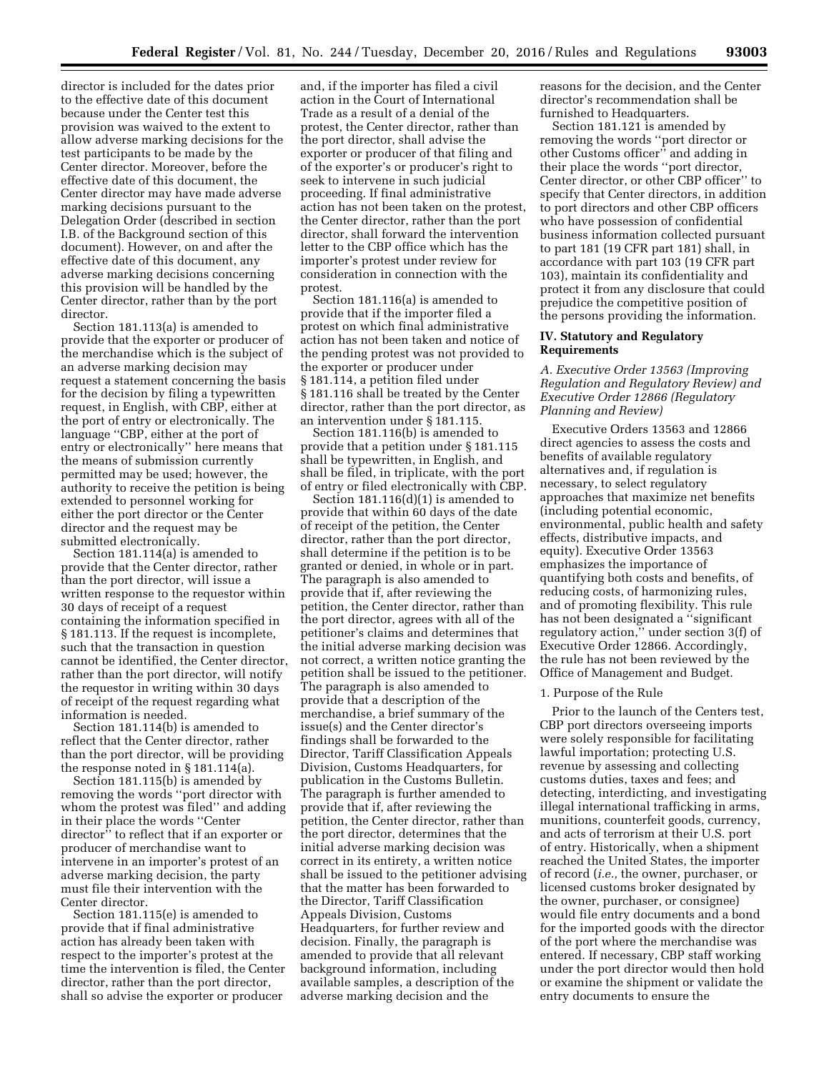director is included for the dates prior to the effective date of this document because under the Center test this provision was waived to the extent to allow adverse marking decisions for the test participants to be made by the Center director. Moreover, before the effective date of this document, the Center director may have made adverse marking decisions pursuant to the Delegation Order (described in section I.B. of the Background section of this document). However, on and after the effective date of this document, any adverse marking decisions concerning this provision will be handled by the Center director, rather than by the port director.

Section 181.113(a) is amended to provide that the exporter or producer of the merchandise which is the subject of an adverse marking decision may request a statement concerning the basis for the decision by filing a typewritten request, in English, with CBP, either at the port of entry or electronically. The language ''CBP, either at the port of entry or electronically'' here means that the means of submission currently permitted may be used; however, the authority to receive the petition is being extended to personnel working for either the port director or the Center director and the request may be submitted electronically.

Section 181.114(a) is amended to provide that the Center director, rather than the port director, will issue a written response to the requestor within 30 days of receipt of a request containing the information specified in § 181.113. If the request is incomplete, such that the transaction in question cannot be identified, the Center director, rather than the port director, will notify the requestor in writing within 30 days of receipt of the request regarding what information is needed.

Section 181.114(b) is amended to reflect that the Center director, rather than the port director, will be providing the response noted in § 181.114(a).

Section 181.115(b) is amended by removing the words ''port director with whom the protest was filed'' and adding in their place the words ''Center director'' to reflect that if an exporter or producer of merchandise want to intervene in an importer's protest of an adverse marking decision, the party must file their intervention with the Center director.

Section 181.115(e) is amended to provide that if final administrative action has already been taken with respect to the importer's protest at the time the intervention is filed, the Center director, rather than the port director, shall so advise the exporter or producer and, if the importer has filed a civil action in the Court of International Trade as a result of a denial of the protest, the Center director, rather than the port director, shall advise the exporter or producer of that filing and of the exporter's or producer's right to seek to intervene in such judicial proceeding. If final administrative action has not been taken on the protest, the Center director, rather than the port director, shall forward the intervention letter to the CBP office which has the importer's protest under review for consideration in connection with the protest.

Section 181.116(a) is amended to provide that if the importer filed a protest on which final administrative action has not been taken and notice of the pending protest was not provided to the exporter or producer under § 181.114, a petition filed under § 181.116 shall be treated by the Center director, rather than the port director, as an intervention under § 181.115.

Section 181.116(b) is amended to provide that a petition under § 181.115 shall be typewritten, in English, and shall be filed, in triplicate, with the port of entry or filed electronically with CBP.

Section 181.116(d)(1) is amended to provide that within 60 days of the date of receipt of the petition, the Center director, rather than the port director, shall determine if the petition is to be granted or denied, in whole or in part. The paragraph is also amended to provide that if, after reviewing the petition, the Center director, rather than the port director, agrees with all of the petitioner's claims and determines that the initial adverse marking decision was not correct, a written notice granting the petition shall be issued to the petitioner. The paragraph is also amended to provide that a description of the merchandise, a brief summary of the issue(s) and the Center director's findings shall be forwarded to the Director, Tariff Classification Appeals Division, Customs Headquarters, for publication in the Customs Bulletin. The paragraph is further amended to provide that if, after reviewing the petition, the Center director, rather than the port director, determines that the initial adverse marking decision was correct in its entirety, a written notice shall be issued to the petitioner advising that the matter has been forwarded to the Director, Tariff Classification Appeals Division, Customs Headquarters, for further review and decision. Finally, the paragraph is amended to provide that all relevant background information, including available samples, a description of the adverse marking decision and the reasons for the decision, and the Center director's recommendation shall be furnished to Headquarters.

Section 181.121 is amended by removing the words ''port director or other Customs officer'' and adding in their place the words ''port director, Center director, or other CBP officer'' to specify that Center directors, in addition to port directors and other CBP officers who have possession of confidential business information collected pursuant to part 181 (19 CFR part 181) shall, in accordance with part 103 (19 CFR part 103), maintain its confidentiality and protect it from any disclosure that could prejudice the competitive position of the persons providing the information.

## IV. Statutory and Regulatory Requirements

### *A. Executive Order 13563 (Improving Regulation and Regulatory Review) and Executive Order 12866 (Regulatory Planning and Review)*

Executive Orders 13563 and 12866 direct agencies to assess the costs and benefits of available regulatory alternatives and, if regulation is necessary, to select regulatory approaches that maximize net benefits (including potential economic, environmental, public health and safety effects, distributive impacts, and equity). Executive Order 13563 emphasizes the importance of quantifying both costs and benefits, of reducing costs, of harmonizing rules, and of promoting flexibility. This rule has not been designated a ''significant regulatory action,'' under section 3(f) of Executive Order 12866. Accordingly, the rule has not been reviewed by the Office of Management and Budget.

#### 1. Purpose of the Rule

Prior to the launch of the Centers test, CBP port directors overseeing imports were solely responsible for facilitating lawful importation; protecting U.S. revenue by assessing and collecting customs duties, taxes and fees; and detecting, interdicting, and investigating illegal international trafficking in arms, munitions, counterfeit goods, currency, and acts of terrorism at their U.S. port of entry. Historically, when a shipment reached the United States, the importer of record (*i.e.,* the owner, purchaser, or licensed customs broker designated by the owner, purchaser, or consignee) would file entry documents and a bond for the imported goods with the director of the port where the merchandise was entered. If necessary, CBP staff working under the port director would then hold or examine the shipment or validate the entry documents to ensure the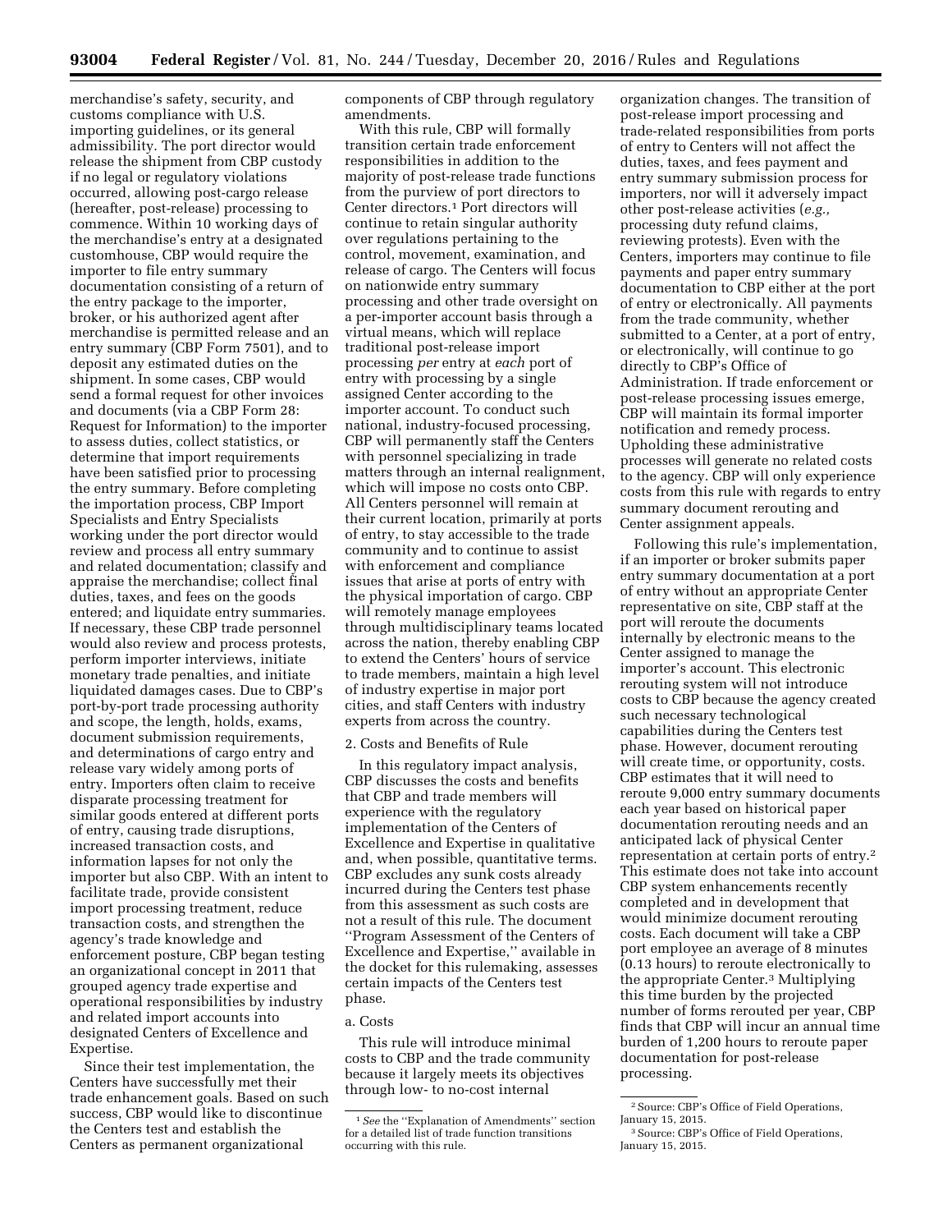merchandise's safety, security, and customs compliance with U.S. importing guidelines, or its general admissibility. The port director would release the shipment from CBP custody if no legal or regulatory violations occurred, allowing post-cargo release (hereafter, post-release) processing to commence. Within 10 working days of the merchandise's entry at a designated customhouse, CBP would require the importer to file entry summary documentation consisting of a return of the entry package to the importer, broker, or his authorized agent after merchandise is permitted release and an entry summary (CBP Form 7501), and to deposit any estimated duties on the shipment. In some cases, CBP would send a formal request for other invoices and documents (via a CBP Form 28: Request for Information) to the importer to assess duties, collect statistics, or determine that import requirements have been satisfied prior to processing the entry summary. Before completing the importation process, CBP Import Specialists and Entry Specialists working under the port director would review and process all entry summary and related documentation; classify and appraise the merchandise; collect final duties, taxes, and fees on the goods entered; and liquidate entry summaries. If necessary, these CBP trade personnel would also review and process protests, perform importer interviews, initiate monetary trade penalties, and initiate liquidated damages cases. Due to CBP's port-by-port trade processing authority and scope, the length, holds, exams, document submission requirements, and determinations of cargo entry and release vary widely among ports of entry. Importers often claim to receive disparate processing treatment for similar goods entered at different ports of entry, causing trade disruptions, increased transaction costs, and information lapses for not only the importer but also CBP. With an intent to facilitate trade, provide consistent import processing treatment, reduce transaction costs, and strengthen the agency's trade knowledge and enforcement posture, CBP began testing an organizational concept in 2011 that grouped agency trade expertise and operational responsibilities by industry and related import accounts into designated Centers of Excellence and Expertise.

Since their test implementation, the Centers have successfully met their trade enhancement goals. Based on such success, CBP would like to discontinue the Centers test and establish the Centers as permanent organizational components of CBP through regulatory amendments.

With this rule, CBP will formally transition certain trade enforcement responsibilities in addition to the majority of post-release trade functions from the purview of port directors to Center directors.[1] Port directors will continue to retain singular authority over regulations pertaining to the control, movement, examination, and release of cargo. The Centers will focus on nationwide entry summary processing and other trade oversight on a per-importer account basis through a virtual means, which will replace traditional post-release import processing *per* entry at *each* port of entry with processing by a single assigned Center according to the importer account. To conduct such national, industry-focused processing, CBP will permanently staff the Centers with personnel specializing in trade matters through an internal realignment, which will impose no costs onto CBP. All Centers personnel will remain at their current location, primarily at ports of entry, to stay accessible to the trade community and to continue to assist with enforcement and compliance issues that arise at ports of entry with the physical importation of cargo. CBP will remotely manage employees through multidisciplinary teams located across the nation, thereby enabling CBP to extend the Centers' hours of service to trade members, maintain a high level of industry expertise in major port cities, and staff Centers with industry experts from across the country.

2. Costs and Benefits of Rule

In this regulatory impact analysis, CBP discusses the costs and benefits that CBP and trade members will experience with the regulatory implementation of the Centers of Excellence and Expertise in qualitative and, when possible, quantitative terms. CBP excludes any sunk costs already incurred during the Centers test phase from this assessment as such costs are not a result of this rule. The document ''Program Assessment of the Centers of Excellence and Expertise,'' available in the docket for this rulemaking, assesses certain impacts of the Centers test phase.

a. Costs

This rule will introduce minimal costs to CBP and the trade community because it largely meets its objectives through low- to no-cost internal organization changes. The transition of post-release import processing and trade-related responsibilities from ports of entry to Centers will not affect the duties, taxes, and fees payment and entry summary submission process for importers, nor will it adversely impact other post-release activities (*e.g.,* processing duty refund claims, reviewing protests). Even with the Centers, importers may continue to file payments and paper entry summary documentation to CBP either at the port of entry or electronically. All payments from the trade community, whether submitted to a Center, at a port of entry, or electronically, will continue to go directly to CBP's Office of Administration. If trade enforcement or post-release processing issues emerge, CBP will maintain its formal importer notification and remedy process. Upholding these administrative processes will generate no related costs to the agency. CBP will only experience costs from this rule with regards to entry summary document rerouting and Center assignment appeals.

Following this rule's implementation, if an importer or broker submits paper entry summary documentation at a port of entry without an appropriate Center representative on site, CBP staff at the port will reroute the documents internally by electronic means to the Center assigned to manage the importer's account. This electronic rerouting system will not introduce costs to CBP because the agency created such necessary technological capabilities during the Centers test phase. However, document rerouting will create time, or opportunity, costs. CBP estimates that it will need to reroute 9,000 entry summary documents each year based on historical paper documentation rerouting needs and an anticipated lack of physical Center representation at certain ports of entry.[2] This estimate does not take into account CBP system enhancements recently completed and in development that would minimize document rerouting costs. Each document will take a CBP port employee an average of 8 minutes (0.13 hours) to reroute electronically to the appropriate Center.[3] Multiplying this time burden by the projected number of forms rerouted per year, CBP finds that CBP will incur an annual time burden of 1,200 hours to reroute paper documentation for post-release processing.

[1] *See* the ''Explanation of Amendments'' section for a detailed list of trade function transitions occurring with this rule.

[2] Source: CBP's Office of Field Operations, January 15, 2015.

[3] Source: CBP's Office of Field Operations, January 15, 2015.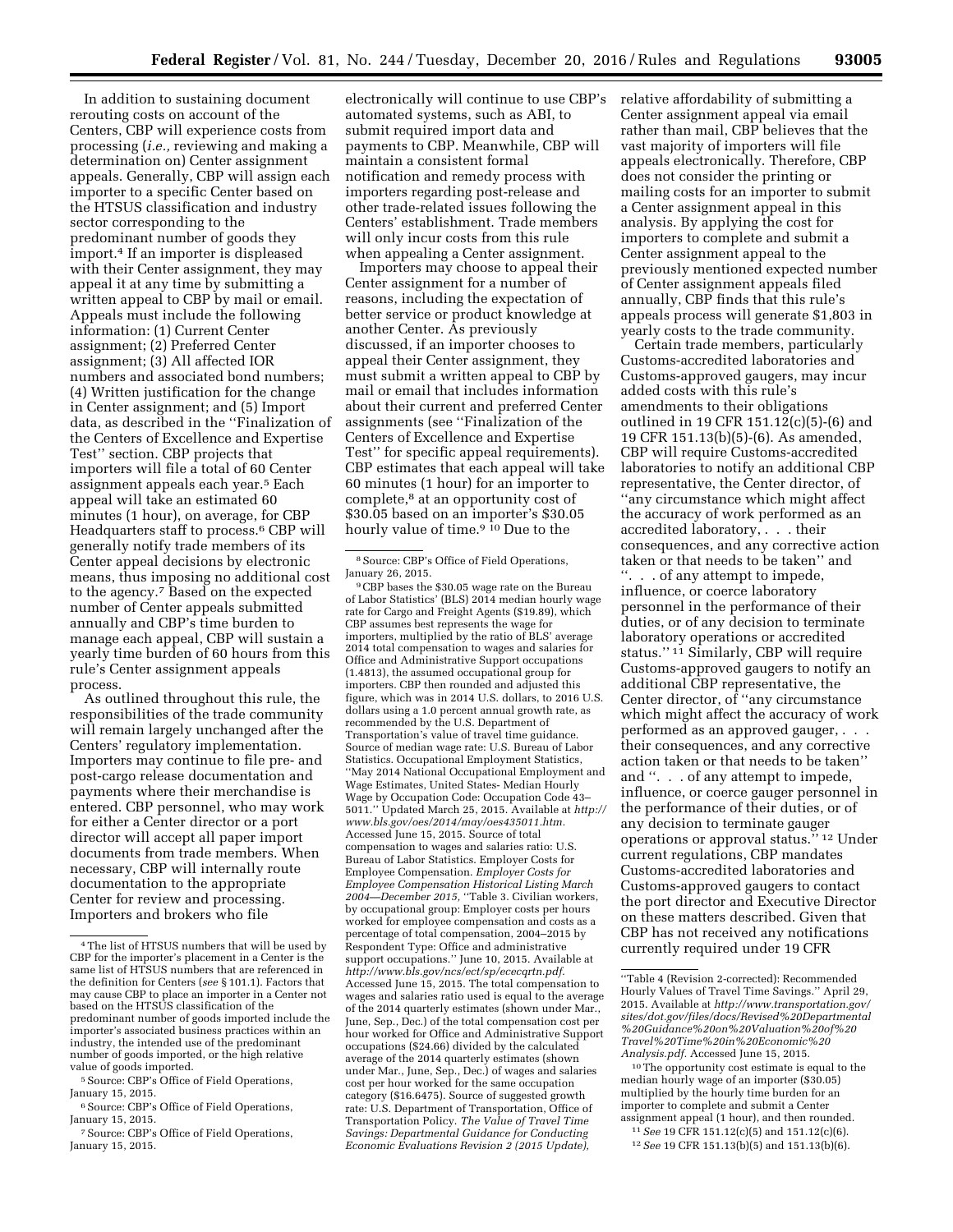In addition to sustaining document rerouting costs on account of the Centers, CBP will experience costs from processing (*i.e.,* reviewing and making a determination on) Center assignment appeals. Generally, CBP will assign each importer to a specific Center based on the HTSUS classification and industry sector corresponding to the predominant number of goods they import.[4] If an importer is displeased with their Center assignment, they may appeal it at any time by submitting a written appeal to CBP by mail or email. Appeals must include the following information: (1) Current Center assignment; (2) Preferred Center assignment; (3) All affected IOR numbers and associated bond numbers; (4) Written justification for the change in Center assignment; and (5) Import data, as described in the ''Finalization of the Centers of Excellence and Expertise Test'' section. CBP projects that importers will file a total of 60 Center assignment appeals each year.[5] Each appeal will take an estimated 60 minutes (1 hour), on average, for CBP Headquarters staff to process.[6] CBP will generally notify trade members of its Center appeal decisions by electronic means, thus imposing no additional cost to the agency.[7] Based on the expected number of Center appeals submitted annually and CBP's time burden to manage each appeal, CBP will sustain a yearly time burden of 60 hours from this rule's Center assignment appeals process.

As outlined throughout this rule, the responsibilities of the trade community will remain largely unchanged after the Centers' regulatory implementation. Importers may continue to file pre- and post-cargo release documentation and payments where their merchandise is entered. CBP personnel, who may work for either a Center director or a port director will accept all paper import documents from trade members. When necessary, CBP will internally route documentation to the appropriate Center for review and processing. Importers and brokers who file electronically will continue to use CBP's automated systems, such as ABI, to submit required import data and payments to CBP. Meanwhile, CBP will maintain a consistent formal notification and remedy process with importers regarding post-release and other trade-related issues following the Centers' establishment. Trade members will only incur costs from this rule when appealing a Center assignment.

Importers may choose to appeal their Center assignment for a number of reasons, including the expectation of better service or product knowledge at another Center. As previously discussed, if an importer chooses to appeal their Center assignment, they must submit a written appeal to CBP by mail or email that includes information about their current and preferred Center assignments (see ''Finalization of the Centers of Excellence and Expertise Test'' for specific appeal requirements). CBP estimates that each appeal will take 60 minutes (1 hour) for an importer to complete,[8] at an opportunity cost of $30.05 based on an importer's $30.05 hourly value of time.[9] [10] Due to the relative affordability of submitting a Center assignment appeal via email rather than mail, CBP believes that the vast majority of importers will file appeals electronically. Therefore, CBP does not consider the printing or mailing costs for an importer to submit a Center assignment appeal in this analysis. By applying the cost for importers to complete and submit a Center assignment appeal to the previously mentioned expected number of Center assignment appeals filed annually, CBP finds that this rule's appeals process will generate $1,803 in yearly costs to the trade community.

Certain trade members, particularly Customs-accredited laboratories and Customs-approved gaugers, may incur added costs with this rule's amendments to their obligations outlined in 19 CFR 151.12(c)(5)-(6) and 19 CFR 151.13(b)(5)-(6). As amended, CBP will require Customs-accredited laboratories to notify an additional CBP representative, the Center director, of ''any circumstance which might affect the accuracy of work performed as an accredited laboratory, . . . their consequences, and any corrective action taken or that needs to be taken'' and ''. . . of any attempt to impede, influence, or coerce laboratory personnel in the performance of their duties, or of any decision to terminate laboratory operations or accredited status.''[11] Similarly, CBP will require Customs-approved gaugers to notify an additional CBP representative, the Center director, of ''any circumstance which might affect the accuracy of work performed as an approved gauger, . . . their consequences, and any corrective action taken or that needs to be taken'' and ''. . . of any attempt to impede, influence, or coerce gauger personnel in the performance of their duties, or of any decision to terminate gauger operations or approval status.''[12] Under current regulations, CBP mandates Customs-accredited laboratories and Customs-approved gaugers to contact the port director and Executive Director on these matters described. Given that CBP has not received any notifications currently required under 19 CFR

---

[4] The list of HTSUS numbers that will be used by CBP for the importer's placement in a Center is the same list of HTSUS numbers that are referenced in the definition for Centers (*see* § 101.1). Factors that may cause CBP to place an importer in a Center not based on the HTSUS classification of the predominant number of goods imported include the importer's associated business practices within an industry, the intended use of the predominant number of goods imported, or the high relative value of goods imported.

[5] Source: CBP's Office of Field Operations, January 15, 2015.

[6] Source: CBP's Office of Field Operations, January 15, 2015.

[7] Source: CBP's Office of Field Operations, January 15, 2015.

[8] Source: CBP's Office of Field Operations, January 26, 2015.

[9] CBP bases the $30.05 wage rate on the Bureau of Labor Statistics' (BLS) 2014 median hourly wage rate for Cargo and Freight Agents ($19.89), which CBP assumes best represents the wage for importers, multiplied by the ratio of BLS' average 2014 total compensation to wages and salaries for Office and Administrative Support occupations (1.4813), the assumed occupational group for importers. CBP then rounded and adjusted this figure, which was in 2014 U.S. dollars, to 2016 U.S. dollars using a 1.0 percent annual growth rate, as recommended by the U.S. Department of Transportation's value of travel time guidance. Source of median wage rate: U.S. Bureau of Labor Statistics. Occupational Employment Statistics, ''May 2014 National Occupational Employment and Wage Estimates, United States- Median Hourly Wage by Occupation Code: Occupation Code 43–5011.'' Updated March 25, 2015. Available at *http://www.bls.gov/oes/2014/may/oes435011.htm.* Accessed June 15, 2015. Source of total compensation to wages and salaries ratio: U.S. Bureau of Labor Statistics. Employer Costs for Employee Compensation. *Employer Costs for Employee Compensation Historical Listing March 2004—December 2015,* ''Table 3. Civilian workers, by occupational group: Employer costs per hours worked for employee compensation and costs as a percentage of total compensation, 2004–2015 by Respondent Type: Office and administrative support occupations.'' June 10, 2015. Available at *http://www.bls.gov/ncs/ect/sp/ececqrtn.pdf.* Accessed June 15, 2015. The total compensation to wages and salaries ratio used is equal to the average of the 2014 quarterly estimates (shown under Mar., June, Sep., Dec.) of the total compensation cost per hour worked for Office and Administrative Support occupations ($24.66) divided by the calculated average of the 2014 quarterly estimates (shown under Mar., June, Sep., Dec.) of wages and salaries cost per hour worked for the same occupation category ($16.6475). Source of suggested growth rate: U.S. Department of Transportation, Office of Transportation Policy. *The Value of Travel Time Savings: Departmental Guidance for Conducting Economic Evaluations Revision 2 (2015 Update),* ''Table 4 (Revision 2-corrected): Recommended Hourly Values of Travel Time Savings.'' April 29, 2015. Available at *http://www.transportation.gov/sites/dot.gov/files/docs/Revised%20Departmental%20Guidance%20on%20Valuation%20of%20Travel%20Time%20in%20Economic%20Analysis.pdf.* Accessed June 15, 2015.

[10] The opportunity cost estimate is equal to the median hourly wage of an importer ($30.05) multiplied by the hourly time burden for an importer to complete and submit a Center assignment appeal (1 hour), and then rounded.

[11] *See* 19 CFR 151.12(c)(5) and 151.12(c)(6).

[12] *See* 19 CFR 151.13(b)(5) and 151.13(b)(6).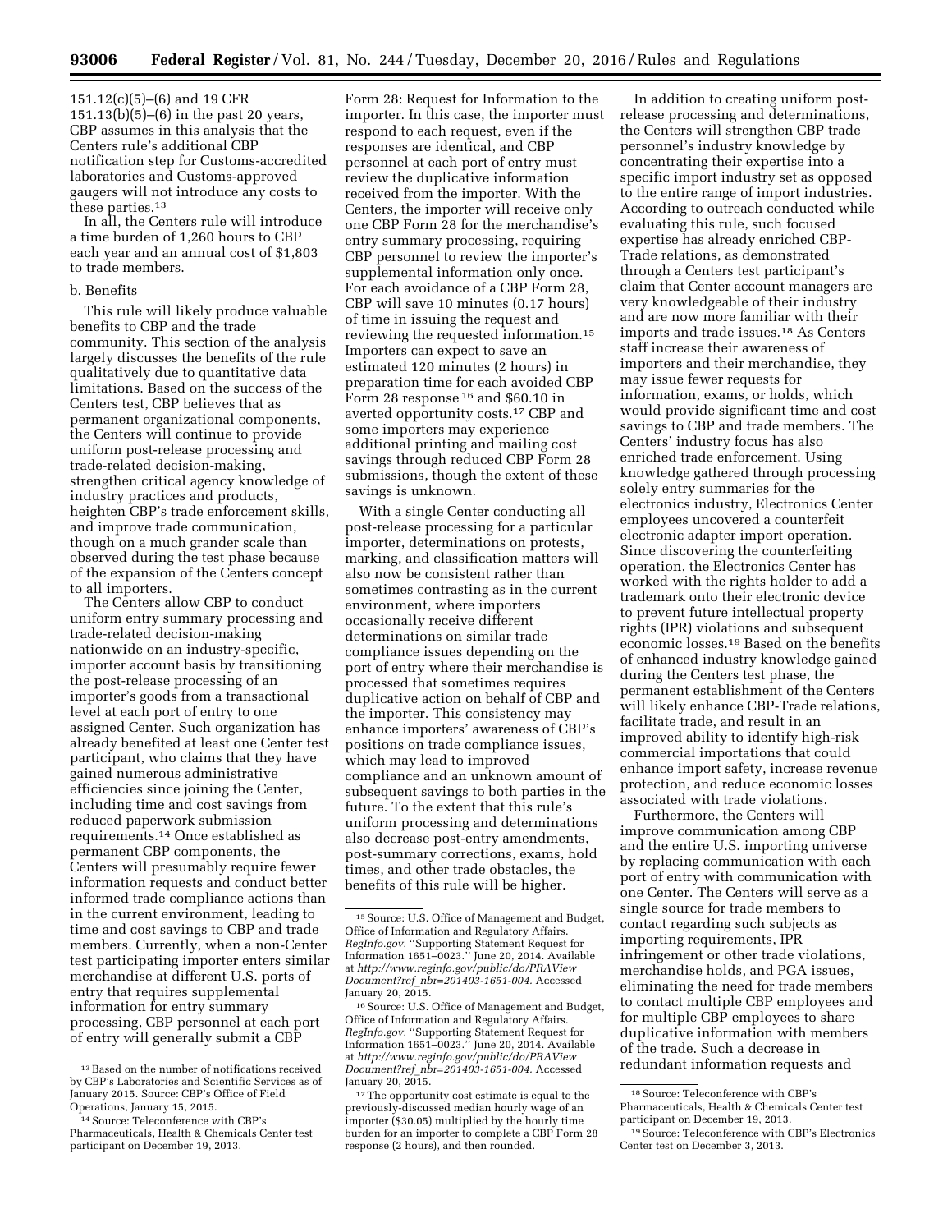151.12(c)(5)–(6) and 19 CFR 151.13(b)(5)–(6) in the past 20 years, CBP assumes in this analysis that the Centers rule's additional CBP notification step for Customs-accredited laboratories and Customs-approved gaugers will not introduce any costs to these parties.[13]

In all, the Centers rule will introduce a time burden of 1,260 hours to CBP each year and an annual cost of $1,803 to trade members.

b. Benefits

This rule will likely produce valuable benefits to CBP and the trade community. This section of the analysis largely discusses the benefits of the rule qualitatively due to quantitative data limitations. Based on the success of the Centers test, CBP believes that as permanent organizational components, the Centers will continue to provide uniform post-release processing and trade-related decision-making, strengthen critical agency knowledge of industry practices and products, heighten CBP's trade enforcement skills, and improve trade communication, though on a much grander scale than observed during the test phase because of the expansion of the Centers concept to all importers.

The Centers allow CBP to conduct uniform entry summary processing and trade-related decision-making nationwide on an industry-specific, importer account basis by transitioning the post-release processing of an importer's goods from a transactional level at each port of entry to one assigned Center. Such organization has already benefited at least one Center test participant, who claims that they have gained numerous administrative efficiencies since joining the Center, including time and cost savings from reduced paperwork submission requirements.[14] Once established as permanent CBP components, the Centers will presumably require fewer information requests and conduct better informed trade compliance actions than in the current environment, leading to time and cost savings to CBP and trade members. Currently, when a non-Center test participating importer enters similar merchandise at different U.S. ports of entry that requires supplemental information for entry summary processing, CBP personnel at each port of entry will generally submit a CBP Form 28: Request for Information to the importer. In this case, the importer must respond to each request, even if the responses are identical, and CBP personnel at each port of entry must review the duplicative information received from the importer. With the Centers, the importer will receive only one CBP Form 28 for the merchandise's entry summary processing, requiring CBP personnel to review the importer's supplemental information only once. For each avoidance of a CBP Form 28, CBP will save 10 minutes (0.17 hours) of time in issuing the request and reviewing the requested information.[15] Importers can expect to save an estimated 120 minutes (2 hours) in preparation time for each avoided CBP Form 28 response [16] and $60.10 in averted opportunity costs.[17] CBP and some importers may experience additional printing and mailing cost savings through reduced CBP Form 28 submissions, though the extent of these savings is unknown.

With a single Center conducting all post-release processing for a particular importer, determinations on protests, marking, and classification matters will also now be consistent rather than sometimes contrasting as in the current environment, where importers occasionally receive different determinations on similar trade compliance issues depending on the port of entry where their merchandise is processed that sometimes requires duplicative action on behalf of CBP and the importer. This consistency may enhance importers' awareness of CBP's positions on trade compliance issues, which may lead to improved compliance and an unknown amount of subsequent savings to both parties in the future. To the extent that this rule's uniform processing and determinations also decrease post-entry amendments, post-summary corrections, exams, hold times, and other trade obstacles, the benefits of this rule will be higher.

In addition to creating uniform post-release processing and determinations, the Centers will strengthen CBP trade personnel's industry knowledge by concentrating their expertise into a specific import industry set as opposed to the entire range of import industries. According to outreach conducted while evaluating this rule, such focused expertise has already enriched CBP-Trade relations, as demonstrated through a Centers test participant's claim that Center account managers are very knowledgeable of their industry and are now more familiar with their imports and trade issues.[18] As Centers staff increase their awareness of importers and their merchandise, they may issue fewer requests for information, exams, or holds, which would provide significant time and cost savings to CBP and trade members. The Centers' industry focus has also enriched trade enforcement. Using knowledge gathered through processing solely entry summaries for the electronics industry, Electronics Center employees uncovered a counterfeit electronic adapter import operation. Since discovering the counterfeiting operation, the Electronics Center has worked with the rights holder to add a trademark onto their electronic device to prevent future intellectual property rights (IPR) violations and subsequent economic losses.[19] Based on the benefits of enhanced industry knowledge gained during the Centers test phase, the permanent establishment of the Centers will likely enhance CBP-Trade relations, facilitate trade, and result in an improved ability to identify high-risk commercial importations that could enhance import safety, increase revenue protection, and reduce economic losses associated with trade violations.

Furthermore, the Centers will improve communication among CBP and the entire U.S. importing universe by replacing communication with each port of entry with communication with one Center. The Centers will serve as a single source for trade members to contact regarding such subjects as importing requirements, IPR infringement or other trade violations, merchandise holds, and PGA issues, eliminating the need for trade members to contact multiple CBP employees and for multiple CBP employees to share duplicative information with members of the trade. Such a decrease in redundant information requests and

---

[13] Based on the number of notifications received by CBP's Laboratories and Scientific Services as of January 2015. Source: CBP's Office of Field Operations, January 15, 2015.

[14] Source: Teleconference with CBP's Pharmaceuticals, Health & Chemicals Center test participant on December 19, 2013.

[15] Source: U.S. Office of Management and Budget, Office of Information and Regulatory Affairs. *RegInfo.gov.* "Supporting Statement Request for Information 1651–0023." June 20, 2014. Available at *http://www.reginfo.gov/public/do/PRAViewDocument?ref_nbr=201403-1651-004.* Accessed January 20, 2015.

[16] Source: U.S. Office of Management and Budget, Office of Information and Regulatory Affairs. *RegInfo.gov.* "Supporting Statement Request for Information 1651–0023." June 20, 2014. Available at *http://www.reginfo.gov/public/do/PRAViewDocument?ref_nbr=201403-1651-004.* Accessed January 20, 2015.

[17] The opportunity cost estimate is equal to the previously-discussed median hourly wage of an importer ($30.05) multiplied by the hourly time burden for an importer to complete a CBP Form 28 response (2 hours), and then rounded.

[18] Source: Teleconference with CBP's Pharmaceuticals, Health & Chemicals Center test participant on December 19, 2013.

[19] Source: Teleconference with CBP's Electronics Center test on December 3, 2013.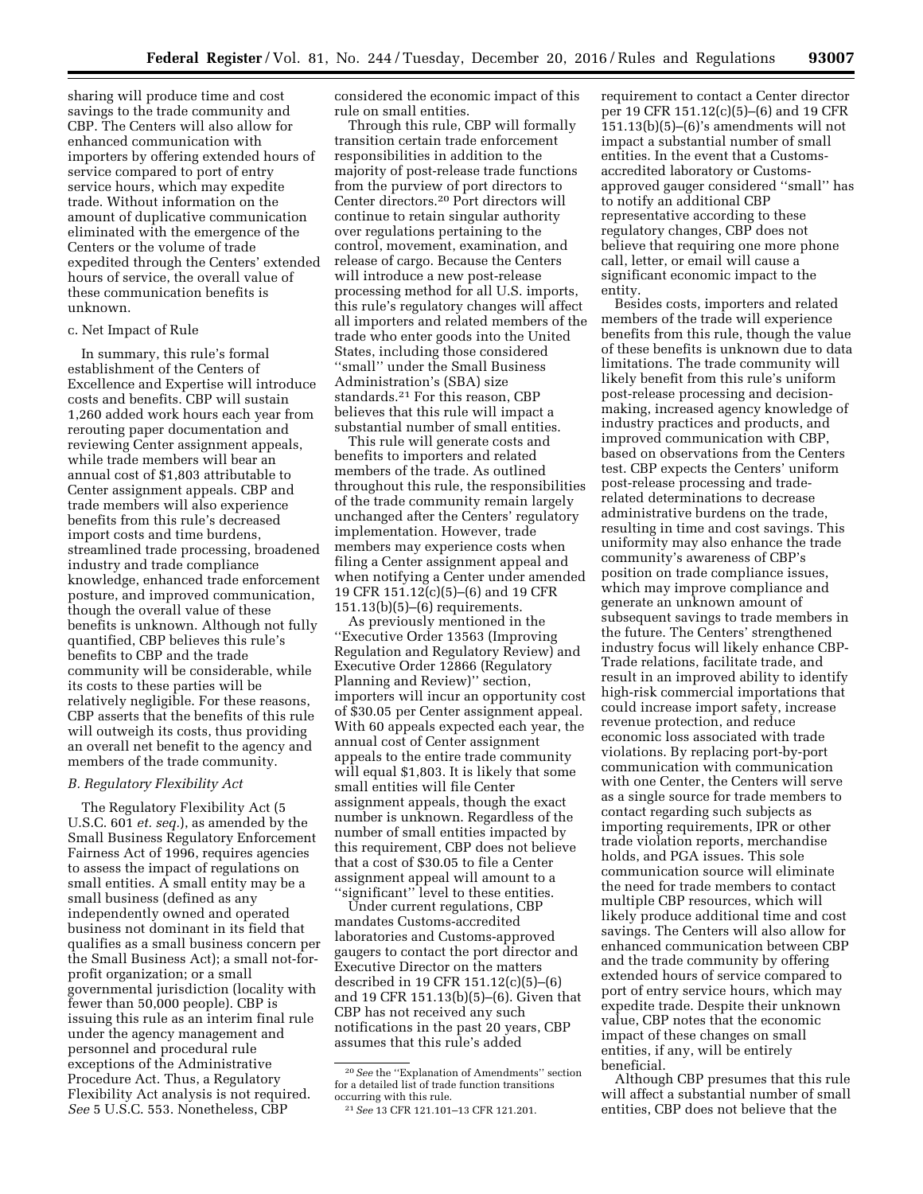sharing will produce time and cost savings to the trade community and CBP. The Centers will also allow for enhanced communication with importers by offering extended hours of service compared to port of entry service hours, which may expedite trade. Without information on the amount of duplicative communication eliminated with the emergence of the Centers or the volume of trade expedited through the Centers' extended hours of service, the overall value of these communication benefits is unknown.

c. Net Impact of Rule

In summary, this rule's formal establishment of the Centers of Excellence and Expertise will introduce costs and benefits. CBP will sustain 1,260 added work hours each year from rerouting paper documentation and reviewing Center assignment appeals, while trade members will bear an annual cost of $1,803 attributable to Center assignment appeals. CBP and trade members will also experience benefits from this rule's decreased import costs and time burdens, streamlined trade processing, broadened industry and trade compliance knowledge, enhanced trade enforcement posture, and improved communication, though the overall value of these benefits is unknown. Although not fully quantified, CBP believes this rule's benefits to CBP and the trade community will be considerable, while its costs to these parties will be relatively negligible. For these reasons, CBP asserts that the benefits of this rule will outweigh its costs, thus providing an overall net benefit to the agency and members of the trade community.

### *B. Regulatory Flexibility Act*

The Regulatory Flexibility Act (5 U.S.C. 601 *et. seq.*), as amended by the Small Business Regulatory Enforcement Fairness Act of 1996, requires agencies to assess the impact of regulations on small entities. A small entity may be a small business (defined as any independently owned and operated business not dominant in its field that qualifies as a small business concern per the Small Business Act); a small not-for-profit organization; or a small governmental jurisdiction (locality with fewer than 50,000 people). CBP is issuing this rule as an interim final rule under the agency management and personnel and procedural rule exceptions of the Administrative Procedure Act. Thus, a Regulatory Flexibility Act analysis is not required. *See* 5 U.S.C. 553. Nonetheless, CBP considered the economic impact of this rule on small entities.

Through this rule, CBP will formally transition certain trade enforcement responsibilities in addition to the majority of post-release trade functions from the purview of port directors to Center directors.[20] Port directors will continue to retain singular authority over regulations pertaining to the control, movement, examination, and release of cargo. Because the Centers will introduce a new post-release processing method for all U.S. imports, this rule's regulatory changes will affect all importers and related members of the trade who enter goods into the United States, including those considered "small" under the Small Business Administration's (SBA) size standards.[21] For this reason, CBP believes that this rule will impact a substantial number of small entities.

This rule will generate costs and benefits to importers and related members of the trade. As outlined throughout this rule, the responsibilities of the trade community remain largely unchanged after the Centers' regulatory implementation. However, trade members may experience costs when filing a Center assignment appeal and when notifying a Center under amended 19 CFR 151.12(c)(5)–(6) and 19 CFR 151.13(b)(5)–(6) requirements.

As previously mentioned in the "Executive Order 13563 (Improving Regulation and Regulatory Review) and Executive Order 12866 (Regulatory Planning and Review)" section, importers will incur an opportunity cost of $30.05 per Center assignment appeal. With 60 appeals expected each year, the annual cost of Center assignment appeals to the entire trade community will equal $1,803. It is likely that some small entities will file Center assignment appeals, though the exact number is unknown. Regardless of the number of small entities impacted by this requirement, CBP does not believe that a cost of $30.05 to file a Center assignment appeal will amount to a "significant" level to these entities.

Under current regulations, CBP mandates Customs-accredited laboratories and Customs-approved gaugers to contact the port director and Executive Director on the matters described in 19 CFR 151.12(c)(5)–(6) and 19 CFR 151.13(b)(5)–(6). Given that CBP has not received any such notifications in the past 20 years, CBP assumes that this rule's added requirement to contact a Center director per 19 CFR 151.12(c)(5)–(6) and 19 CFR 151.13(b)(5)–(6)'s amendments will not impact a substantial number of small entities. In the event that a Customs-accredited laboratory or Customs-approved gauger considered "small" has to notify an additional CBP representative according to these regulatory changes, CBP does not believe that requiring one more phone call, letter, or email will cause a significant economic impact to the entity.

Besides costs, importers and related members of the trade will experience benefits from this rule, though the value of these benefits is unknown due to data limitations. The trade community will likely benefit from this rule's uniform post-release processing and decision-making, increased agency knowledge of industry practices and products, and improved communication with CBP, based on observations from the Centers test. CBP expects the Centers' uniform post-release processing and trade-related determinations to decrease administrative burdens on the trade, resulting in time and cost savings. This uniformity may also enhance the trade community's awareness of CBP's position on trade compliance issues, which may improve compliance and generate an unknown amount of subsequent savings to trade members in the future. The Centers' strengthened industry focus will likely enhance CBP-Trade relations, facilitate trade, and result in an improved ability to identify high-risk commercial importations that could increase import safety, increase revenue protection, and reduce economic loss associated with trade violations. By replacing port-by-port communication with communication with one Center, the Centers will serve as a single source for trade members to contact regarding such subjects as importing requirements, IPR or other trade violation reports, merchandise holds, and PGA issues. This sole communication source will eliminate the need for trade members to contact multiple CBP resources, which will likely produce additional time and cost savings. The Centers will also allow for enhanced communication between CBP and the trade community by offering extended hours of service compared to port of entry service hours, which may expedite trade. Despite their unknown value, CBP notes that the economic impact of these changes on small entities, if any, will be entirely beneficial.

Although CBP presumes that this rule will affect a substantial number of small entities, CBP does not believe that the

---

[20] *See* the "Explanation of Amendments" section for a detailed list of trade function transitions occurring with this rule.

[21] *See* 13 CFR 121.101–13 CFR 121.201.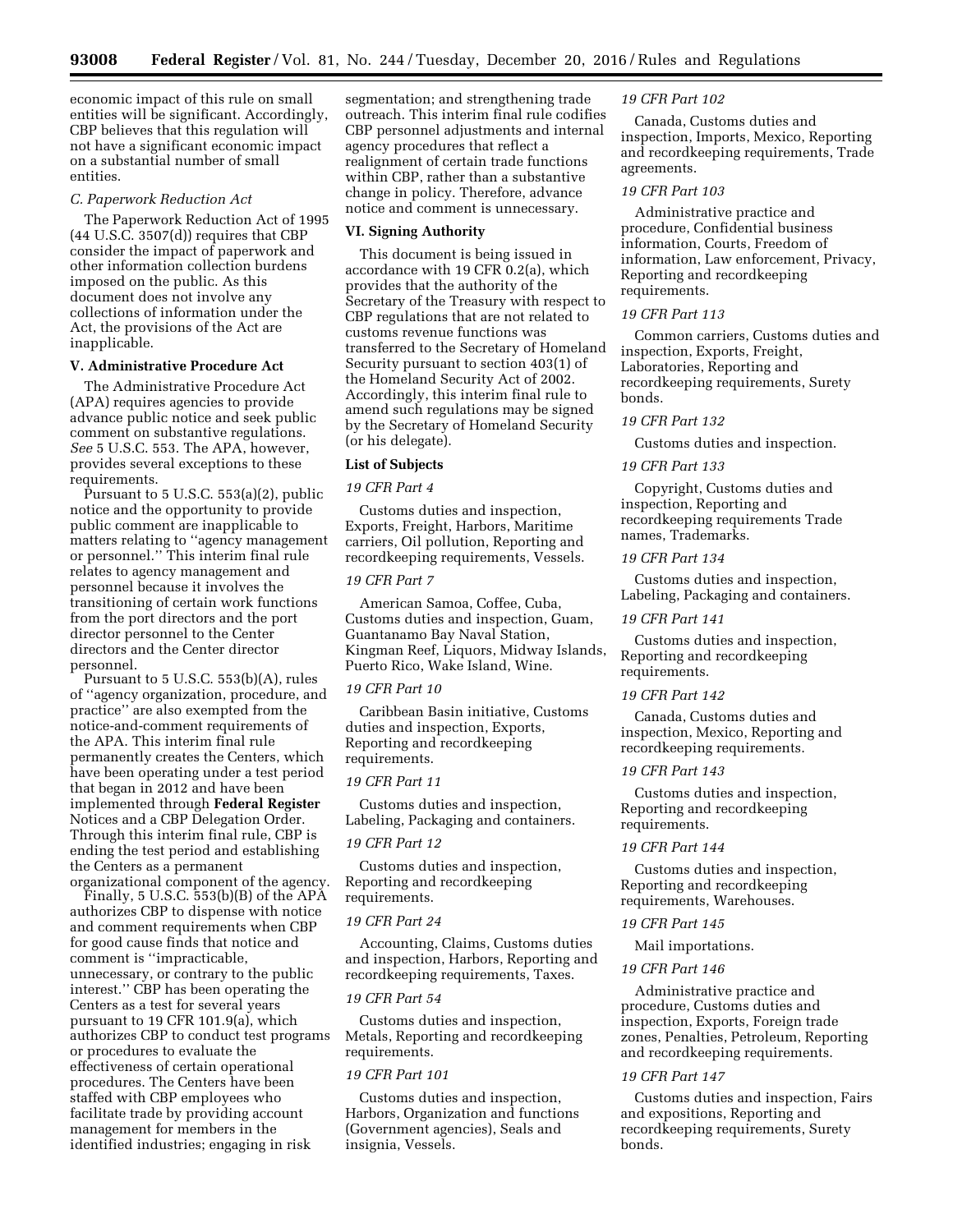economic impact of this rule on small entities will be significant. Accordingly, CBP believes that this regulation will not have a significant economic impact on a substantial number of small entities.

*C. Paperwork Reduction Act*

The Paperwork Reduction Act of 1995 (44 U.S.C. 3507(d)) requires that CBP consider the impact of paperwork and other information collection burdens imposed on the public. As this document does not involve any collections of information under the Act, the provisions of the Act are inapplicable.

## V. Administrative Procedure Act

The Administrative Procedure Act (APA) requires agencies to provide advance public notice and seek public comment on substantive regulations. *See* 5 U.S.C. 553. The APA, however, provides several exceptions to these requirements.

Pursuant to 5 U.S.C. 553(a)(2), public notice and the opportunity to provide public comment are inapplicable to matters relating to ''agency management or personnel.'' This interim final rule relates to agency management and personnel because it involves the transitioning of certain work functions from the port directors and the port director personnel to the Center directors and the Center director personnel.

Pursuant to 5 U.S.C. 553(b)(A), rules of ''agency organization, procedure, and practice'' are also exempted from the notice-and-comment requirements of the APA. This interim final rule permanently creates the Centers, which have been operating under a test period that began in 2012 and have been implemented through **Federal Register** Notices and a CBP Delegation Order. Through this interim final rule, CBP is ending the test period and establishing the Centers as a permanent organizational component of the agency.

Finally, 5 U.S.C. 553(b)(B) of the APA authorizes CBP to dispense with notice and comment requirements when CBP for good cause finds that notice and comment is ''impracticable, unnecessary, or contrary to the public interest.'' CBP has been operating the Centers as a test for several years pursuant to 19 CFR 101.9(a), which authorizes CBP to conduct test programs or procedures to evaluate the effectiveness of certain operational procedures. The Centers have been staffed with CBP employees who facilitate trade by providing account management for members in the identified industries; engaging in risk segmentation; and strengthening trade outreach. This interim final rule codifies CBP personnel adjustments and internal agency procedures that reflect a realignment of certain trade functions within CBP, rather than a substantive change in policy. Therefore, advance notice and comment is unnecessary.

## VI. Signing Authority

This document is being issued in accordance with 19 CFR 0.2(a), which provides that the authority of the Secretary of the Treasury with respect to CBP regulations that are not related to customs revenue functions was transferred to the Secretary of Homeland Security pursuant to section 403(1) of the Homeland Security Act of 2002. Accordingly, this interim final rule to amend such regulations may be signed by the Secretary of Homeland Security (or his delegate).

## List of Subjects

*19 CFR Part 4*

Customs duties and inspection, Exports, Freight, Harbors, Maritime carriers, Oil pollution, Reporting and recordkeeping requirements, Vessels.

*19 CFR Part 7*

American Samoa, Coffee, Cuba, Customs duties and inspection, Guam, Guantanamo Bay Naval Station, Kingman Reef, Liquors, Midway Islands, Puerto Rico, Wake Island, Wine.

*19 CFR Part 10*

Caribbean Basin initiative, Customs duties and inspection, Exports, Reporting and recordkeeping requirements.

*19 CFR Part 11*

Customs duties and inspection, Labeling, Packaging and containers.

*19 CFR Part 12*

Customs duties and inspection, Reporting and recordkeeping requirements.

*19 CFR Part 24*

Accounting, Claims, Customs duties and inspection, Harbors, Reporting and recordkeeping requirements, Taxes.

*19 CFR Part 54*

Customs duties and inspection, Metals, Reporting and recordkeeping requirements.

*19 CFR Part 101*

Customs duties and inspection, Harbors, Organization and functions (Government agencies), Seals and insignia, Vessels.

*19 CFR Part 102*

Canada, Customs duties and inspection, Imports, Mexico, Reporting and recordkeeping requirements, Trade agreements.

*19 CFR Part 103*

Administrative practice and procedure, Confidential business information, Courts, Freedom of information, Law enforcement, Privacy, Reporting and recordkeeping requirements.

*19 CFR Part 113*

Common carriers, Customs duties and inspection, Exports, Freight, Laboratories, Reporting and recordkeeping requirements, Surety bonds.

*19 CFR Part 132*

Customs duties and inspection.

*19 CFR Part 133*

Copyright, Customs duties and inspection, Reporting and recordkeeping requirements Trade names, Trademarks.

*19 CFR Part 134*

Customs duties and inspection, Labeling, Packaging and containers.

*19 CFR Part 141*

Customs duties and inspection, Reporting and recordkeeping requirements.

*19 CFR Part 142*

Canada, Customs duties and inspection, Mexico, Reporting and recordkeeping requirements.

*19 CFR Part 143*

Customs duties and inspection, Reporting and recordkeeping requirements.

*19 CFR Part 144*

Customs duties and inspection, Reporting and recordkeeping requirements, Warehouses.

*19 CFR Part 145*

Mail importations.

*19 CFR Part 146*

Administrative practice and procedure, Customs duties and inspection, Exports, Foreign trade zones, Penalties, Petroleum, Reporting and recordkeeping requirements.

*19 CFR Part 147*

Customs duties and inspection, Fairs and expositions, Reporting and recordkeeping requirements, Surety bonds.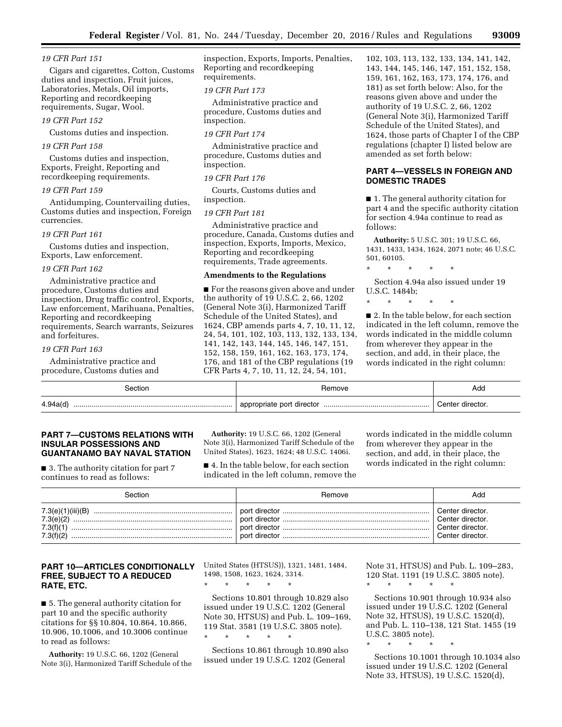*19 CFR Part 151*

Cigars and cigarettes, Cotton, Customs duties and inspection, Fruit juices, Laboratories, Metals, Oil imports, Reporting and recordkeeping requirements, Sugar, Wool.

*19 CFR Part 152*

Customs duties and inspection.

*19 CFR Part 158*

Customs duties and inspection, Exports, Freight, Reporting and recordkeeping requirements.

*19 CFR Part 159*

Antidumping, Countervailing duties, Customs duties and inspection, Foreign currencies.

*19 CFR Part 161*

Customs duties and inspection, Exports, Law enforcement.

*19 CFR Part 162*

Administrative practice and procedure, Customs duties and inspection, Drug traffic control, Exports, Law enforcement, Marihuana, Penalties, Reporting and recordkeeping requirements, Search warrants, Seizures and forfeitures.

*19 CFR Part 163*

Administrative practice and procedure, Customs duties and inspection, Exports, Imports, Penalties, Reporting and recordkeeping requirements.

*19 CFR Part 173*

Administrative practice and procedure, Customs duties and inspection.

*19 CFR Part 174*

Administrative practice and procedure, Customs duties and inspection.

*19 CFR Part 176*

Courts, Customs duties and inspection.

*19 CFR Part 181*

Administrative practice and procedure, Canada, Customs duties and inspection, Exports, Imports, Mexico, Reporting and recordkeeping requirements, Trade agreements.

**Amendments to the Regulations**

■ For the reasons given above and under the authority of 19 U.S.C. 2, 66, 1202 (General Note 3(i), Harmonized Tariff Schedule of the United States), and 1624, CBP amends parts 4, 7, 10, 11, 12, 24, 54, 101, 102, 103, 113, 132, 133, 134, 141, 142, 143, 144, 145, 146, 147, 151, 152, 158, 159, 161, 162, 163, 173, 174, 176, and 181 of the CBP regulations (19 CFR Parts 4, 7, 10, 11, 12, 24, 54, 101, 102, 103, 113, 132, 133, 134, 141, 142, 143, 144, 145, 146, 147, 151, 152, 158, 159, 161, 162, 163, 173, 174, 176, and 181) as set forth below: Also, for the reasons given above and under the authority of 19 U.S.C. 2, 66, 1202 (General Note 3(i), Harmonized Tariff Schedule of the United States), and 1624, those parts of Chapter I of the CBP regulations (chapter I) listed below are amended as set forth below:

## PART 4—VESSELS IN FOREIGN AND DOMESTIC TRADES

■ 1. The general authority citation for part 4 and the specific authority citation for section 4.94a continue to read as follows:

**Authority:** 5 U.S.C. 301; 19 U.S.C. 66, 1431, 1433, 1434, 1624, 2071 note; 46 U.S.C. 501, 60105.

\* \* \* \* \*

Section 4.94a also issued under 19 U.S.C. 1484b;

\* \* \* \* \*

■ 2. In the table below, for each section indicated in the left column, remove the words indicated in the middle column from wherever they appear in the section, and add, in their place, the words indicated in the right column:

| Section | Remove | Add |
|---|---|---|
| 4.94a(d) | appropriate port director | Center director. |

## PART 7—CUSTOMS RELATIONS WITH INSULAR POSSESSIONS AND GUANTANAMO BAY NAVAL STATION

■ 3. The authority citation for part 7 continues to read as follows:

**Authority:** 19 U.S.C. 66, 1202 (General Note 3(i), Harmonized Tariff Schedule of the United States), 1623, 1624; 48 U.S.C. 1406i.

■ 4. In the table below, for each section indicated in the left column, remove the words indicated in the middle column from wherever they appear in the section, and add, in their place, the words indicated in the right column:

| Section | Remove | Add |
|---|---|---|
| 7.3(e)(1)(iii)(B) | port director | Center director. |
| 7.3(e)(2) | port director | Center director. |
| 7.3(f)(1) | port director | Center director. |
| 7.3(f)(2) | port director | Center director. |

## PART 10—ARTICLES CONDITIONALLY FREE, SUBJECT TO A REDUCED RATE, ETC.

■ 5. The general authority citation for part 10 and the specific authority citations for §§ 10.804, 10.864, 10.866, 10.906, 10.1006, and 10.3006 continue to read as follows:

**Authority:** 19 U.S.C. 66, 1202 (General Note 3(i), Harmonized Tariff Schedule of the United States (HTSUS)), 1321, 1481, 1484, 1498, 1508, 1623, 1624, 3314.

\* \* \* \* \*

Sections 10.801 through 10.829 also issued under 19 U.S.C. 1202 (General Note 30, HTSUS) and Pub. L. 109–169, 119 Stat. 3581 (19 U.S.C. 3805 note).

\* \* \* \* \*

Sections 10.861 through 10.890 also issued under 19 U.S.C. 1202 (General Note 31, HTSUS) and Pub. L. 109–283, 120 Stat. 1191 (19 U.S.C. 3805 note).

\* \* \* \* \*

Sections 10.901 through 10.934 also issued under 19 U.S.C. 1202 (General Note 32, HTSUS), 19 U.S.C. 1520(d), and Pub. L. 110–138, 121 Stat. 1455 (19 U.S.C. 3805 note).

\* \* \* \* \*

Sections 10.1001 through 10.1034 also issued under 19 U.S.C. 1202 (General Note 33, HTSUS), 19 U.S.C. 1520(d),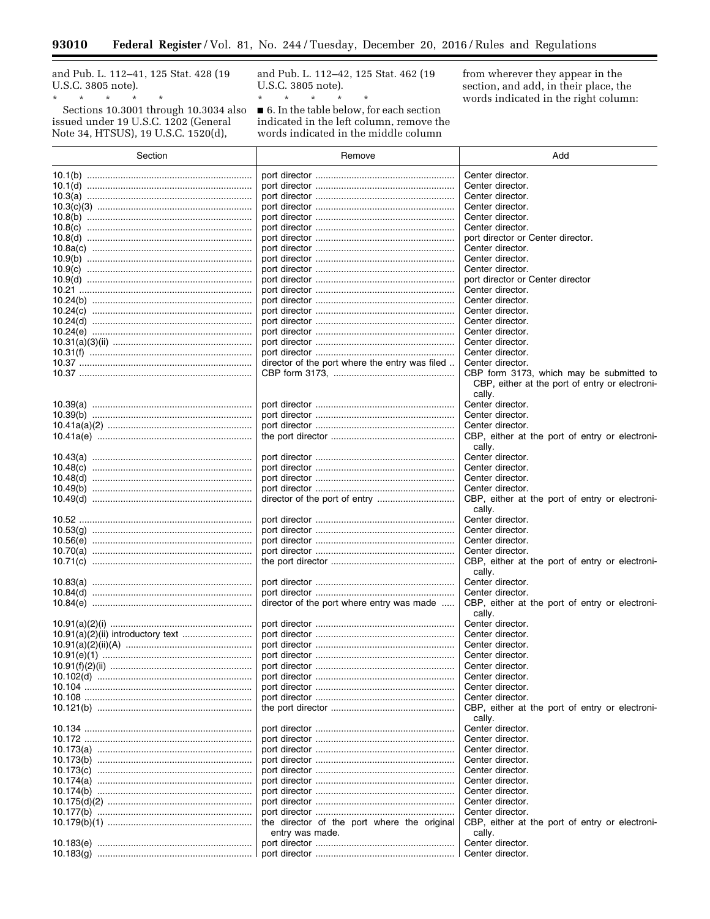and Pub. L. 112–41, 125 Stat. 428 (19 U.S.C. 3805 note).

\* \* \* \* \*

Sections 10.3001 through 10.3034 also issued under 19 U.S.C. 1202 (General Note 34, HTSUS), 19 U.S.C. 1520(d), and Pub. L. 112–42, 125 Stat. 462 (19 U.S.C. 3805 note).

\* \* \* \* \*

■ 6. In the table below, for each section indicated in the left column, remove the words indicated in the middle column from wherever they appear in the section, and add, in their place, the words indicated in the right column:

| Section | Remove | Add |
|---|---|---|
| 10.1(b) | port director | Center director. |
| 10.1(d) | port director | Center director. |
| 10.3(a) | port director | Center director. |
| 10.3(c)(3) | port director | Center director. |
| 10.8(b) | port director | Center director. |
| 10.8(c) | port director | Center director. |
| 10.8(d) | port director | port director or Center director. |
| 10.8a(c) | port director | Center director. |
| 10.9(b) | port director | Center director. |
| 10.9(c) | port director | Center director. |
| 10.9(d) | port director | port director or Center director |
| 10.21 | port director | Center director. |
| 10.24(b) | port director | Center director. |
| 10.24(c) | port director | Center director. |
| 10.24(d) | port director | Center director. |
| 10.24(e) | port director | Center director. |
| 10.31(a)(3)(ii) | port director | Center director. |
| 10.31(f) | port director | Center director. |
| 10.37 | director of the port where the entry was filed | Center director. |
| 10.37 | CBP form 3173, | CBP form 3173, which may be submitted to CBP, either at the port of entry or electronically. |
| 10.39(a) | port director | Center director. |
| 10.39(b) | port director | Center director. |
| 10.41a(a)(2) | port director | Center director. |
| 10.41a(e) | the port director | CBP, either at the port of entry or electronically. |
| 10.43(a) | port director | Center director. |
| 10.48(c) | port director | Center director. |
| 10.48(d) | port director | Center director. |
| 10.49(b) | port director | Center director. |
| 10.49(d) | director of the port of entry | CBP, either at the port of entry or electronically. |
| 10.52 | port director | Center director. |
| 10.53(g) | port director | Center director. |
| 10.56(e) | port director | Center director. |
| 10.70(a) | port director | Center director. |
| 10.71(c) | the port director | CBP, either at the port of entry or electronically. |
| 10.83(a) | port director | Center director. |
| 10.84(d) | port director | Center director. |
| 10.84(e) | director of the port where entry was made | CBP, either at the port of entry or electronically. |
| 10.91(a)(2)(i) | port director | Center director. |
| 10.91(a)(2)(ii) introductory text | port director | Center director. |
| 10.91(a)(2)(ii)(A) | port director | Center director. |
| 10.91(e)(1) | port director | Center director. |
| 10.91(f)(2)(ii) | port director | Center director. |
| 10.102(d) | port director | Center director. |
| 10.104 | port director | Center director. |
| 10.108 | port director | Center director. |
| 10.121(b) | the port director | CBP, either at the port of entry or electronically. |
| 10.134 | port director | Center director. |
| 10.172 | port director | Center director. |
| 10.173(a) | port director | Center director. |
| 10.173(b) | port director | Center director. |
| 10.173(c) | port director | Center director. |
| 10.174(a) | port director | Center director. |
| 10.174(b) | port director | Center director. |
| 10.175(d)(2) | port director | Center director. |
| 10.177(b) | port director | Center director. |
| 10.179(b)(1) | the director of the port where the original entry was made. | CBP, either at the port of entry or electronically. |
| 10.183(e) | port director | Center director. |
| 10.183(g) | port director | Center director. |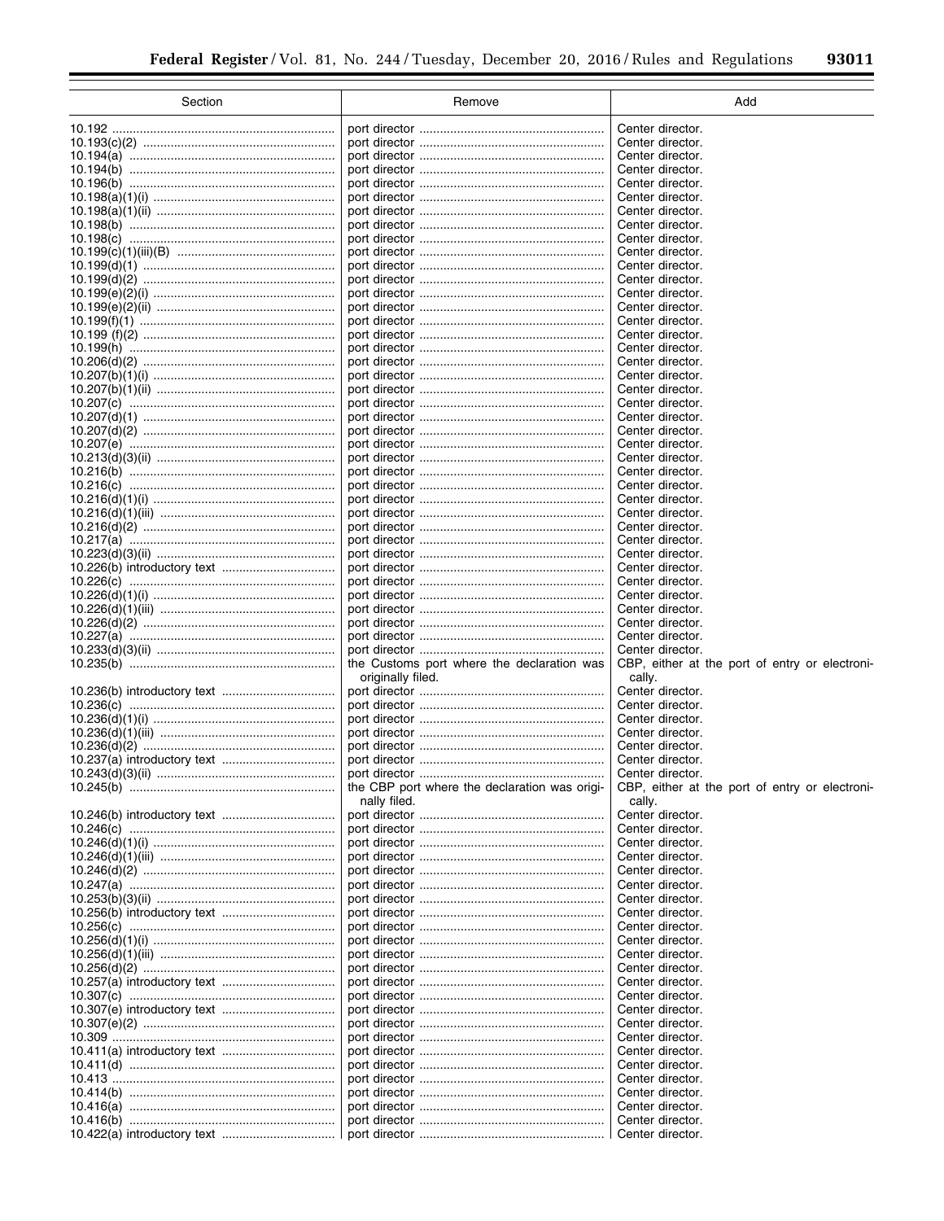| Section | Remove | Add |
|---|---|---|
| 10.192 | port director | Center director. |
| 10.193(c)(2) | port director | Center director. |
| 10.194(a) | port director | Center director. |
| 10.194(b) | port director | Center director. |
| 10.196(b) | port director | Center director. |
| 10.198(a)(1)(i) | port director | Center director. |
| 10.198(a)(1)(ii) | port director | Center director. |
| 10.198(b) | port director | Center director. |
| 10.198(c) | port director | Center director. |
| 10.199(c)(1)(iii)(B) | port director | Center director. |
| 10.199(d)(1) | port director | Center director. |
| 10.199(d)(2) | port director | Center director. |
| 10.199(e)(2)(i) | port director | Center director. |
| 10.199(e)(2)(ii) | port director | Center director. |
| 10.199(f)(1) | port director | Center director. |
| 10.199 (f)(2) | port director | Center director. |
| 10.199(h) | port director | Center director. |
| 10.206(d)(2) | port director | Center director. |
| 10.207(b)(1)(i) | port director | Center director. |
| 10.207(b)(1)(ii) | port director | Center director. |
| 10.207(c) | port director | Center director. |
| 10.207(d)(1) | port director | Center director. |
| 10.207(d)(2) | port director | Center director. |
| 10.207(e) | port director | Center director. |
| 10.213(d)(3)(ii) | port director | Center director. |
| 10.216(b) | port director | Center director. |
| 10.216(c) | port director | Center director. |
| 10.216(d)(1)(i) | port director | Center director. |
| 10.216(d)(1)(iii) | port director | Center director. |
| 10.216(d)(2) | port director | Center director. |
| 10.217(a) | port director | Center director. |
| 10.223(d)(3)(ii) | port director | Center director. |
| 10.226(b) introductory text | port director | Center director. |
| 10.226(c) | port director | Center director. |
| 10.226(d)(1)(i) | port director | Center director. |
| 10.226(d)(1)(iii) | port director | Center director. |
| 10.226(d)(2) | port director | Center director. |
| 10.227(a) | port director | Center director. |
| 10.233(d)(3)(ii) | port director | Center director. |
| 10.235(b) | the Customs port where the declaration was originally filed. | CBP, either at the port of entry or electronically. |
| 10.236(b) introductory text | port director | Center director. |
| 10.236(c) | port director | Center director. |
| 10.236(d)(1)(i) | port director | Center director. |
| 10.236(d)(1)(iii) | port director | Center director. |
| 10.236(d)(2) | port director | Center director. |
| 10.237(a) introductory text | port director | Center director. |
| 10.243(d)(3)(ii) | port director | Center director. |
| 10.245(b) | the CBP port where the declaration was originally filed. | CBP, either at the port of entry or electronically. |
| 10.246(b) introductory text | port director | Center director. |
| 10.246(c) | port director | Center director. |
| 10.246(d)(1)(i) | port director | Center director. |
| 10.246(d)(1)(iii) | port director | Center director. |
| 10.246(d)(2) | port director | Center director. |
| 10.247(a) | port director | Center director. |
| 10.253(b)(3)(ii) | port director | Center director. |
| 10.256(b) introductory text | port director | Center director. |
| 10.256(c) | port director | Center director. |
| 10.256(d)(1)(i) | port director | Center director. |
| 10.256(d)(1)(iii) | port director | Center director. |
| 10.256(d)(2) | port director | Center director. |
| 10.257(a) introductory text | port director | Center director. |
| 10.307(c) | port director | Center director. |
| 10.307(e) introductory text | port director | Center director. |
| 10.307(e)(2) | port director | Center director. |
| 10.309 | port director | Center director. |
| 10.411(a) introductory text | port director | Center director. |
| 10.411(d) | port director | Center director. |
| 10.413 | port director | Center director. |
| 10.414(b) | port director | Center director. |
| 10.416(a) | port director | Center director. |
| 10.416(b) | port director | Center director. |
| 10.422(a) introductory text | port director | Center director. |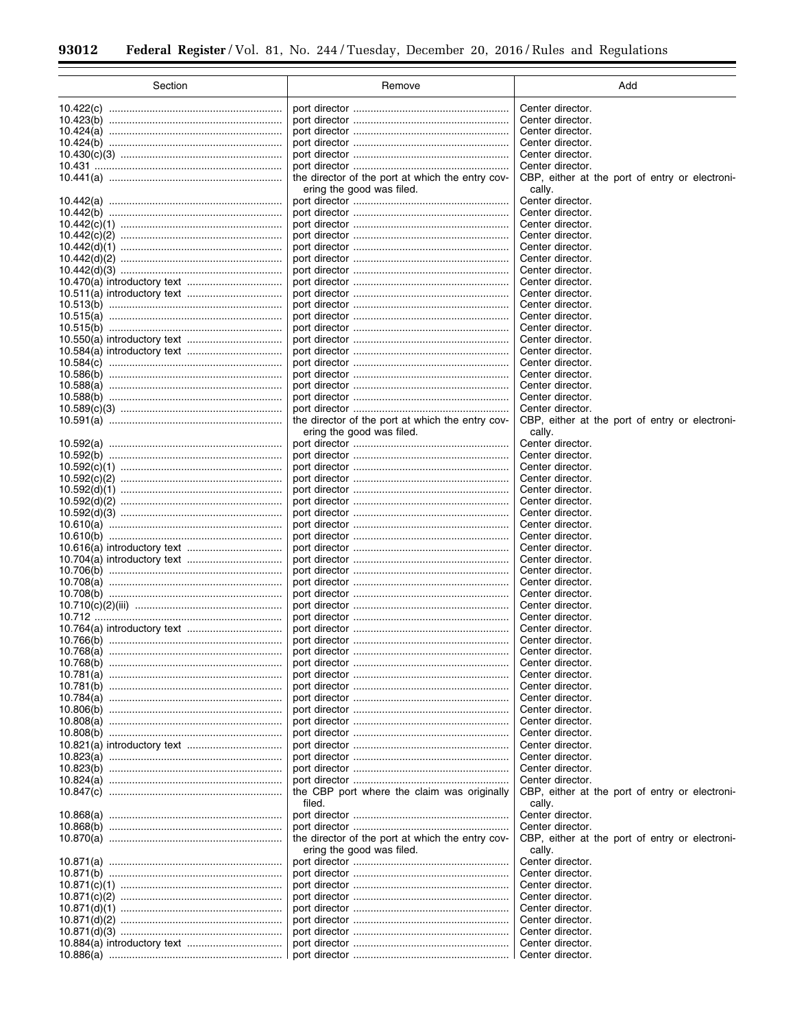| Section | Remove | Add |
| --- | --- | --- |
| 10.422(c) | port director | Center director. |
| 10.423(b) | port director | Center director. |
| 10.424(a) | port director | Center director. |
| 10.424(b) | port director | Center director. |
| 10.430(c)(3) | port director | Center director. |
| 10.431 | port director | Center director. |
| 10.441(a) | the director of the port at which the entry covering the good was filed. | CBP, either at the port of entry or electronically. |
| 10.442(a) | port director | Center director. |
| 10.442(b) | port director | Center director. |
| 10.442(c)(1) | port director | Center director. |
| 10.442(c)(2) | port director | Center director. |
| 10.442(d)(1) | port director | Center director. |
| 10.442(d)(2) | port director | Center director. |
| 10.442(d)(3) | port director | Center director. |
| 10.470(a) introductory text | port director | Center director. |
| 10.511(a) introductory text | port director | Center director. |
| 10.513(b) | port director | Center director. |
| 10.515(a) | port director | Center director. |
| 10.515(b) | port director | Center director. |
| 10.550(a) introductory text | port director | Center director. |
| 10.584(a) introductory text | port director | Center director. |
| 10.584(c) | port director | Center director. |
| 10.586(b) | port director | Center director. |
| 10.588(a) | port director | Center director. |
| 10.588(b) | port director | Center director. |
| 10.589(c)(3) | port director | Center director. |
| 10.591(a) | the director of the port at which the entry covering the good was filed. | CBP, either at the port of entry or electronically. |
| 10.592(a) | port director | Center director. |
| 10.592(b) | port director | Center director. |
| 10.592(c)(1) | port director | Center director. |
| 10.592(c)(2) | port director | Center director. |
| 10.592(d)(1) | port director | Center director. |
| 10.592(d)(2) | port director | Center director. |
| 10.592(d)(3) | port director | Center director. |
| 10.610(a) | port director | Center director. |
| 10.610(b) | port director | Center director. |
| 10.616(a) introductory text | port director | Center director. |
| 10.704(a) introductory text | port director | Center director. |
| 10.706(b) | port director | Center director. |
| 10.708(a) | port director | Center director. |
| 10.708(b) | port director | Center director. |
| 10.710(c)(2)(iii) | port director | Center director. |
| 10.712 | port director | Center director. |
| 10.764(a) introductory text | port director | Center director. |
| 10.766(b) | port director | Center director. |
| 10.768(a) | port director | Center director. |
| 10.768(b) | port director | Center director. |
| 10.781(a) | port director | Center director. |
| 10.781(b) | port director | Center director. |
| 10.784(a) | port director | Center director. |
| 10.806(b) | port director | Center director. |
| 10.808(a) | port director | Center director. |
| 10.808(b) | port director | Center director. |
| 10.821(a) introductory text | port director | Center director. |
| 10.823(a) | port director | Center director. |
| 10.823(b) | port director | Center director. |
| 10.824(a) | port director | Center director. |
| 10.847(c) | the CBP port where the claim was originally filed. | CBP, either at the port of entry or electronically. |
| 10.868(a) | port director | Center director. |
| 10.868(b) | port director | Center director. |
| 10.870(a) | the director of the port at which the entry covering the good was filed. | CBP, either at the port of entry or electronically. |
| 10.871(a) | port director | Center director. |
| 10.871(b) | port director | Center director. |
| 10.871(c)(1) | port director | Center director. |
| 10.871(c)(2) | port director | Center director. |
| 10.871(d)(1) | port director | Center director. |
| 10.871(d)(2) | port director | Center director. |
| 10.871(d)(3) | port director | Center director. |
| 10.884(a) introductory text | port director | Center director. |
| 10.886(a) | port director | Center director. |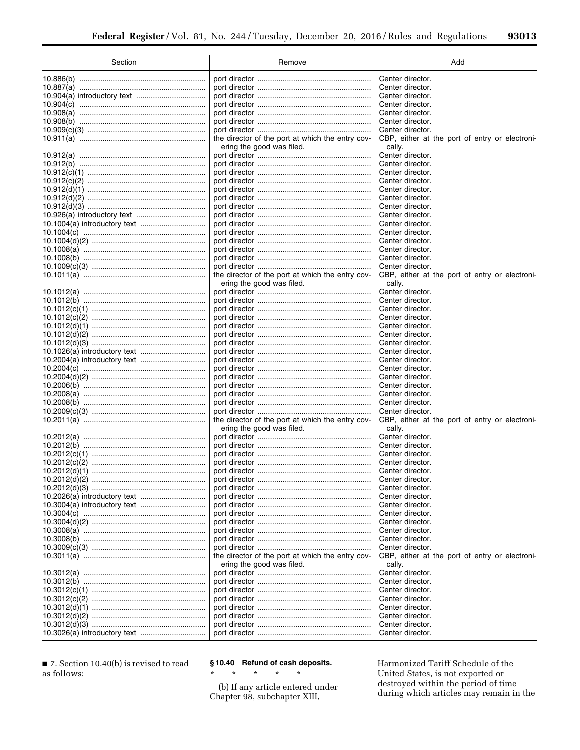| Section | Remove | Add |
| --- | --- | --- |
| 10.886(b) | port director | Center director. |
| 10.887(a) | port director | Center director. |
| 10.904(a) introductory text | port director | Center director. |
| 10.904(c) | port director | Center director. |
| 10.908(a) | port director | Center director. |
| 10.908(b) | port director | Center director. |
| 10.909(c)(3) | port director | Center director. |
| 10.911(a) | the director of the port at which the entry covering the good was filed. | CBP, either at the port of entry or electronically. |
| 10.912(a) | port director | Center director. |
| 10.912(b) | port director | Center director. |
| 10.912(c)(1) | port director | Center director. |
| 10.912(c)(2) | port director | Center director. |
| 10.912(d)(1) | port director | Center director. |
| 10.912(d)(2) | port director | Center director. |
| 10.912(d)(3) | port director | Center director. |
| 10.926(a) introductory text | port director | Center director. |
| 10.1004(a) introductory text | port director | Center director. |
| 10.1004(c) | port director | Center director. |
| 10.1004(d)(2) | port director | Center director. |
| 10.1008(a) | port director | Center director. |
| 10.1008(b) | port director | Center director. |
| 10.1009(c)(3) | port director | Center director. |
| 10.1011(a) | the director of the port at which the entry covering the good was filed. | CBP, either at the port of entry or electronically. |
| 10.1012(a) | port director | Center director. |
| 10.1012(b) | port director | Center director. |
| 10.1012(c)(1) | port director | Center director. |
| 10.1012(c)(2) | port director | Center director. |
| 10.1012(d)(1) | port director | Center director. |
| 10.1012(d)(2) | port director | Center director. |
| 10.1012(d)(3) | port director | Center director. |
| 10.1026(a) introductory text | port director | Center director. |
| 10.2004(a) introductory text | port director | Center director. |
| 10.2004(c) | port director | Center director. |
| 10.2004(d)(2) | port director | Center director. |
| 10.2006(b) | port director | Center director. |
| 10.2008(a) | port director | Center director. |
| 10.2008(b) | port director | Center director. |
| 10.2009(c)(3) | port director | Center director. |
| 10.2011(a) | the director of the port at which the entry covering the good was filed. | CBP, either at the port of entry or electronically. |
| 10.2012(a) | port director | Center director. |
| 10.2012(b) | port director | Center director. |
| 10.2012(c)(1) | port director | Center director. |
| 10.2012(c)(2) | port director | Center director. |
| 10.2012(d)(1) | port director | Center director. |
| 10.2012(d)(2) | port director | Center director. |
| 10.2012(d)(3) | port director | Center director. |
| 10.2026(a) introductory text | port director | Center director. |
| 10.3004(a) introductory text | port director | Center director. |
| 10.3004(c) | port director | Center director. |
| 10.3004(d)(2) | port director | Center director. |
| 10.3008(a) | port director | Center director. |
| 10.3008(b) | port director | Center director. |
| 10.3009(c)(3) | port director | Center director. |
| 10.3011(a) | the director of the port at which the entry covering the good was filed. | CBP, either at the port of entry or electronically. |
| 10.3012(a) | port director | Center director. |
| 10.3012(b) | port director | Center director. |
| 10.3012(c)(1) | port director | Center director. |
| 10.3012(c)(2) | port director | Center director. |
| 10.3012(d)(1) | port director | Center director. |
| 10.3012(d)(2) | port director | Center director. |
| 10.3012(d)(3) | port director | Center director. |
| 10.3026(a) introductory text | port director | Center director. |

■ 7. Section 10.40(b) is revised to read as follows:

**§ 10.40 Refund of cash deposits.**

\* \* \* \* \*

(b) If any article entered under Chapter 98, subchapter XIII, Harmonized Tariff Schedule of the United States, is not exported or destroyed within the period of time during which articles may remain in the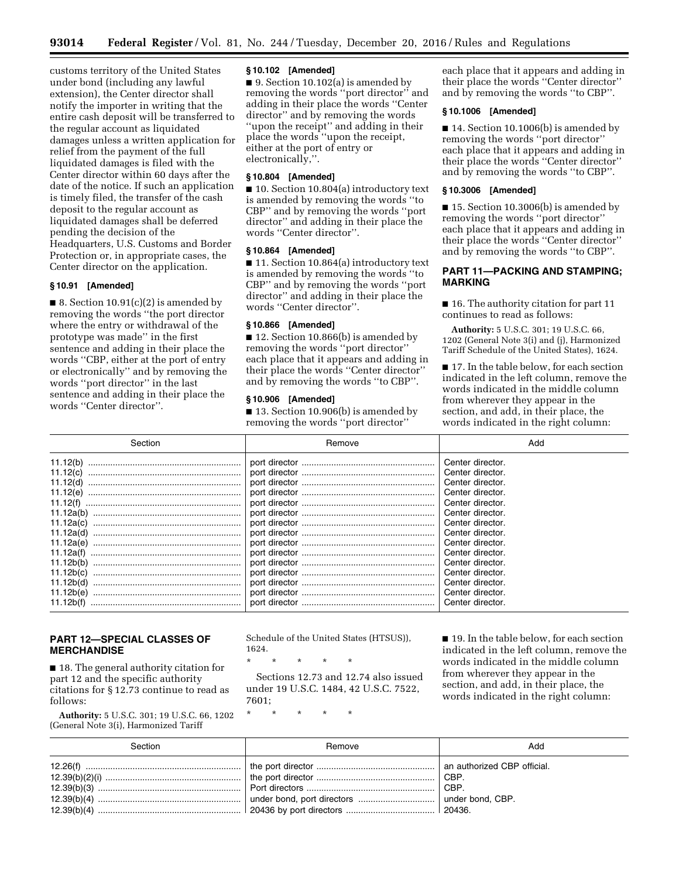customs territory of the United States under bond (including any lawful extension), the Center director shall notify the importer in writing that the entire cash deposit will be transferred to the regular account as liquidated damages unless a written application for relief from the payment of the full liquidated damages is filed with the Center director within 60 days after the date of the notice. If such an application is timely filed, the transfer of the cash deposit to the regular account as liquidated damages shall be deferred pending the decision of the Headquarters, U.S. Customs and Border Protection or, in appropriate cases, the Center director on the application.

### § 10.91 [Amended]

■ 8. Section 10.91(c)(2) is amended by removing the words "the port director where the entry or withdrawal of the prototype was made" in the first sentence and adding in their place the words "CBP, either at the port of entry or electronically" and by removing the words "port director" in the last sentence and adding in their place the words "Center director".

### § 10.102 [Amended]

■ 9. Section 10.102(a) is amended by removing the words "port director" and adding in their place the words "Center director" and by removing the words "upon the receipt" and adding in their place the words "upon the receipt, either at the port of entry or electronically,".

### § 10.804 [Amended]

■ 10. Section 10.804(a) introductory text is amended by removing the words "to CBP" and by removing the words "port director" and adding in their place the words "Center director".

### § 10.864 [Amended]

■ 11. Section 10.864(a) introductory text is amended by removing the words "to CBP" and by removing the words "port director" and adding in their place the words "Center director".

### § 10.866 [Amended]

■ 12. Section 10.866(b) is amended by removing the words "port director" each place that it appears and adding in their place the words "Center director" and by removing the words "to CBP".

### § 10.906 [Amended]

■ 13. Section 10.906(b) is amended by removing the words "port director" each place that it appears and adding in their place the words "Center director" and by removing the words "to CBP".

### § 10.1006 [Amended]

■ 14. Section 10.1006(b) is amended by removing the words "port director" each place that it appears and adding in their place the words "Center director" and by removing the words "to CBP".

### § 10.3006 [Amended]

■ 15. Section 10.3006(b) is amended by removing the words "port director" each place that it appears and adding in their place the words "Center director" and by removing the words "to CBP".

## PART 11—PACKING AND STAMPING; MARKING

■ 16. The authority citation for part 11 continues to read as follows:

**Authority:** 5 U.S.C. 301; 19 U.S.C. 66, 1202 (General Note 3(i) and (j), Harmonized Tariff Schedule of the United States), 1624.

■ 17. In the table below, for each section indicated in the left column, remove the words indicated in the middle column from wherever they appear in the section, and add, in their place, the words indicated in the right column:

| Section | Remove | Add |
|---|---|---|
| 11.12(b) | port director | Center director. |
| 11.12(c) | port director | Center director. |
| 11.12(d) | port director | Center director. |
| 11.12(e) | port director | Center director. |
| 11.12(f) | port director | Center director. |
| 11.12a(b) | port director | Center director. |
| 11.12a(c) | port director | Center director. |
| 11.12a(d) | port director | Center director. |
| 11.12a(e) | port director | Center director. |
| 11.12a(f) | port director | Center director. |
| 11.12b(b) | port director | Center director. |
| 11.12b(c) | port director | Center director. |
| 11.12b(d) | port director | Center director. |
| 11.12b(e) | port director | Center director. |
| 11.12b(f) | port director | Center director. |

## PART 12—SPECIAL CLASSES OF MERCHANDISE

■ 18. The general authority citation for part 12 and the specific authority citations for § 12.73 continue to read as follows:

**Authority:** 5 U.S.C. 301; 19 U.S.C. 66, 1202 (General Note 3(i), Harmonized Tariff Schedule of the United States (HTSUS)), 1624.

\* \* \* \* \*

Sections 12.73 and 12.74 also issued under 19 U.S.C. 1484, 42 U.S.C. 7522, 7601;

\* \* \* \* \*

■ 19. In the table below, for each section indicated in the left column, remove the words indicated in the middle column from wherever they appear in the section, and add, in their place, the words indicated in the right column:

| Section | Remove | Add |
|---|---|---|
| 12.26(f) | the port director | an authorized CBP official. |
| 12.39(b)(2)(i) | the port director | CBP. |
| 12.39(b)(3) | Port directors | CBP. |
| 12.39(b)(4) | under bond, port directors | under bond, CBP. |
| 12.39(b)(4) | 20436 by port directors | 20436. |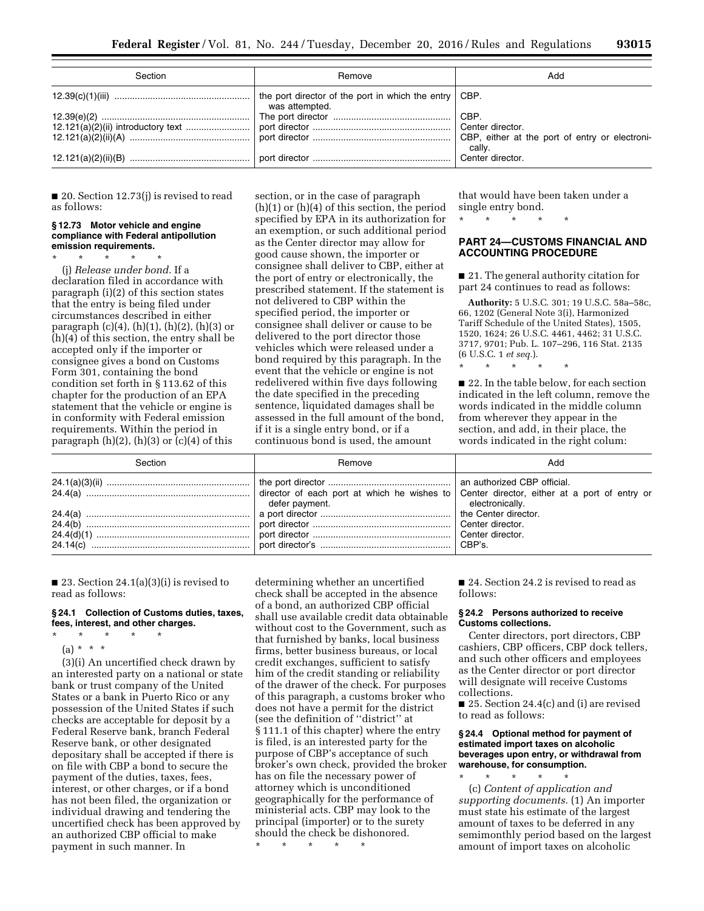| Section | Remove | Add |
| --- | --- | --- |
| 12.39(c)(1)(iii) | the port director of the port in which the entry was attempted. | CBP. |
| 12.39(e)(2) | The port director | CBP. |
| 12.121(a)(2)(ii) introductory text | port director | Center director. |
| 12.121(a)(2)(ii)(A) | port director | CBP, either at the port of entry or electronically. |
| 12.121(a)(2)(ii)(B) | port director | Center director. |

■ 20. Section 12.73(j) is revised to read as follows:

### § 12.73 Motor vehicle and engine compliance with Federal antipollution emission requirements.

\* \* \* \* \*

(j) *Release under bond.* If a declaration filed in accordance with paragraph (i)(2) of this section states that the entry is being filed under circumstances described in either paragraph (c)(4), (h)(1), (h)(2), (h)(3) or (h)(4) of this section, the entry shall be accepted only if the importer or consignee gives a bond on Customs Form 301, containing the bond condition set forth in § 113.62 of this chapter for the production of an EPA statement that the vehicle or engine is in conformity with Federal emission requirements. Within the period in paragraph (h)(2), (h)(3) or (c)(4) of this section, or in the case of paragraph (h)(1) or (h)(4) of this section, the period specified by EPA in its authorization for an exemption, or such additional period as the Center director may allow for good cause shown, the importer or consignee shall deliver to CBP, either at the port of entry or electronically, the prescribed statement. If the statement is not delivered to CBP within the specified period, the importer or consignee shall deliver or cause to be delivered to the port director those vehicles which were released under a bond required by this paragraph. In the event that the vehicle or engine is not redelivered within five days following the date specified in the preceding sentence, liquidated damages shall be assessed in the full amount of the bond, if it is a single entry bond, or if a continuous bond is used, the amount that would have been taken under a single entry bond.

\* \* \* \* \*

## PART 24—CUSTOMS FINANCIAL AND ACCOUNTING PROCEDURE

■ 21. The general authority citation for part 24 continues to read as follows:

**Authority:** 5 U.S.C. 301; 19 U.S.C. 58a–58c, 66, 1202 (General Note 3(i), Harmonized Tariff Schedule of the United States), 1505, 1520, 1624; 26 U.S.C. 4461, 4462; 31 U.S.C. 3717, 9701; Pub. L. 107–296, 116 Stat. 2135 (6 U.S.C. 1 *et seq.*).

\* \* \* \* \*

■ 22. In the table below, for each section indicated in the left column, remove the words indicated in the middle column from wherever they appear in the section, and add, in their place, the words indicated in the right colum:

| Section | Remove | Add |
| --- | --- | --- |
| 24.1(a)(3)(ii) | the port director | an authorized CBP official. |
| 24.4(a) | director of each port at which he wishes to defer payment. | Center director, either at a port of entry or electronically. |
| 24.4(a) | a port director | the Center director. |
| 24.4(b) | port director | Center director. |
| 24.4(d)(1) | port director | Center director. |
| 24.14(c) | port director's | CBP's. |

■ 23. Section 24.1(a)(3)(i) is revised to read as follows:

### § 24.1 Collection of Customs duties, taxes, fees, interest, and other charges.

\* \* \* \* \*

(a) \* \* \*

(3)(i) An uncertified check drawn by an interested party on a national or state bank or trust company of the United States or a bank in Puerto Rico or any possession of the United States if such checks are acceptable for deposit by a Federal Reserve bank, branch Federal Reserve bank, or other designated depositary shall be accepted if there is on file with CBP a bond to secure the payment of the duties, taxes, fees, interest, or other charges, or if a bond has not been filed, the organization or individual drawing and tendering the uncertified check has been approved by an authorized CBP official to make payment in such manner. In determining whether an uncertified check shall be accepted in the absence of a bond, an authorized CBP official shall use available credit data obtainable without cost to the Government, such as that furnished by banks, local business firms, better business bureaus, or local credit exchanges, sufficient to satisfy him of the credit standing or reliability of the drawer of the check. For purposes of this paragraph, a customs broker who does not have a permit for the district (see the definition of ''district'' at § 111.1 of this chapter) where the entry is filed, is an interested party for the purpose of CBP's acceptance of such broker's own check, provided the broker has on file the necessary power of attorney which is unconditioned geographically for the performance of ministerial acts. CBP may look to the principal (importer) or to the surety should the check be dishonored.

\* \* \* \* \*

■ 24. Section 24.2 is revised to read as follows:

### § 24.2 Persons authorized to receive Customs collections.

Center directors, port directors, CBP cashiers, CBP officers, CBP dock tellers, and such other officers and employees as the Center director or port director will designate will receive Customs collections.

■ 25. Section 24.4(c) and (i) are revised to read as follows:

### § 24.4 Optional method for payment of estimated import taxes on alcoholic beverages upon entry, or withdrawal from warehouse, for consumption.

\* \* \* \* \*

(c) *Content of application and supporting documents.* (1) An importer must state his estimate of the largest amount of taxes to be deferred in any semimonthly period based on the largest amount of import taxes on alcoholic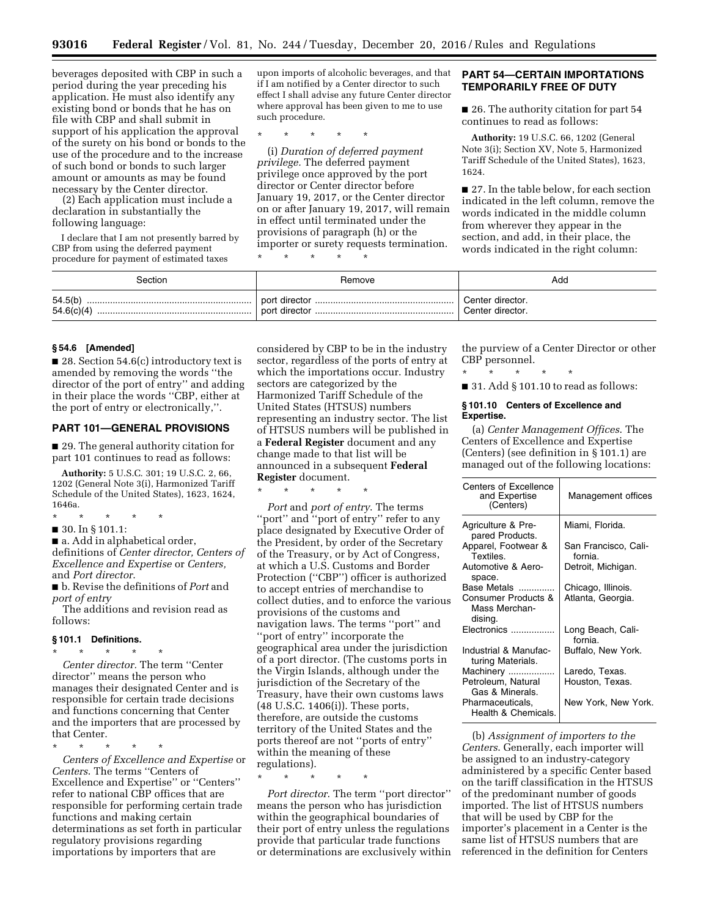beverages deposited with CBP in such a period during the year preceding his application. He must also identify any existing bond or bonds that he has on file with CBP and shall submit in support of his application the approval of the surety on his bond or bonds to the use of the procedure and to the increase of such bond or bonds to such larger amount or amounts as may be found necessary by the Center director.

(2) Each application must include a declaration in substantially the following language:

I declare that I am not presently barred by CBP from using the deferred payment procedure for payment of estimated taxes upon imports of alcoholic beverages, and that if I am notified by a Center director to such effect I shall advise any future Center director where approval has been given to me to use such procedure.

\* \* \* \* \*

(i) *Duration of deferred payment privilege.* The deferred payment privilege once approved by the port director or Center director before January 19, 2017, or the Center director on or after January 19, 2017, will remain in effect until terminated under the provisions of paragraph (h) or the importer or surety requests termination.

\* \* \* \* \*

## PART 54—CERTAIN IMPORTATIONS TEMPORARILY FREE OF DUTY

■ 26. The authority citation for part 54 continues to read as follows:

**Authority:** 19 U.S.C. 66, 1202 (General Note 3(i); Section XV, Note 5, Harmonized Tariff Schedule of the United States), 1623, 1624.

■ 27. In the table below, for each section indicated in the left column, remove the words indicated in the middle column from wherever they appear in the section, and add, in their place, the words indicated in the right column:

| Section | Remove | Add |
|---|---|---|
| 54.5(b) | port director | Center director. |
| 54.6(c)(4) | port director | Center director. |

### § 54.6 [Amended]

■ 28. Section 54.6(c) introductory text is amended by removing the words "the director of the port of entry" and adding in their place the words "CBP, either at the port of entry or electronically,".

## PART 101—GENERAL PROVISIONS

■ 29. The general authority citation for part 101 continues to read as follows:

**Authority:** 5 U.S.C. 301; 19 U.S.C. 2, 66, 1202 (General Note 3(i), Harmonized Tariff Schedule of the United States), 1623, 1624, 1646a.

\* \* \* \* \*

■ 30. In § 101.1:

■ a. Add in alphabetical order, definitions of *Center director, Centers of Excellence and Expertise* or *Centers,* and *Port director*.

■ b. Revise the definitions of *Port* and *port of entry*

The additions and revision read as follows:

### § 101.1 Definitions.

\* \* \* \* \*

*Center director.* The term "Center director" means the person who manages their designated Center and is responsible for certain trade decisions and functions concerning that Center and the importers that are processed by that Center.

\* \* \* \* \*

*Centers of Excellence and Expertise* or *Centers.* The terms "Centers of Excellence and Expertise" or "Centers" refer to national CBP offices that are responsible for performing certain trade functions and making certain determinations as set forth in particular regulatory provisions regarding importations by importers that are considered by CBP to be in the industry sector, regardless of the ports of entry at which the importations occur. Industry sectors are categorized by the Harmonized Tariff Schedule of the United States (HTSUS) numbers representing an industry sector. The list of HTSUS numbers will be published in a **Federal Register** document and any change made to that list will be announced in a subsequent **Federal Register** document.

\* \* \* \* \*

*Port* and *port of entry.* The terms "port" and "port of entry" refer to any place designated by Executive Order of the President, by order of the Secretary of the Treasury, or by Act of Congress, at which a U.S. Customs and Border Protection ("CBP") officer is authorized to accept entries of merchandise to collect duties, and to enforce the various provisions of the customs and navigation laws. The terms "port" and "port of entry" incorporate the geographical area under the jurisdiction of a port director. (The customs ports in the Virgin Islands, although under the jurisdiction of the Secretary of the Treasury, have their own customs laws (48 U.S.C. 1406(i)). These ports, therefore, are outside the customs territory of the United States and the ports thereof are not "ports of entry" within the meaning of these regulations).

\* \* \* \* \*

*Port director.* The term "port director" means the person who has jurisdiction within the geographical boundaries of their port of entry unless the regulations provide that particular trade functions or determinations are exclusively within the purview of a Center Director or other CBP personnel.

\* \* \* \* \*

■ 31. Add § 101.10 to read as follows:

### § 101.10 Centers of Excellence and Expertise.

(a) *Center Management Offices.* The Centers of Excellence and Expertise (Centers) (see definition in § 101.1) are managed out of the following locations:

| Centers of Excellence and Expertise (Centers) | Management offices |
|---|---|
| Agriculture & Prepared Products. | Miami, Florida. |
| Apparel, Footwear & Textiles. | San Francisco, California. |
| Automotive & Aerospace. | Detroit, Michigan. |
| Base Metals | Chicago, Illinois. |
| Consumer Products & Mass Merchandising. | Atlanta, Georgia. |
| Electronics | Long Beach, California. |
| Industrial & Manufacturing Materials. | Buffalo, New York. |
| Machinery | Laredo, Texas. |
| Petroleum, Natural Gas & Minerals. | Houston, Texas. |
| Pharmaceuticals, Health & Chemicals. | New York, New York. |

(b) *Assignment of importers to the Centers.* Generally, each importer will be assigned to an industry-category administered by a specific Center based on the tariff classification in the HTSUS of the predominant number of goods imported. The list of HTSUS numbers that will be used by CBP for the importer's placement in a Center is the same list of HTSUS numbers that are referenced in the definition for Centers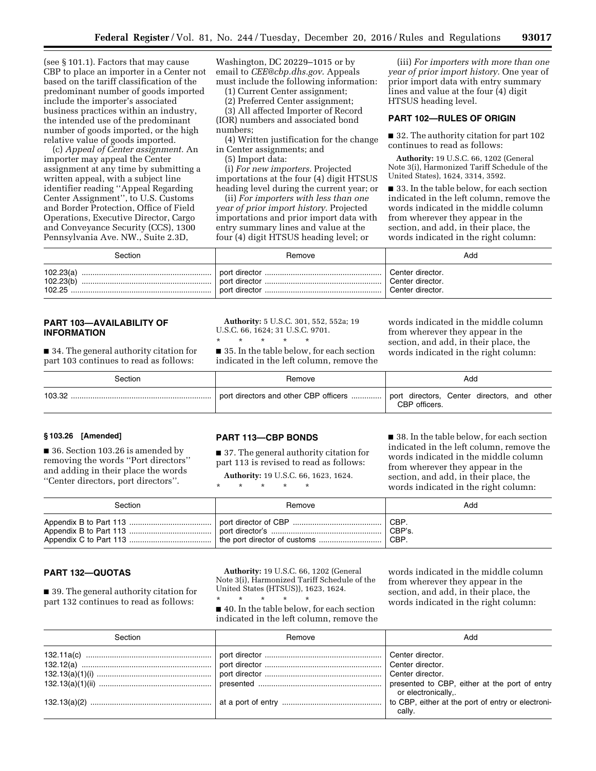(see § 101.1). Factors that may cause CBP to place an importer in a Center not based on the tariff classification of the predominant number of goods imported include the importer's associated business practices within an industry, the intended use of the predominant number of goods imported, or the high relative value of goods imported.

(c) *Appeal of Center assignment.* An importer may appeal the Center assignment at any time by submitting a written appeal, with a subject line identifier reading ''Appeal Regarding Center Assignment'', to U.S. Customs and Border Protection, Office of Field Operations, Executive Director, Cargo and Conveyance Security (CCS), 1300 Pennsylvania Ave. NW., Suite 2.3D, Washington, DC 20229–1015 or by email to *CEE@cbp.dhs.gov*. Appeals must include the following information:

(1) Current Center assignment;

(2) Preferred Center assignment;

(3) All affected Importer of Record (IOR) numbers and associated bond numbers;

(4) Written justification for the change in Center assignments; and

(5) Import data:

(i) *For new importers.* Projected importations at the four (4) digit HTSUS heading level during the current year; or

(ii) *For importers with less than one year of prior import history.* Projected importations and prior import data with entry summary lines and value at the four (4) digit HTSUS heading level; or

(iii) *For importers with more than one year of prior import history.* One year of prior import data with entry summary lines and value at the four (4) digit HTSUS heading level.

## PART 102—RULES OF ORIGIN

■ 32. The authority citation for part 102 continues to read as follows:

**Authority:** 19 U.S.C. 66, 1202 (General Note 3(i), Harmonized Tariff Schedule of the United States), 1624, 3314, 3592.

■ 33. In the table below, for each section indicated in the left column, remove the words indicated in the middle column from wherever they appear in the section, and add, in their place, the words indicated in the right column:

| Section | Remove | Add |
|---|---|---|
| 102.23(a) | port director | Center director. |
| 102.23(b) | port director | Center director. |
| 102.25 | port director | Center director. |

## PART 103—AVAILABILITY OF INFORMATION

■ 34. The general authority citation for part 103 continues to read as follows:

**Authority:** 5 U.S.C. 301, 552, 552a; 19 U.S.C. 66, 1624; 31 U.S.C. 9701.

\* \* \* \* \*

■ 35. In the table below, for each section indicated in the left column, remove the words indicated in the middle column from wherever they appear in the section, and add, in their place, the words indicated in the right column:

| Section | Remove | Add |
|---|---|---|
| 103.32 | port directors and other CBP officers | port directors, Center directors, and other CBP officers. |

### § 103.26 [Amended]

■ 36. Section 103.26 is amended by removing the words ''Port directors'' and adding in their place the words ''Center directors, port directors''.

## PART 113—CBP BONDS

■ 37. The general authority citation for part 113 is revised to read as follows:

**Authority:** 19 U.S.C. 66, 1623, 1624.

\* \* \* \* \*

■ 38. In the table below, for each section indicated in the left column, remove the words indicated in the middle column from wherever they appear in the section, and add, in their place, the words indicated in the right column:

| Section | Remove | Add |
|---|---|---|
| Appendix B to Part 113 | port director of CBP | CBP. |
| Appendix B to Part 113 | port director's | CBP's. |
| Appendix C to Part 113 | the port director of customs | CBP. |

## PART 132—QUOTAS

■ 39. The general authority citation for part 132 continues to read as follows:

**Authority:** 19 U.S.C. 66, 1202 (General Note 3(i), Harmonized Tariff Schedule of the United States (HTSUS)), 1623, 1624.

\* \* \* \* \*

■ 40. In the table below, for each section indicated in the left column, remove the words indicated in the middle column from wherever they appear in the section, and add, in their place, the words indicated in the right column:

| Section | Remove | Add |
|---|---|---|
| 132.11a(c) | port director | Center director. |
| 132.12(a) | port director | Center director. |
| 132.13(a)(1)(i) | port director | Center director. |
| 132.13(a)(1)(ii) | presented | presented to CBP, either at the port of entry or electronically,. |
| 132.13(a)(2) | at a port of entry | to CBP, either at the port of entry or electronically. |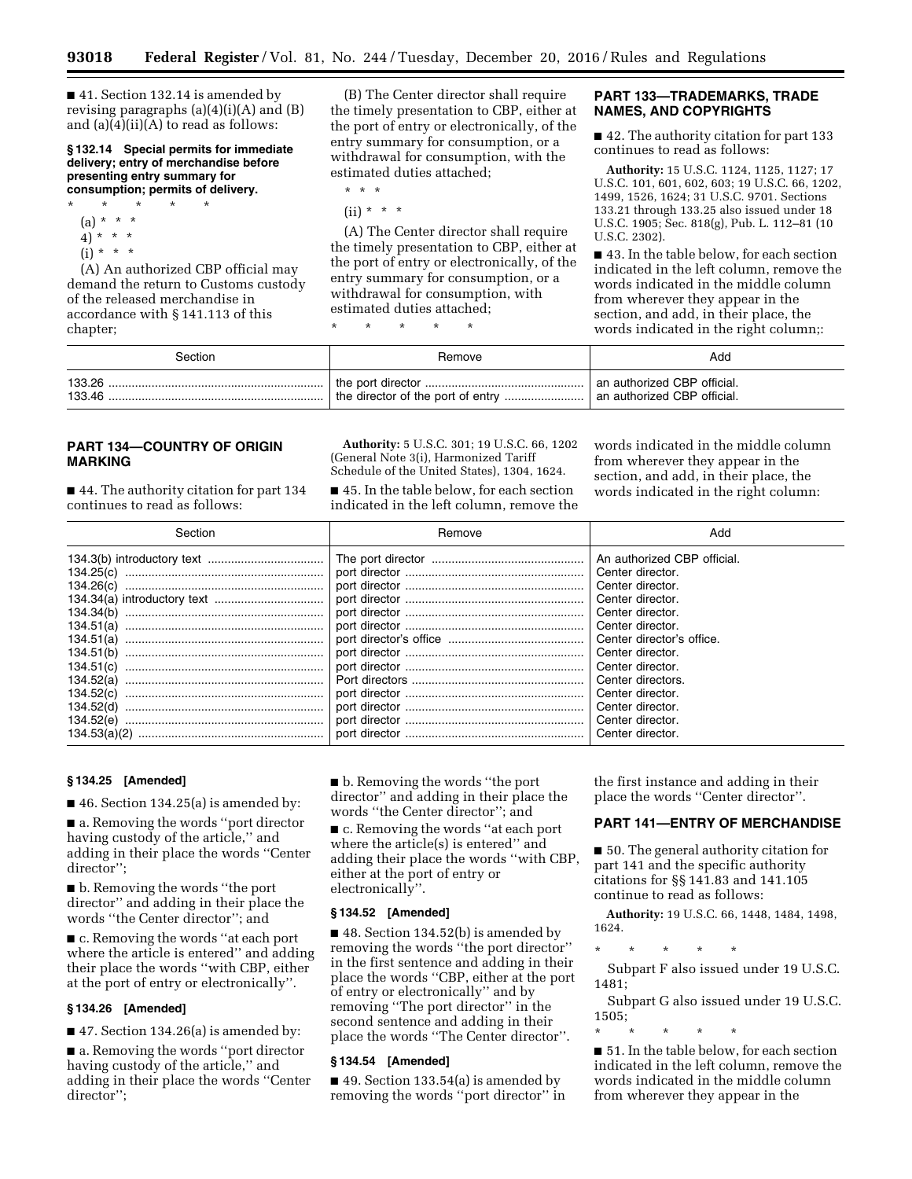■ 41. Section 132.14 is amended by revising paragraphs (a)(4)(i)(A) and (B) and (a)(4)(ii)(A) to read as follows:

**§ 132.14 Special permits for immediate delivery; entry of merchandise before presenting entry summary for consumption; permits of delivery.**

\* \* \* \* \*

(a) \* \* \*

4) \* \* \*

(i) \* \* \*

(A) An authorized CBP official may demand the return to Customs custody of the released merchandise in accordance with § 141.113 of this chapter;

(B) The Center director shall require the timely presentation to CBP, either at the port of entry or electronically, of the entry summary for consumption, or a withdrawal for consumption, with the estimated duties attached;

\* \* \*

(ii) \* \* \*

(A) The Center director shall require the timely presentation to CBP, either at the port of entry or electronically, of the entry summary for consumption, or a withdrawal for consumption, with estimated duties attached;

\* \* \* \* \*

## PART 133—TRADEMARKS, TRADE NAMES, AND COPYRIGHTS

■ 42. The authority citation for part 133 continues to read as follows:

**Authority:** 15 U.S.C. 1124, 1125, 1127; 17 U.S.C. 101, 601, 602, 603; 19 U.S.C. 66, 1202, 1499, 1526, 1624; 31 U.S.C. 9701. Sections 133.21 through 133.25 also issued under 18 U.S.C. 1905; Sec. 818(g), Pub. L. 112–81 (10 U.S.C. 2302).

■ 43. In the table below, for each section indicated in the left column, remove the words indicated in the middle column from wherever they appear in the section, and add, in their place, the words indicated in the right column;:

| Section | Remove | Add |
|---|---|---|
| 133.26 | the port director | an authorized CBP official. |
| 133.46 | the director of the port of entry | an authorized CBP official. |

## PART 134—COUNTRY OF ORIGIN MARKING

■ 44. The authority citation for part 134 continues to read as follows:

**Authority:** 5 U.S.C. 301; 19 U.S.C. 66, 1202 (General Note 3(i), Harmonized Tariff Schedule of the United States), 1304, 1624.

■ 45. In the table below, for each section indicated in the left column, remove the words indicated in the middle column from wherever they appear in the section, and add, in their place, the words indicated in the right column:

| Section | Remove | Add |
|---|---|---|
| 134.3(b) introductory text | The port director | An authorized CBP official. |
| 134.25(c) | port director | Center director. |
| 134.26(c) | port director | Center director. |
| 134.34(a) introductory text | port director | Center director. |
| 134.34(b) | port director | Center director. |
| 134.51(a) | port director | Center director. |
| 134.51(a) | port director's office | Center director's office. |
| 134.51(b) | port director | Center director. |
| 134.51(c) | port director | Center director. |
| 134.52(a) | Port directors | Center directors. |
| 134.52(c) | port director | Center director. |
| 134.52(d) | port director | Center director. |
| 134.52(e) | port director | Center director. |
| 134.53(a)(2) | port director | Center director. |

### § 134.25 [Amended]

■ 46. Section 134.25(a) is amended by:

■ a. Removing the words "port director having custody of the article," and adding in their place the words "Center director";

■ b. Removing the words "the port director" and adding in their place the words "the Center director"; and

■ c. Removing the words "at each port where the article is entered" and adding their place the words "with CBP, either at the port of entry or electronically".

### § 134.26 [Amended]

■ 47. Section 134.26(a) is amended by:

■ a. Removing the words "port director having custody of the article," and adding in their place the words "Center director";

■ b. Removing the words "the port director" and adding in their place the words "the Center director"; and

■ c. Removing the words "at each port where the article(s) is entered" and adding their place the words "with CBP, either at the port of entry or electronically".

### § 134.52 [Amended]

■ 48. Section 134.52(b) is amended by removing the words "the port director" in the first sentence and adding in their place the words "CBP, either at the port of entry or electronically" and by removing "The port director" in the second sentence and adding in their place the words "The Center director".

### § 134.54 [Amended]

■ 49. Section 133.54(a) is amended by removing the words "port director" in the first instance and adding in their place the words "Center director".

## PART 141—ENTRY OF MERCHANDISE

■ 50. The general authority citation for part 141 and the specific authority citations for §§ 141.83 and 141.105 continue to read as follows:

**Authority:** 19 U.S.C. 66, 1448, 1484, 1498, 1624.

\* \* \* \* \*

Subpart F also issued under 19 U.S.C. 1481;

Subpart G also issued under 19 U.S.C. 1505;

\* \* \* \* \*

■ 51. In the table below, for each section indicated in the left column, remove the words indicated in the middle column from wherever they appear in the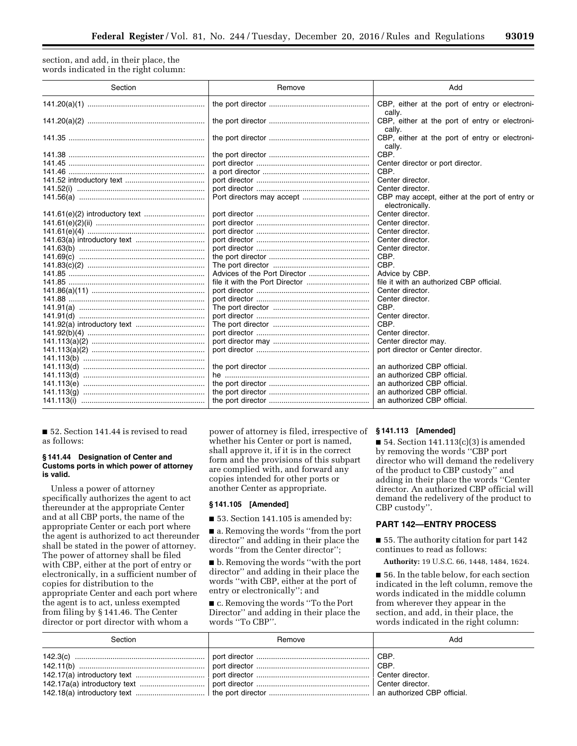section, and add, in their place, the words indicated in the right column:

| Section | Remove | Add |
| --- | --- | --- |
| 141.20(a)(1) | the port director | CBP, either at the port of entry or electronically. |
| 141.20(a)(2) | the port director | CBP, either at the port of entry or electronically. |
| 141.35 | the port director | CBP, either at the port of entry or electronically. |
| 141.38 | the port director | CBP. |
| 141.45 | port director | Center director or port director. |
| 141.46 | a port director | CBP. |
| 141.52 introductory text | port director | Center director. |
| 141.52(i) | port director | Center director. |
| 141.56(a) | Port directors may accept | CBP may accept, either at the port of entry or electronically. |
| 141.61(e)(2) introductory text | port director | Center director. |
| 141.61(e)(2)(ii) | port director | Center director. |
| 141.61(e)(4) | port director | Center director. |
| 141.63(a) introductory text | port director | Center director. |
| 141.63(b) | port director | Center director. |
| 141.69(c) | the port director | CBP. |
| 141.83(c)(2) | The port director | CBP. |
| 141.85 | Advices of the Port Director | Advice by CBP. |
| 141.85 | file it with the Port Director | file it with an authorized CBP official. |
| 141.86(a)(11) | port director | Center director. |
| 141.88 | port director | Center director. |
| 141.91(a) | The port director | CBP. |
| 141.91(d) | port director | Center director. |
| 141.92(a) introductory text | The port director | CBP. |
| 141.92(b)(4) | port director | Center director. |
| 141.113(a)(2) | port director may | Center director may. |
| 141.113(a)(2) | port director | port director or Center director. |
| 141.113(b) | | |
| 141.113(d) | the port director | an authorized CBP official. |
| 141.113(d) | he | an authorized CBP official. |
| 141.113(e) | the port director | an authorized CBP official. |
| 141.113(g) | the port director | an authorized CBP official. |
| 141.113(i) | the port director | an authorized CBP official. |

■ 52. Section 141.44 is revised to read as follows:

### § 141.44 Designation of Center and Customs ports in which power of attorney is valid.

Unless a power of attorney specifically authorizes the agent to act thereunder at the appropriate Center and at all CBP ports, the name of the appropriate Center or each port where the agent is authorized to act thereunder shall be stated in the power of attorney. The power of attorney shall be filed with CBP, either at the port of entry or electronically, in a sufficient number of copies for distribution to the appropriate Center and each port where the agent is to act, unless exempted from filing by § 141.46. The Center director or port director with whom a power of attorney is filed, irrespective of whether his Center or port is named, shall approve it, if it is in the correct form and the provisions of this subpart are complied with, and forward any copies intended for other ports or another Center as appropriate.

### § 141.105 [Amended]

■ 53. Section 141.105 is amended by:

■ a. Removing the words ''from the port director'' and adding in their place the words ''from the Center director'';

■ b. Removing the words ''with the port director'' and adding in their place the words ''with CBP, either at the port of entry or electronically''; and

■ c. Removing the words ''To the Port Director'' and adding in their place the words ''To CBP''.

### § 141.113 [Amended]

■ 54. Section 141.113(c)(3) is amended by removing the words ''CBP port director who will demand the redelivery of the product to CBP custody'' and adding in their place the words ''Center director. An authorized CBP official will demand the redelivery of the product to CBP custody''.

## PART 142—ENTRY PROCESS

■ 55. The authority citation for part 142 continues to read as follows:

**Authority:** 19 U.S.C. 66, 1448, 1484, 1624.

■ 56. In the table below, for each section indicated in the left column, remove the words indicated in the middle column from wherever they appear in the section, and add, in their place, the words indicated in the right column:

| Section | Remove | Add |
| --- | --- | --- |
| 142.3(c) | port director | CBP. |
| 142.11(b) | port director | CBP. |
| 142.17(a) introductory text | port director | Center director. |
| 142.17a(a) introductory text | port director | Center director. |
| 142.18(a) introductory text | the port director | an authorized CBP official. |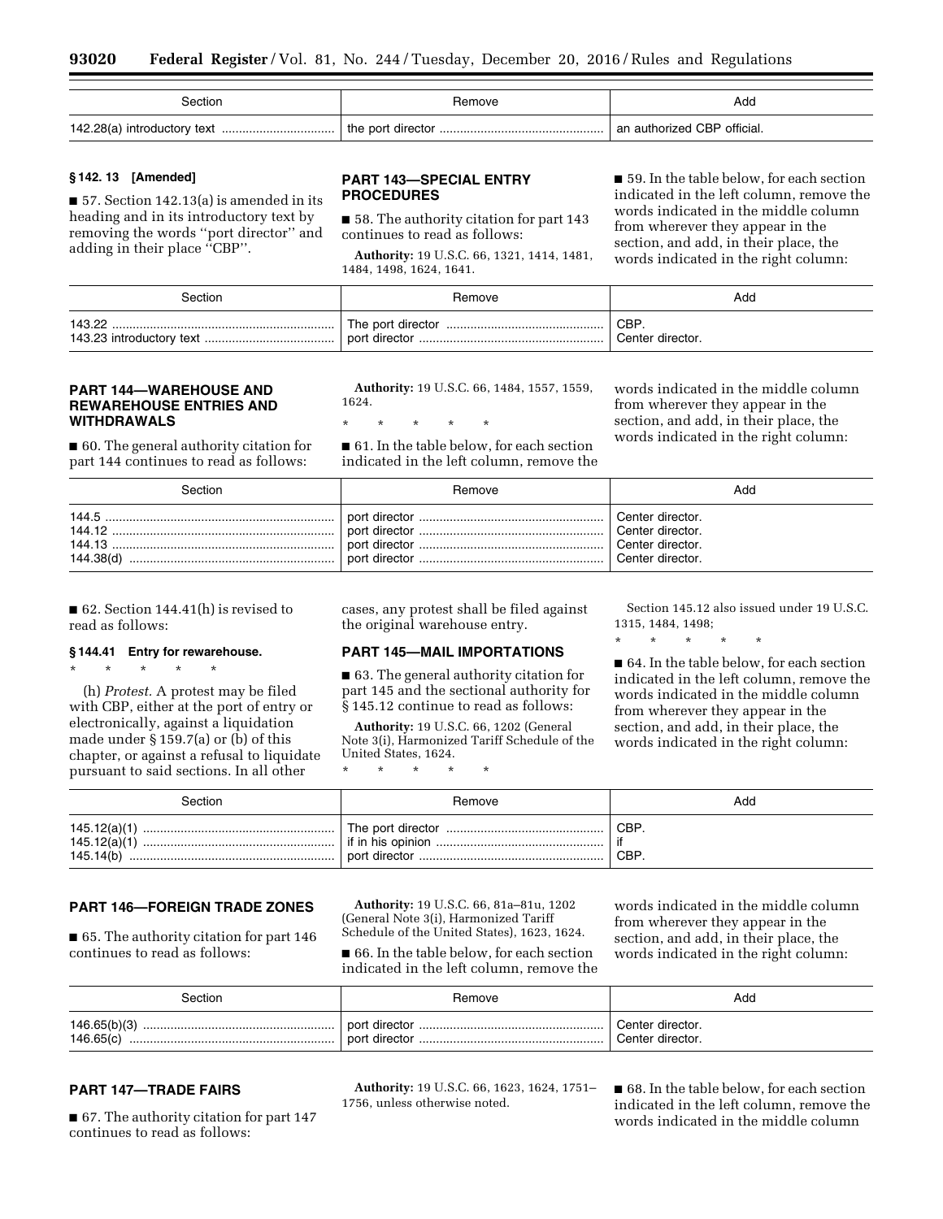| Section | Remove | Add |
| --- | --- | --- |
| 142.28(a) introductory text | the port director | an authorized CBP official. |

### § 142. 13 [Amended]

■ 57. Section 142.13(a) is amended in its heading and in its introductory text by removing the words ''port director'' and adding in their place ''CBP''.

## PART 143—SPECIAL ENTRY PROCEDURES

■ 58. The authority citation for part 143 continues to read as follows:

**Authority:** 19 U.S.C. 66, 1321, 1414, 1481, 1484, 1498, 1624, 1641.

■ 59. In the table below, for each section indicated in the left column, remove the words indicated in the middle column from wherever they appear in the section, and add, in their place, the words indicated in the right column:

| Section | Remove | Add |
| --- | --- | --- |
| 143.22 | The port director | CBP. |
| 143.23 introductory text | port director | Center director. |

## PART 144—WAREHOUSE AND REWAREHOUSE ENTRIES AND WITHDRAWALS

■ 60. The general authority citation for part 144 continues to read as follows:

**Authority:** 19 U.S.C. 66, 1484, 1557, 1559, 1624.

\* \* \* \* \*

■ 61. In the table below, for each section indicated in the left column, remove the words indicated in the middle column from wherever they appear in the section, and add, in their place, the words indicated in the right column:

| Section | Remove | Add |
| --- | --- | --- |
| 144.5 | port director | Center director. |
| 144.12 | port director | Center director. |
| 144.13 | port director | Center director. |
| 144.38(d) | port director | Center director. |

■ 62. Section 144.41(h) is revised to read as follows:

### § 144.41 Entry for rewarehouse.

\* \* \* \* \*

(h) *Protest.* A protest may be filed with CBP, either at the port of entry or electronically, against a liquidation made under § 159.7(a) or (b) of this chapter, or against a refusal to liquidate pursuant to said sections. In all other cases, any protest shall be filed against the original warehouse entry.

## PART 145—MAIL IMPORTATIONS

■ 63. The general authority citation for part 145 and the sectional authority for § 145.12 continue to read as follows:

**Authority:** 19 U.S.C. 66, 1202 (General Note 3(i), Harmonized Tariff Schedule of the United States, 1624.

\* \* \* \* \*

Section 145.12 also issued under 19 U.S.C. 1315, 1484, 1498;

\* \* \* \* \*

■ 64. In the table below, for each section indicated in the left column, remove the words indicated in the middle column from wherever they appear in the section, and add, in their place, the words indicated in the right column:

| Section | Remove | Add |
| --- | --- | --- |
| 145.12(a)(1) | The port director | CBP. |
| 145.12(a)(1) | if in his opinion | if |
| 145.14(b) | port director | CBP. |

## PART 146—FOREIGN TRADE ZONES

■ 65. The authority citation for part 146 continues to read as follows:

**Authority:** 19 U.S.C. 66, 81a–81u, 1202 (General Note 3(i), Harmonized Tariff Schedule of the United States), 1623, 1624.

■ 66. In the table below, for each section indicated in the left column, remove the words indicated in the middle column from wherever they appear in the section, and add, in their place, the words indicated in the right column:

| Section | Remove | Add |
| --- | --- | --- |
| 146.65(b)(3) | port director | Center director. |
| 146.65(c) | port director | Center director. |

## PART 147—TRADE FAIRS

■ 67. The authority citation for part 147 continues to read as follows:

**Authority:** 19 U.S.C. 66, 1623, 1624, 1751–1756, unless otherwise noted.

■ 68. In the table below, for each section indicated in the left column, remove the words indicated in the middle column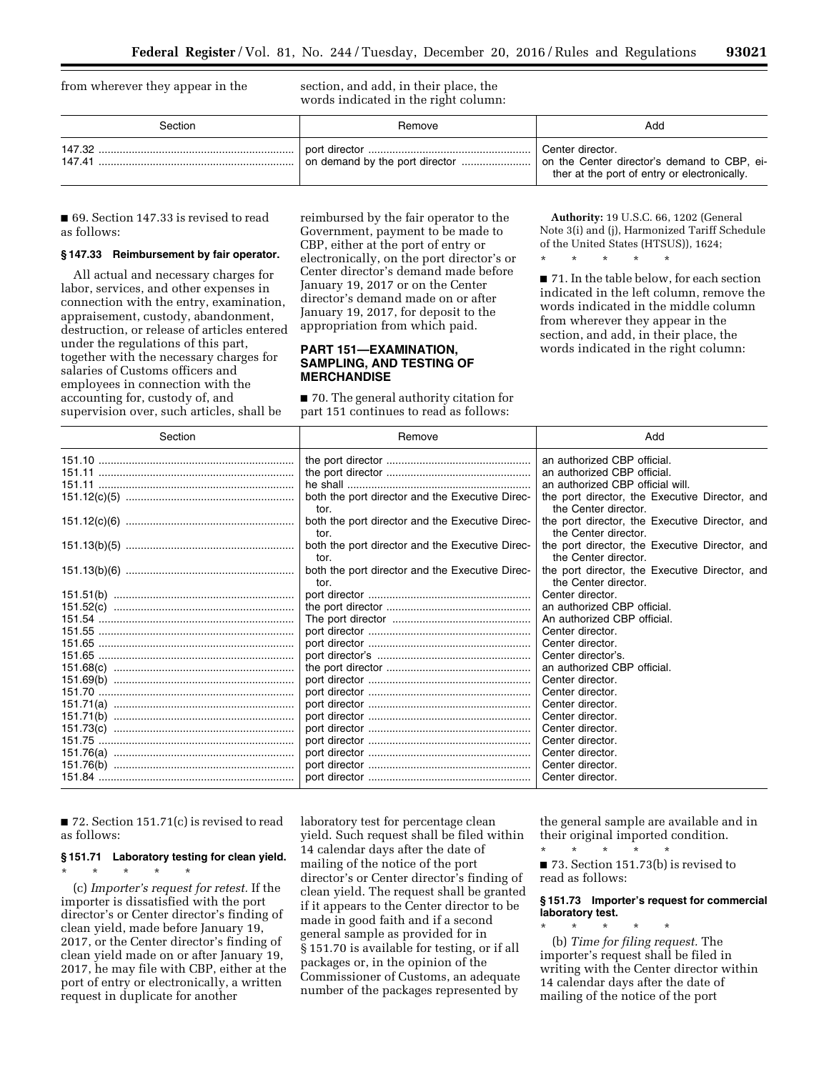from wherever they appear in the section, and add, in their place, the words indicated in the right column:

| Section | Remove | Add |
|---|---|---|
| 147.32 | port director | Center director. |
| 147.41 | on demand by the port director | on the Center director's demand to CBP, either at the port of entry or electronically. |

■ 69. Section 147.33 is revised to read as follows:

**§ 147.33 Reimbursement by fair operator.**

All actual and necessary charges for labor, services, and other expenses in connection with the entry, examination, appraisement, custody, abandonment, destruction, or release of articles entered under the regulations of this part, together with the necessary charges for salaries of Customs officers and employees in connection with the accounting for, custody of, and supervision over, such articles, shall be reimbursed by the fair operator to the Government, payment to be made to CBP, either at the port of entry or electronically, on the port director's or Center director's demand made before January 19, 2017 or on the Center director's demand made on or after January 19, 2017, for deposit to the appropriation from which paid.

## PART 151—EXAMINATION, SAMPLING, AND TESTING OF MERCHANDISE

■ 70. The general authority citation for part 151 continues to read as follows:

**Authority:** 19 U.S.C. 66, 1202 (General Note 3(i) and (j), Harmonized Tariff Schedule of the United States (HTSUS)), 1624;

\* \* \* \* \*

■ 71. In the table below, for each section indicated in the left column, remove the words indicated in the middle column from wherever they appear in the section, and add, in their place, the words indicated in the right column:

| Section | Remove | Add |
|---|---|---|
| 151.10 | the port director | an authorized CBP official. |
| 151.11 | the port director | an authorized CBP official. |
| 151.11 | he shall | an authorized CBP official will. |
| 151.12(c)(5) | both the port director and the Executive Director. | the port director, the Executive Director, and the Center director. |
| 151.12(c)(6) | both the port director and the Executive Director. | the port director, the Executive Director, and the Center director. |
| 151.13(b)(5) | both the port director and the Executive Director. | the port director, the Executive Director, and the Center director. |
| 151.13(b)(6) | both the port director and the Executive Director. | the port director, the Executive Director, and the Center director. |
| 151.51(b) | port director | Center director. |
| 151.52(c) | the port director | an authorized CBP official. |
| 151.54 | The port director | An authorized CBP official. |
| 151.55 | port director | Center director. |
| 151.65 | port director | Center director. |
| 151.65 | port director's | Center director's. |
| 151.68(c) | the port director | an authorized CBP official. |
| 151.69(b) | port director | Center director. |
| 151.70 | port director | Center director. |
| 151.71(a) | port director | Center director. |
| 151.71(b) | port director | Center director. |
| 151.73(c) | port director | Center director. |
| 151.75 | port director | Center director. |
| 151.76(a) | port director | Center director. |
| 151.76(b) | port director | Center director. |
| 151.84 | port director | Center director. |

■ 72. Section 151.71(c) is revised to read as follows:

**§ 151.71 Laboratory testing for clean yield.**

\* \* \* \* \*

(c) *Importer's request for retest.* If the importer is dissatisfied with the port director's or Center director's finding of clean yield, made before January 19, 2017, or the Center director's finding of clean yield made on or after January 19, 2017, he may file with CBP, either at the port of entry or electronically, a written request in duplicate for another laboratory test for percentage clean yield. Such request shall be filed within 14 calendar days after the date of mailing of the notice of the port director's or Center director's finding of clean yield. The request shall be granted if it appears to the Center director to be made in good faith and if a second general sample as provided for in § 151.70 is available for testing, or if all packages or, in the opinion of the Commissioner of Customs, an adequate number of the packages represented by the general sample are available and in their original imported condition.

\* \* \* \* \*

■ 73. Section 151.73(b) is revised to read as follows:

**§ 151.73 Importer's request for commercial laboratory test.**

\* \* \* \* \*

(b) *Time for filing request.* The importer's request shall be filed in writing with the Center director within 14 calendar days after the date of mailing of the notice of the port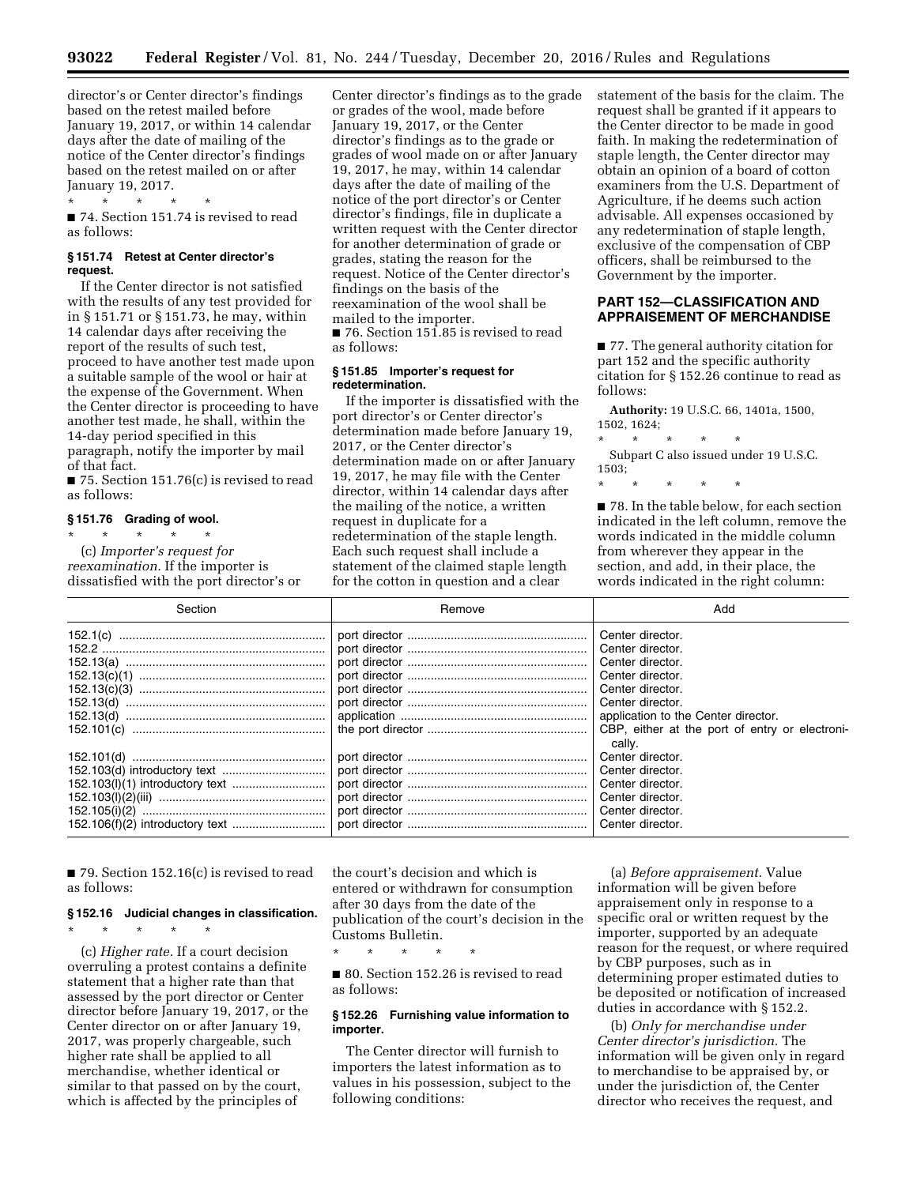director's or Center director's findings based on the retest mailed before January 19, 2017, or within 14 calendar days after the date of mailing of the notice of the Center director's findings based on the retest mailed on or after January 19, 2017.

\* \* \* \* \*

■ 74. Section 151.74 is revised to read as follows:

**§ 151.74 Retest at Center director's request.**

If the Center director is not satisfied with the results of any test provided for in § 151.71 or § 151.73, he may, within 14 calendar days after receiving the report of the results of such test, proceed to have another test made upon a suitable sample of the wool or hair at the expense of the Government. When the Center director is proceeding to have another test made, he shall, within the 14-day period specified in this paragraph, notify the importer by mail of that fact.

■ 75. Section 151.76(c) is revised to read as follows:

**§ 151.76 Grading of wool.**

\* \* \* \* \*

(c) *Importer's request for reexamination.* If the importer is dissatisfied with the port director's or Center director's findings as to the grade or grades of the wool, made before January 19, 2017, or the Center director's findings as to the grade or grades of wool made on or after January 19, 2017, he may, within 14 calendar days after the date of mailing of the notice of the port director's or Center director's findings, file in duplicate a written request with the Center director for another determination of grade or grades, stating the reason for the request. Notice of the Center director's findings on the basis of the reexamination of the wool shall be mailed to the importer.

■ 76. Section 151.85 is revised to read as follows:

**§ 151.85 Importer's request for redetermination.**

If the importer is dissatisfied with the port director's or Center director's determination made before January 19, 2017, or the Center director's determination made on or after January 19, 2017, he may file with the Center director, within 14 calendar days after the mailing of the notice, a written request in duplicate for a redetermination of the staple length. Each such request shall include a statement of the claimed staple length for the cotton in question and a clear statement of the basis for the claim. The request shall be granted if it appears to the Center director to be made in good faith. In making the redetermination of staple length, the Center director may obtain an opinion of a board of cotton examiners from the U.S. Department of Agriculture, if he deems such action advisable. All expenses occasioned by any redetermination of staple length, exclusive of the compensation of CBP officers, shall be reimbursed to the Government by the importer.

## PART 152—CLASSIFICATION AND APPRAISEMENT OF MERCHANDISE

■ 77. The general authority citation for part 152 and the specific authority citation for § 152.26 continue to read as follows:

**Authority:** 19 U.S.C. 66, 1401a, 1500, 1502, 1624;

\* \* \* \* \*

Subpart C also issued under 19 U.S.C. 1503;

\* \* \* \* \*

■ 78. In the table below, for each section indicated in the left column, remove the words indicated in the middle column from wherever they appear in the section, and add, in their place, the words indicated in the right column:

| Section | Remove | Add |
|---|---|---|
| 152.1(c) | port director | Center director. |
| 152.2 | port director | Center director. |
| 152.13(a) | port director | Center director. |
| 152.13(c)(1) | port director | Center director. |
| 152.13(c)(3) | port director | Center director. |
| 152.13(d) | port director | Center director. |
| 152.13(d) | application | application to the Center director. |
| 152.101(c) | the port director | CBP, either at the port of entry or electronically. |
| 152.101(d) | port director | Center director. |
| 152.103(d) introductory text | port director | Center director. |
| 152.103(l)(1) introductory text | port director | Center director. |
| 152.103(l)(2)(iii) | port director | Center director. |
| 152.105(i)(2) | port director | Center director. |
| 152.106(f)(2) introductory text | port director | Center director. |

■ 79. Section 152.16(c) is revised to read as follows:

**§ 152.16 Judicial changes in classification.**

\* \* \* \* \*

(c) *Higher rate.* If a court decision overruling a protest contains a definite statement that a higher rate than that assessed by the port director or Center director before January 19, 2017, or the Center director on or after January 19, 2017, was properly chargeable, such higher rate shall be applied to all merchandise, whether identical or similar to that passed on by the court, which is affected by the principles of the court's decision and which is entered or withdrawn for consumption after 30 days from the date of the publication of the court's decision in the Customs Bulletin.

\* \* \* \* \*

■ 80. Section 152.26 is revised to read as follows:

**§ 152.26 Furnishing value information to importer.**

The Center director will furnish to importers the latest information as to values in his possession, subject to the following conditions:

(a) *Before appraisement.* Value information will be given before appraisement only in response to a specific oral or written request by the importer, supported by an adequate reason for the request, or where required by CBP purposes, such as in determining proper estimated duties to be deposited or notification of increased duties in accordance with § 152.2.

(b) *Only for merchandise under Center director's jurisdiction.* The information will be given only in regard to merchandise to be appraised by, or under the jurisdiction of, the Center director who receives the request, and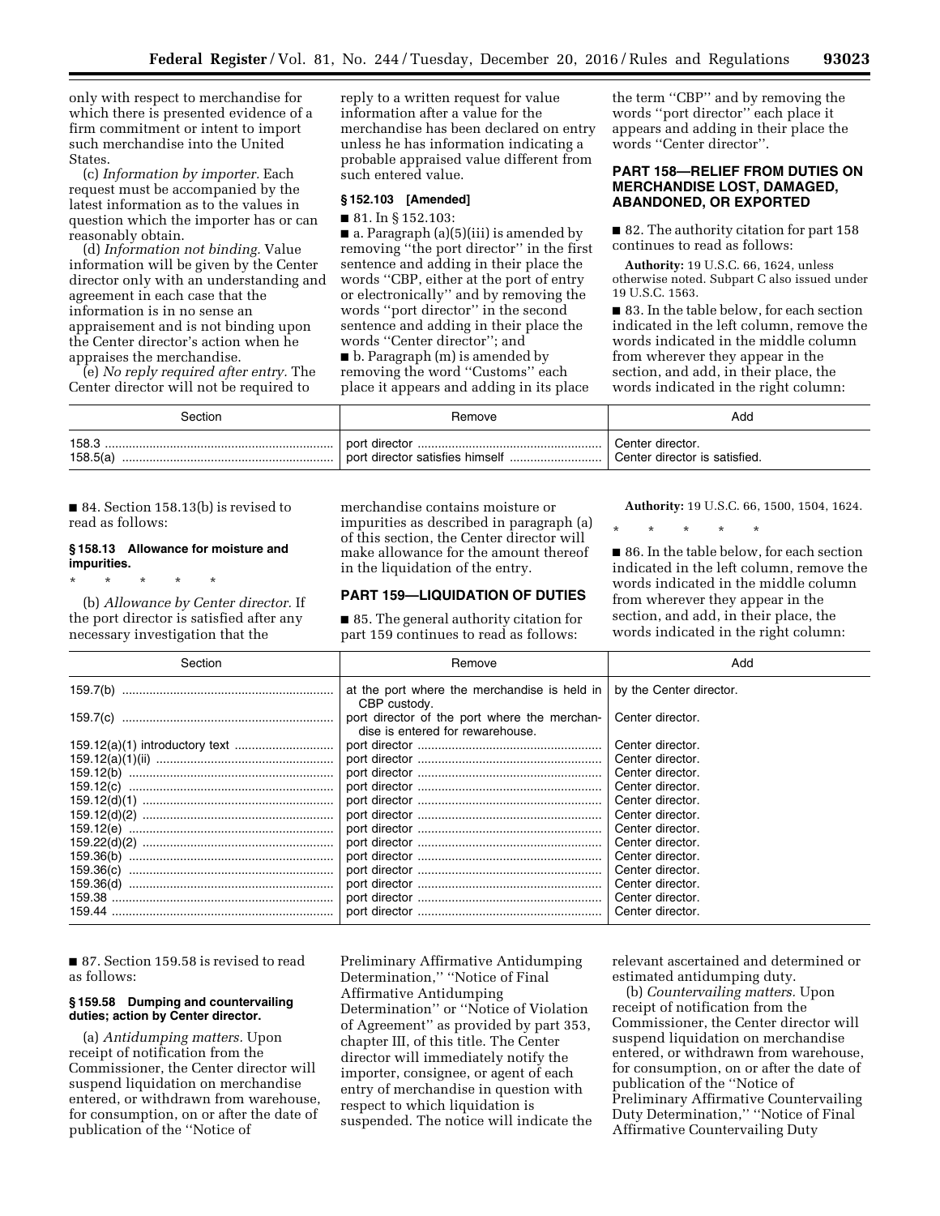only with respect to merchandise for which there is presented evidence of a firm commitment or intent to import such merchandise into the United States.

(c) *Information by importer.* Each request must be accompanied by the latest information as to the values in question which the importer has or can reasonably obtain.

(d) *Information not binding.* Value information will be given by the Center director only with an understanding and agreement in each case that the information is in no sense an appraisement and is not binding upon the Center director's action when he appraises the merchandise.

(e) *No reply required after entry.* The Center director will not be required to reply to a written request for value information after a value for the merchandise has been declared on entry unless he has information indicating a probable appraised value different from such entered value.

### § 152.103 [Amended]

■ 81. In § 152.103:

■ a. Paragraph (a)(5)(iii) is amended by removing ''the port director'' in the first sentence and adding in their place the words ''CBP, either at the port of entry or electronically'' and by removing the words ''port director'' in the second sentence and adding in their place the words ''Center director''; and

■ b. Paragraph (m) is amended by removing the word ''Customs'' each place it appears and adding in its place the term ''CBP'' and by removing the words ''port director'' each place it appears and adding in their place the words ''Center director''.

## PART 158—RELIEF FROM DUTIES ON MERCHANDISE LOST, DAMAGED, ABANDONED, OR EXPORTED

■ 82. The authority citation for part 158 continues to read as follows:

**Authority:** 19 U.S.C. 66, 1624, unless otherwise noted. Subpart C also issued under 19 U.S.C. 1563.

■ 83. In the table below, for each section indicated in the left column, remove the words indicated in the middle column from wherever they appear in the section, and add, in their place, the words indicated in the right column:

| Section | Remove | Add |
|---|---|---|
| 158.3 | port director | Center director. |
| 158.5(a) | port director satisfies himself | Center director is satisfied. |

■ 84. Section 158.13(b) is revised to read as follows:

### § 158.13 Allowance for moisture and impurities.

\* \* \* \* \*

(b) *Allowance by Center director.* If the port director is satisfied after any necessary investigation that the merchandise contains moisture or impurities as described in paragraph (a) of this section, the Center director will make allowance for the amount thereof in the liquidation of the entry.

## PART 159—LIQUIDATION OF DUTIES

■ 85. The general authority citation for part 159 continues to read as follows:

**Authority:** 19 U.S.C. 66, 1500, 1504, 1624.

\* \* \* \* \*

■ 86. In the table below, for each section indicated in the left column, remove the words indicated in the middle column from wherever they appear in the section, and add, in their place, the words indicated in the right column:

| Section | Remove | Add |
|---|---|---|
| 159.7(b) | at the port where the merchandise is held in CBP custody. | by the Center director. |
| 159.7(c) | port director of the port where the merchandise is entered for rewarehouse. | Center director. |
| 159.12(a)(1) introductory text | port director | Center director. |
| 159.12(a)(1)(ii) | port director | Center director. |
| 159.12(b) | port director | Center director. |
| 159.12(c) | port director | Center director. |
| 159.12(d)(1) | port director | Center director. |
| 159.12(d)(2) | port director | Center director. |
| 159.12(e) | port director | Center director. |
| 159.22(d)(2) | port director | Center director. |
| 159.36(b) | port director | Center director. |
| 159.36(c) | port director | Center director. |
| 159.36(d) | port director | Center director. |
| 159.38 | port director | Center director. |
| 159.44 | port director | Center director. |

■ 87. Section 159.58 is revised to read as follows:

### § 159.58 Dumping and countervailing duties; action by Center director.

(a) *Antidumping matters.* Upon receipt of notification from the Commissioner, the Center director will suspend liquidation on merchandise entered, or withdrawn from warehouse, for consumption, on or after the date of publication of the ''Notice of Preliminary Affirmative Antidumping Determination,'' ''Notice of Final Affirmative Antidumping Determination'' or ''Notice of Violation of Agreement'' as provided by part 353, chapter III, of this title. The Center director will immediately notify the importer, consignee, or agent of each entry of merchandise in question with respect to which liquidation is suspended. The notice will indicate the relevant ascertained and determined or estimated antidumping duty.

(b) *Countervailing matters.* Upon receipt of notification from the Commissioner, the Center director will suspend liquidation on merchandise entered, or withdrawn from warehouse, for consumption, on or after the date of publication of the ''Notice of Preliminary Affirmative Countervailing Duty Determination,'' ''Notice of Final Affirmative Countervailing Duty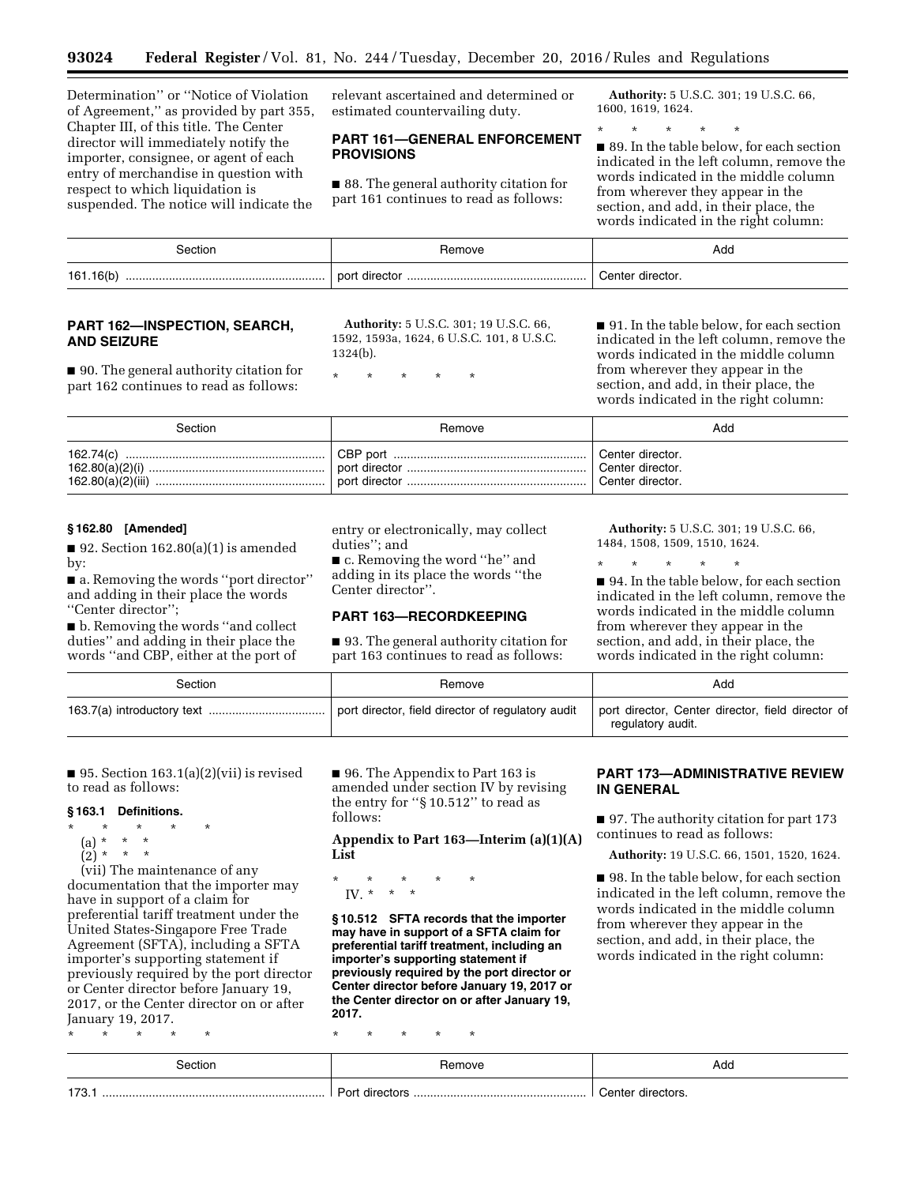Determination'' or ''Notice of Violation of Agreement,'' as provided by part 355, Chapter III, of this title. The Center director will immediately notify the importer, consignee, or agent of each entry of merchandise in question with respect to which liquidation is suspended. The notice will indicate the relevant ascertained and determined or estimated countervailing duty.

## PART 161—GENERAL ENFORCEMENT PROVISIONS

■ 88. The general authority citation for part 161 continues to read as follows:

**Authority:** 5 U.S.C. 301; 19 U.S.C. 66, 1600, 1619, 1624.

\* \* \* \* \*

■ 89. In the table below, for each section indicated in the left column, remove the words indicated in the middle column from wherever they appear in the section, and add, in their place, the words indicated in the right column:

| Section | Remove | Add |
|---|---|---|
| 161.16(b) | port director | Center director. |

## PART 162—INSPECTION, SEARCH, AND SEIZURE

■ 90. The general authority citation for part 162 continues to read as follows:

**Authority:** 5 U.S.C. 301; 19 U.S.C. 66, 1592, 1593a, 1624, 6 U.S.C. 101, 8 U.S.C. 1324(b).

\* \* \* \* \*

■ 91. In the table below, for each section indicated in the left column, remove the words indicated in the middle column from wherever they appear in the section, and add, in their place, the words indicated in the right column:

| Section | Remove | Add |
|---|---|---|
| 162.74(c) | CBP port | Center director. |
| 162.80(a)(2)(i) | port director | Center director. |
| 162.80(a)(2)(iii) | port director | Center director. |

### § 162.80 [Amended]

■ 92. Section 162.80(a)(1) is amended by:

■ a. Removing the words ''port director'' and adding in their place the words ''Center director'';

■ b. Removing the words ''and collect duties'' and adding in their place the words ''and CBP, either at the port of entry or electronically, may collect duties''; and

■ c. Removing the word ''he'' and adding in its place the words ''the Center director''.

## PART 163—RECORDKEEPING

■ 93. The general authority citation for part 163 continues to read as follows:

**Authority:** 5 U.S.C. 301; 19 U.S.C. 66, 1484, 1508, 1509, 1510, 1624.

\* \* \* \* \*

■ 94. In the table below, for each section indicated in the left column, remove the words indicated in the middle column from wherever they appear in the section, and add, in their place, the words indicated in the right column:

| Section | Remove | Add |
|---|---|---|
| 163.7(a) introductory text | port director, field director of regulatory audit | port director, Center director, field director of regulatory audit. |

■ 95. Section 163.1(a)(2)(vii) is revised to read as follows:

### § 163.1 Definitions.

\* \* \* \* \*

(a) \* \* \*

(2) \* \* \*

(vii) The maintenance of any documentation that the importer may have in support of a claim for preferential tariff treatment under the United States-Singapore Free Trade Agreement (SFTA), including a SFTA importer's supporting statement if previously required by the port director or Center director before January 19, 2017, or the Center director on or after January 19, 2017.

\* \* \* \* \*

■ 96. The Appendix to Part 163 is amended under section IV by revising the entry for ''§ 10.512'' to read as follows:

### Appendix to Part 163—Interim (a)(1)(A) List

\* \* \* \* \*

IV. \* \* \*

**§ 10.512 SFTA records that the importer may have in support of a SFTA claim for preferential tariff treatment, including an importer's supporting statement if previously required by the port director or Center director before January 19, 2017 or the Center director on or after January 19, 2017.**

\* \* \* \* \*

## PART 173—ADMINISTRATIVE REVIEW IN GENERAL

■ 97. The authority citation for part 173 continues to read as follows:

**Authority:** 19 U.S.C. 66, 1501, 1520, 1624.

■ 98. In the table below, for each section indicated in the left column, remove the words indicated in the middle column from wherever they appear in the section, and add, in their place, the words indicated in the right column:

| Section | Remove | Add |
|---|---|---|
| 173.1 | Port directors | Center directors. |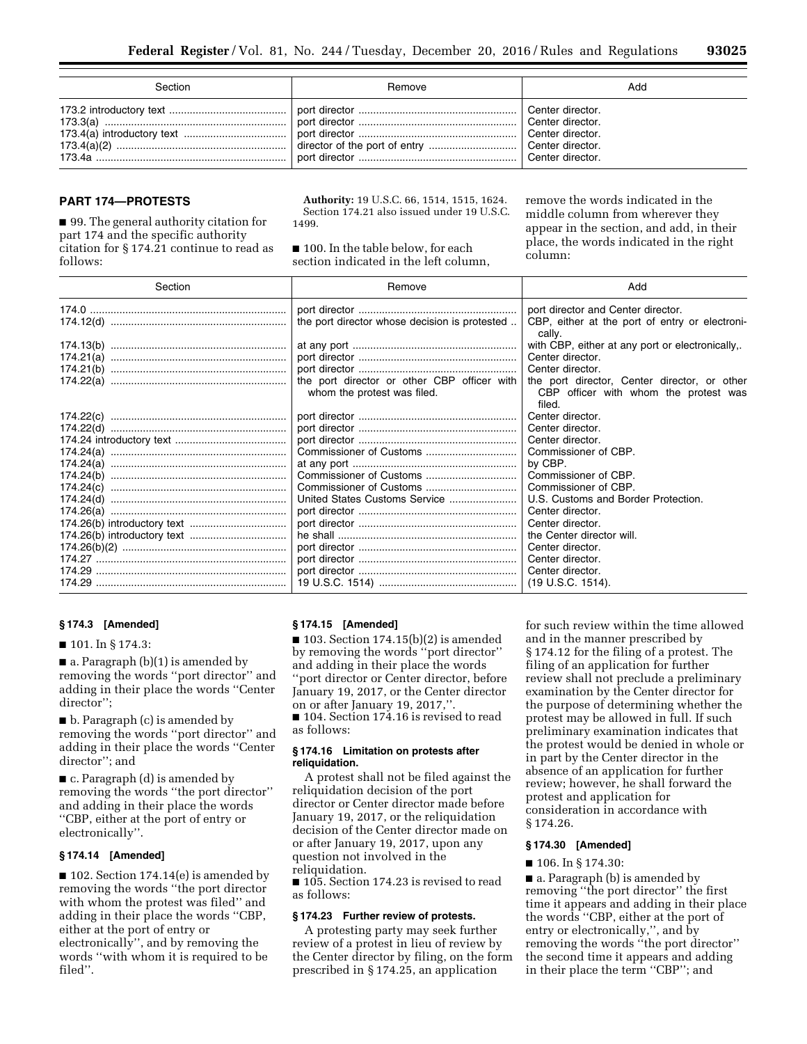| Section | Remove | Add |
| --- | --- | --- |
| 173.2 introductory text | port director | Center director. |
| 173.3(a) | port director | Center director. |
| 173.4(a) introductory text | port director | Center director. |
| 173.4(a)(2) | director of the port of entry | Center director. |
| 173.4a | port director | Center director. |

## PART 174—PROTESTS

■ 99. The general authority citation for part 174 and the specific authority citation for § 174.21 continue to read as follows:

**Authority:** 19 U.S.C. 66, 1514, 1515, 1624. Section 174.21 also issued under 19 U.S.C. 1499.

■ 100. In the table below, for each section indicated in the left column, remove the words indicated in the middle column from wherever they appear in the section, and add, in their place, the words indicated in the right column:

| Section | Remove | Add |
| --- | --- | --- |
| 174.0 | port director | port director and Center director. |
| 174.12(d) | the port director whose decision is protested .. | CBP, either at the port of entry or electronically. |
| 174.13(b) | at any port | with CBP, either at any port or electronically,. |
| 174.21(a) | port director | Center director. |
| 174.21(b) | port director | Center director. |
| 174.22(a) | the port director or other CBP officer with whom the protest was filed. | the port director, Center director, or other CBP officer with whom the protest was filed. |
| 174.22(c) | port director | Center director. |
| 174.22(d) | port director | Center director. |
| 174.24 introductory text | port director | Center director. |
| 174.24(a) | Commissioner of Customs | Commissioner of CBP. |
| 174.24(a) | at any port | by CBP. |
| 174.24(b) | Commissioner of Customs | Commissioner of CBP. |
| 174.24(c) | Commissioner of Customs | Commissioner of CBP. |
| 174.24(d) | United States Customs Service | U.S. Customs and Border Protection. |
| 174.26(a) | port director | Center director. |
| 174.26(b) introductory text | port director | Center director. |
| 174.26(b) introductory text | he shall | the Center director will. |
| 174.26(b)(2) | port director | Center director. |
| 174.27 | port director | Center director. |
| 174.29 | port director | Center director. |
| 174.29 | 19 U.S.C. 1514) | (19 U.S.C. 1514). |

### § 174.3 [Amended]

■ 101. In § 174.3:

■ a. Paragraph (b)(1) is amended by removing the words "port director" and adding in their place the words "Center director";

■ b. Paragraph (c) is amended by removing the words "port director" and adding in their place the words "Center director"; and

■ c. Paragraph (d) is amended by removing the words "the port director" and adding in their place the words "CBP, either at the port of entry or electronically".

### § 174.14 [Amended]

■ 102. Section 174.14(e) is amended by removing the words "the port director with whom the protest was filed" and adding in their place the words "CBP, either at the port of entry or electronically", and by removing the words "with whom it is required to be filed".

### § 174.15 [Amended]

■ 103. Section 174.15(b)(2) is amended by removing the words "port director" and adding in their place the words "port director or Center director, before January 19, 2017, or the Center director on or after January 19, 2017,".

■ 104. Section 174.16 is revised to read as follows:

### § 174.16 Limitation on protests after reliquidation.

A protest shall not be filed against the reliquidation decision of the port director or Center director made before January 19, 2017, or the reliquidation decision of the Center director made on or after January 19, 2017, upon any question not involved in the reliquidation.

■ 105. Section 174.23 is revised to read as follows:

### § 174.23 Further review of protests.

A protesting party may seek further review of a protest in lieu of review by the Center director by filing, on the form prescribed in § 174.25, an application for such review within the time allowed and in the manner prescribed by § 174.12 for the filing of a protest. The filing of an application for further review shall not preclude a preliminary examination by the Center director for the purpose of determining whether the protest may be allowed in full. If such preliminary examination indicates that the protest would be denied in whole or in part by the Center director in the absence of an application for further review; however, he shall forward the protest and application for consideration in accordance with § 174.26.

### § 174.30 [Amended]

■ 106. In § 174.30:

■ a. Paragraph (b) is amended by removing "the port director" the first time it appears and adding in their place the words "CBP, either at the port of entry or electronically,", and by removing the words "the port director" the second time it appears and adding in their place the term "CBP"; and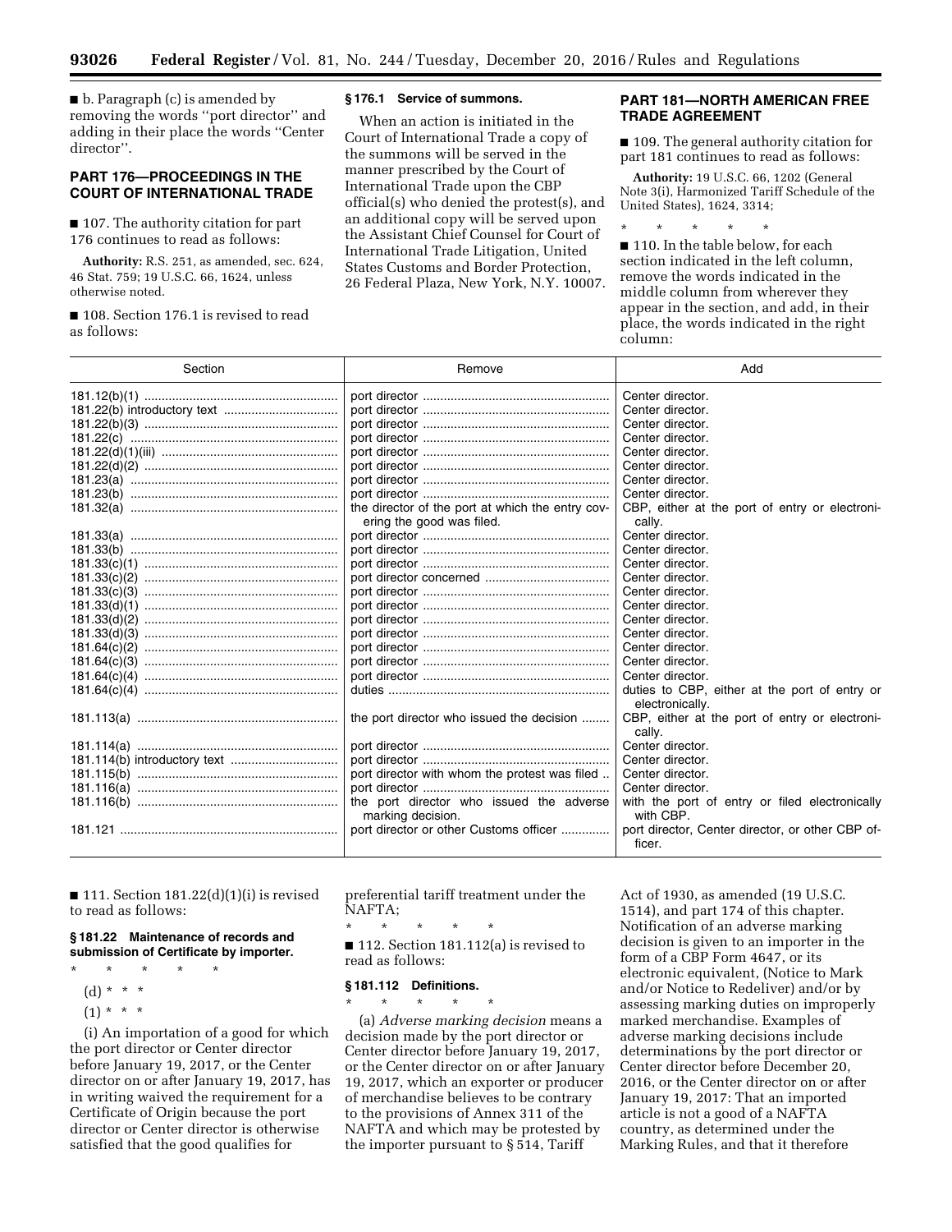■ b. Paragraph (c) is amended by removing the words ''port director'' and adding in their place the words ''Center director''.

## PART 176—PROCEEDINGS IN THE COURT OF INTERNATIONAL TRADE

■ 107. The authority citation for part 176 continues to read as follows:

**Authority:** R.S. 251, as amended, sec. 624, 46 Stat. 759; 19 U.S.C. 66, 1624, unless otherwise noted.

■ 108. Section 176.1 is revised to read as follows:

### § 176.1 Service of summons.

When an action is initiated in the Court of International Trade a copy of the summons will be served in the manner prescribed by the Court of International Trade upon the CBP official(s) who denied the protest(s), and an additional copy will be served upon the Assistant Chief Counsel for Court of International Trade Litigation, United States Customs and Border Protection, 26 Federal Plaza, New York, N.Y. 10007.

## PART 181—NORTH AMERICAN FREE TRADE AGREEMENT

■ 109. The general authority citation for part 181 continues to read as follows:

**Authority:** 19 U.S.C. 66, 1202 (General Note 3(i), Harmonized Tariff Schedule of the United States), 1624, 3314;

\* \* \* \* \*

■ 110. In the table below, for each section indicated in the left column, remove the words indicated in the middle column from wherever they appear in the section, and add, in their place, the words indicated in the right column:

| Section | Remove | Add |
|---|---|---|
| 181.12(b)(1) | port director | Center director. |
| 181.22(b) introductory text | port director | Center director. |
| 181.22(b)(3) | port director | Center director. |
| 181.22(c) | port director | Center director. |
| 181.22(d)(1)(iii) | port director | Center director. |
| 181.22(d)(2) | port director | Center director. |
| 181.23(a) | port director | Center director. |
| 181.23(b) | port director | Center director. |
| 181.32(a) | the director of the port at which the entry covering the good was filed. | CBP, either at the port of entry or electronically. |
| 181.33(a) | port director | Center director. |
| 181.33(b) | port director | Center director. |
| 181.33(c)(1) | port director | Center director. |
| 181.33(c)(2) | port director concerned | Center director. |
| 181.33(c)(3) | port director | Center director. |
| 181.33(d)(1) | port director | Center director. |
| 181.33(d)(2) | port director | Center director. |
| 181.33(d)(3) | port director | Center director. |
| 181.64(c)(2) | port director | Center director. |
| 181.64(c)(3) | port director | Center director. |
| 181.64(c)(4) | port director | Center director. |
| 181.64(c)(4) | duties | duties to CBP, either at the port of entry or electronically. |
| 181.113(a) | the port director who issued the decision | CBP, either at the port of entry or electronically. |
| 181.114(a) | port director | Center director. |
| 181.114(b) introductory text | port director | Center director. |
| 181.115(b) | port director with whom the protest was filed | Center director. |
| 181.116(a) | port director | Center director. |
| 181.116(b) | the port director who issued the adverse marking decision. | with the port of entry or filed electronically with CBP. |
| 181.121 | port director or other Customs officer | port director, Center director, or other CBP officer. |

■ 111. Section 181.22(d)(1)(i) is revised to read as follows:

### § 181.22 Maintenance of records and submission of Certificate by importer.

\* \* \* \* \*

(d) \* \* \*

(1) \* \* \*

(i) An importation of a good for which the port director or Center director before January 19, 2017, or the Center director on or after January 19, 2017, has in writing waived the requirement for a Certificate of Origin because the port director or Center director is otherwise satisfied that the good qualifies for preferential tariff treatment under the NAFTA;

\* \* \* \* \*

■ 112. Section 181.112(a) is revised to read as follows:

### § 181.112 Definitions.

\* \* \* \* \*

(a) *Adverse marking decision* means a decision made by the port director or Center director before January 19, 2017, or the Center director on or after January 19, 2017, which an exporter or producer of merchandise believes to be contrary to the provisions of Annex 311 of the NAFTA and which may be protested by the importer pursuant to § 514, Tariff Act of 1930, as amended (19 U.S.C. 1514), and part 174 of this chapter. Notification of an adverse marking decision is given to an importer in the form of a CBP Form 4647, or its electronic equivalent, (Notice to Mark and/or Notice to Redeliver) and/or by assessing marking duties on improperly marked merchandise. Examples of adverse marking decisions include determinations by the port director or Center director before December 20, 2016, or the Center director on or after January 19, 2017: That an imported article is not a good of a NAFTA country, as determined under the Marking Rules, and that it therefore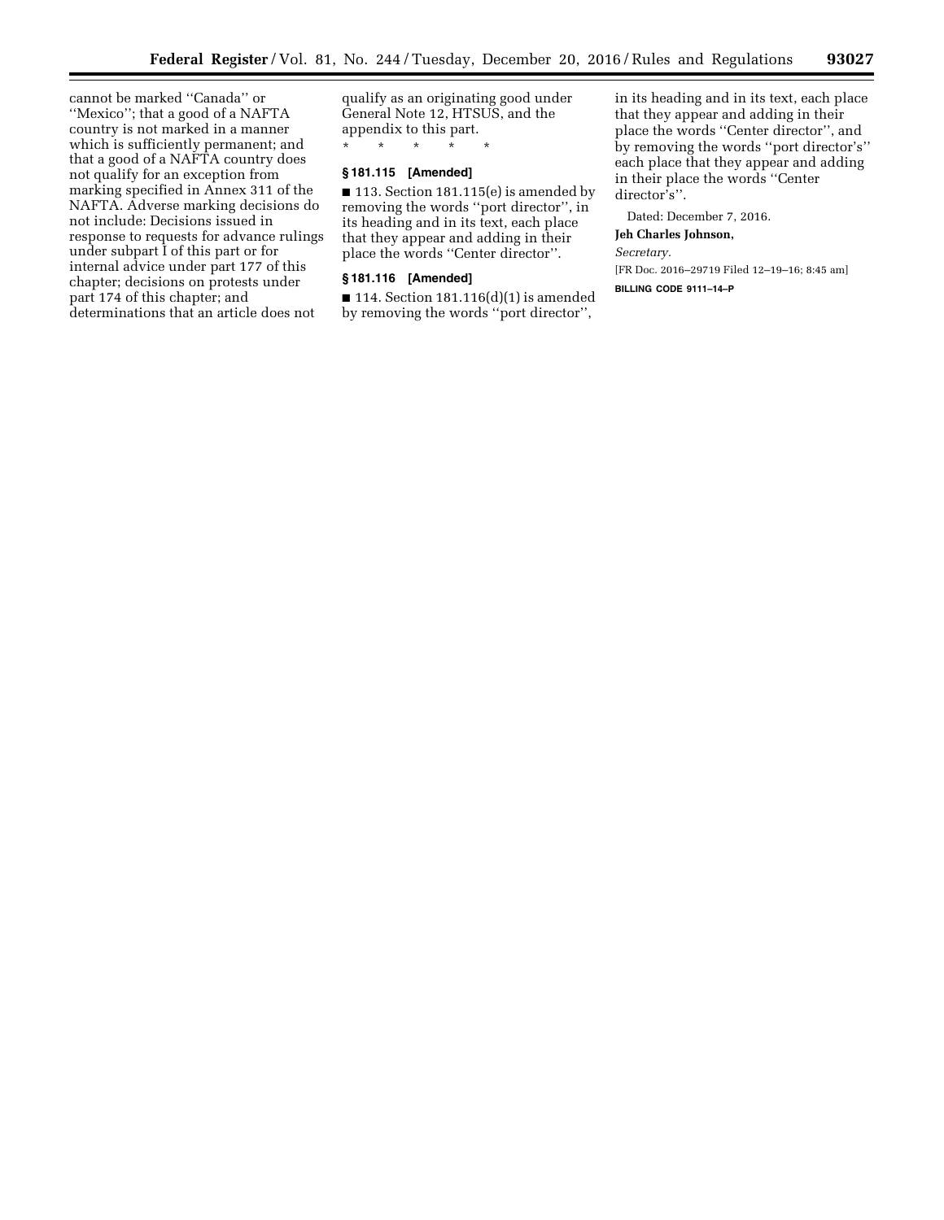cannot be marked ''Canada'' or ''Mexico''; that a good of a NAFTA country is not marked in a manner which is sufficiently permanent; and that a good of a NAFTA country does not qualify for an exception from marking specified in Annex 311 of the NAFTA. Adverse marking decisions do not include: Decisions issued in response to requests for advance rulings under subpart I of this part or for internal advice under part 177 of this chapter; decisions on protests under part 174 of this chapter; and determinations that an article does not qualify as an originating good under General Note 12, HTSUS, and the appendix to this part.

\* \* \* \* \*

**§ 181.115 [Amended]**

■ 113. Section 181.115(e) is amended by removing the words ''port director'', in its heading and in its text, each place that they appear and adding in their place the words ''Center director''.

**§ 181.116 [Amended]**

■ 114. Section 181.116(d)(1) is amended by removing the words ''port director'', in its heading and in its text, each place that they appear and adding in their place the words ''Center director'', and by removing the words ''port director's'' each place that they appear and adding in their place the words ''Center director's''.

Dated: December 7, 2016.

**Jeh Charles Johnson,**

*Secretary.*

[FR Doc. 2016–29719 Filed 12–19–16; 8:45 am]

**BILLING CODE 9111–14–P**